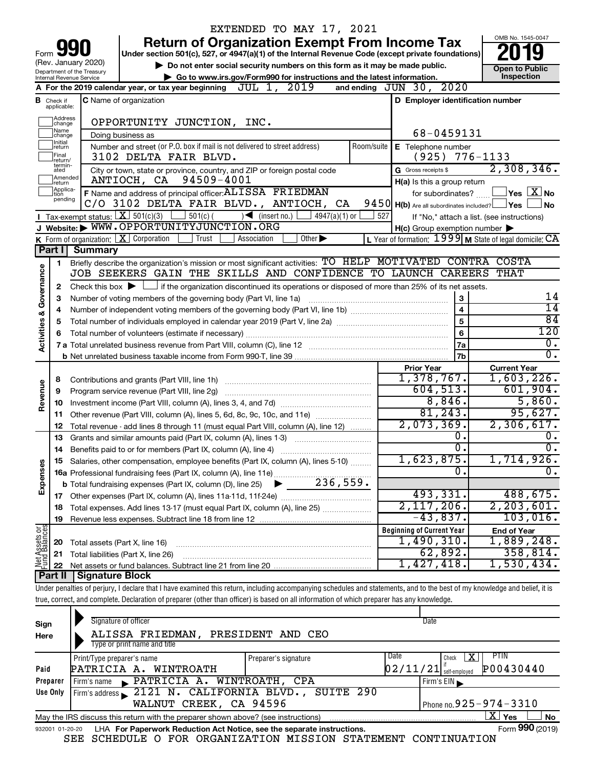EXTENDED TO MAY 17, 2021

Form **990** (Rev. January 2020) Department of the Treasury Internal Revenue Service

# Return of Organization Exempt From Income Tax

**Under section 501(c), 527, or 4947(a)(1) of the Internal Revenue Code (except private foundations)**

▶ Do not enter social security numbers on this form as it may be made public.

▶ Go to www.irs.gov/Form990 for instructions and the latest information.

OMB No. 1545-0047

**2019**

**Open to Public Inspection**

**A** For the 2019 calendar year, or tax year beginning JUL 1, 2019 and ending JUN 30, 2020

**B** Check if applicable: Address change, Name change, Initial return, Final return/terminated, Amended return, Application pending

**C** Name of organization: OPPORTUNITY JUNCTION, INC.

Doing business as

Number and street (or P.O. box if mail is not delivered to street address): 3102 DELTA FAIR BLVD. Room/suite

City or town, state or province, country, and ZIP or foreign postal code: ANTIOCH, CA 94509-4001

**D** Employer identification number: 68-0459131

**E** Telephone number: (925) 776-1133

**G** Gross receipts $ 2,308,346.

**F** Name and address of principal officer: ALISSA FRIEDMAN C/O 3102 DELTA FAIR BLVD., ANTIOCH, CA 9450

**H(a)** Is this a group return for subordinates? Yes [ ] No [X]

**H(b)** Are all subordinates included? Yes [ ] No [ ]

If "No," attach a list. (see instructions)

**H(c)** Group exemption number ▶

**I** Tax-exempt status: [X] 501(c)(3) [ ] 501(c) ( ) ◀ (insert no.) [ ] 4947(a)(1) or [ ] 527

**J** Website: ▶ WWW.OPPORTUNITYJUNCTION.ORG

**K** Form of organization: [X] Corporation [ ] Trust [ ] Association [ ] Other ▶

**L** Year of formation: 1999 **M** State of legal domicile: CA

## Part I Summary

**Activities & Governance**

1 Briefly describe the organization's mission or most significant activities: TO HELP MOTIVATED CONTRA COSTA JOB SEEKERS GAIN THE SKILLS AND CONFIDENCE TO LAUNCH CAREERS THAT

2 Check this box ▶ [ ] if the organization discontinued its operations or disposed of more than 25% of its net assets.

| | | | |
|---|---|---|---|
| 3 | Number of voting members of the governing body (Part VI, line 1a) | 3 | 14 |
| 4 | Number of independent voting members of the governing body (Part VI, line 1b) | 4 | 14 |
| 5 | Total number of individuals employed in calendar year 2019 (Part V, line 2a) | 5 | 84 |
| 6 | Total number of volunteers (estimate if necessary) | 6 | 120 |
| 7a | Total unrelated business revenue from Part VIII, column (C), line 12 | 7a | 0. |
| b | Net unrelated business taxable income from Form 990-T, line 39 | 7b | 0. |

| | | Prior Year | Current Year |
|---|---|---|---|
| **Revenue** | | | |
| 8 | Contributions and grants (Part VIII, line 1h) | 1,378,767. | 1,603,226. |
| 9 | Program service revenue (Part VIII, line 2g) | 604,513. | 601,904. |
| 10 | Investment income (Part VIII, column (A), lines 3, 4, and 7d) | 8,846. | 5,860. |
| 11 | Other revenue (Part VIII, column (A), lines 5, 6d, 8c, 9c, 10c, and 11e) | 81,243. | 95,627. |
| 12 | Total revenue - add lines 8 through 11 (must equal Part VIII, column (A), line 12) | 2,073,369. | 2,306,617. |
| **Expenses** | | | |
| 13 | Grants and similar amounts paid (Part IX, column (A), lines 1-3) | 0. | 0. |
| 14 | Benefits paid to or for members (Part IX, column (A), line 4) | 0. | 0. |
| 15 | Salaries, other compensation, employee benefits (Part IX, column (A), lines 5-10) | 1,623,875. | 1,714,926. |
| 16a | Professional fundraising fees (Part IX, column (A), line 11e) | 0. | 0. |
| b | Total fundraising expenses (Part IX, column (D), line 25) ▶ 236,559. | | |
| 17 | Other expenses (Part IX, column (A), lines 11a-11d, 11f-24e) | 493,331. | 488,675. |
| 18 | Total expenses. Add lines 13-17 (must equal Part IX, column (A), line 25) | 2,117,206. | 2,203,601. |
| 19 | Revenue less expenses. Subtract line 18 from line 12 | -43,837. | 103,016. |

| | **Net Assets or Fund Balances** | Beginning of Current Year | End of Year |
|---|---|---|---|
| 20 | Total assets (Part X, line 16) | 1,490,310. | 1,889,248. |
| 21 | Total liabilities (Part X, line 26) | 62,892. | 358,814. |
| 22 | Net assets or fund balances. Subtract line 21 from line 20 | 1,427,418. | 1,530,434. |

## Part II Signature Block

Under penalties of perjury, I declare that I have examined this return, including accompanying schedules and statements, and to the best of my knowledge and belief, it is true, correct, and complete. Declaration of preparer (other than officer) is based on all information of which preparer has any knowledge.

**Sign Here**

Signature of officer | Date

ALISSA FRIEDMAN, PRESIDENT AND CEO

Type or print name and title

**Paid Preparer Use Only**

| Print/Type preparer's name | Preparer's signature | Date | Check [X] if self-employed | PTIN |
|---|---|---|---|---|
| PATRICIA A. WINTROATH | | 02/11/21 | | P00430440 |

Firm's name ▶ PATRICIA A. WINTROATH, CPA | Firm's EIN ▶

Firm's address ▶ 2121 N. CALIFORNIA BLVD., SUITE 290 WALNUT CREEK, CA 94596 | Phone no. 925-974-3310

May the IRS discuss this return with the preparer shown above? (see instructions) [X] Yes [ ] No

932001 01-20-20 LHA For Paperwork Reduction Act Notice, see the separate instructions. Form **990** (2019)

SEE SCHEDULE O FOR ORGANIZATION MISSION STATEMENT CONTINUATION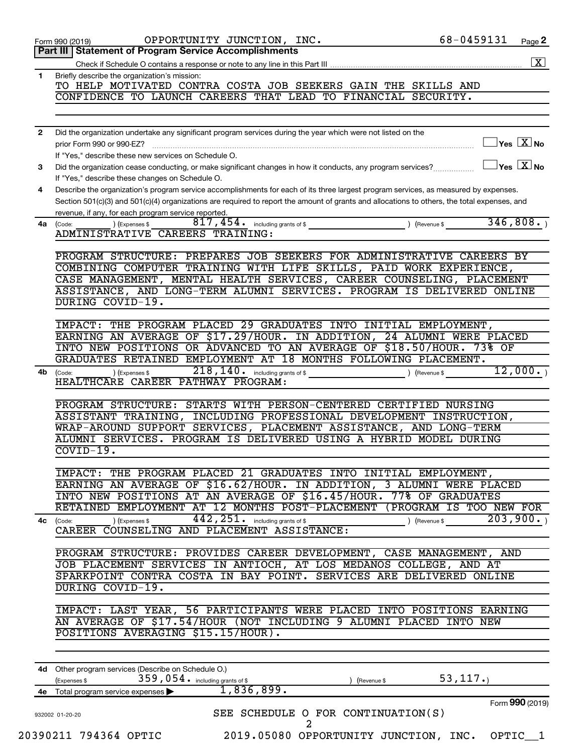Form 990 (2019) OPPORTUNITY JUNCTION, INC. 68-0459131 Page **2**

## Part III | Statement of Program Service Accomplishments

Check if Schedule O contains a response or note to any line in this Part III .......... [X]

**1** Briefly describe the organization's mission:

TO HELP MOTIVATED CONTRA COSTA JOB SEEKERS GAIN THE SKILLS AND CONFIDENCE TO LAUNCH CAREERS THAT LEAD TO FINANCIAL SECURITY.

**2** Did the organization undertake any significant program services during the year which were not listed on the prior Form 990 or 990-EZ? .......... [ ] Yes [X] No

If "Yes," describe these new services on Schedule O.

**3** Did the organization cease conducting, or make significant changes in how it conducts, any program services? .......... [ ] Yes [X] No

If "Yes," describe these changes on Schedule O.

**4** Describe the organization's program service accomplishments for each of its three largest program services, as measured by expenses. Section 501(c)(3) and 501(c)(4) organizations are required to report the amount of grants and allocations to others, the total expenses, and revenue, if any, for each program service reported.

**4a** (Code: ) (Expenses $ 817,454. including grants of $ ) (Revenue $ 346,808. )

ADMINISTRATIVE CAREERS TRAINING:

PROGRAM STRUCTURE: PREPARES JOB SEEKERS FOR ADMINISTRATIVE CAREERS BY COMBINING COMPUTER TRAINING WITH LIFE SKILLS, PAID WORK EXPERIENCE, CASE MANAGEMENT, MENTAL HEALTH SERVICES, CAREER COUNSELING, PLACEMENT ASSISTANCE, AND LONG-TERM ALUMNI SERVICES. PROGRAM IS DELIVERED ONLINE DURING COVID-19.

IMPACT: THE PROGRAM PLACED 29 GRADUATES INTO INITIAL EMPLOYMENT, EARNING AN AVERAGE OF $17.29/HOUR. IN ADDITION, 24 ALUMNI WERE PLACED INTO NEW POSITIONS OR ADVANCED TO AN AVERAGE OF $18.50/HOUR. 73% OF GRADUATES RETAINED EMPLOYMENT AT 18 MONTHS FOLLOWING PLACEMENT.

**4b** (Code: ) (Expenses $ 218,140. including grants of $ ) (Revenue $ 12,000. )

HEALTHCARE CAREER PATHWAY PROGRAM:

PROGRAM STRUCTURE: STARTS WITH PERSON-CENTERED CERTIFIED NURSING ASSISTANT TRAINING, INCLUDING PROFESSIONAL DEVELOPMENT INSTRUCTION, WRAP-AROUND SUPPORT SERVICES, PLACEMENT ASSISTANCE, AND LONG-TERM ALUMNI SERVICES. PROGRAM IS DELIVERED USING A HYBRID MODEL DURING COVID-19.

IMPACT: THE PROGRAM PLACED 21 GRADUATES INTO INITIAL EMPLOYMENT, EARNING AN AVERAGE OF $16.62/HOUR. IN ADDITION, 3 ALUMNI WERE PLACED INTO NEW POSITIONS AT AN AVERAGE OF $16.45/HOUR. 77% OF GRADUATES RETAINED EMPLOYMENT AT 12 MONTHS POST-PLACEMENT (PROGRAM IS TOO NEW FOR

**4c** (Code: ) (Expenses $ 442,251. including grants of $ ) (Revenue $ 203,900. )

CAREER COUNSELING AND PLACEMENT ASSISTANCE:

PROGRAM STRUCTURE: PROVIDES CAREER DEVELOPMENT, CASE MANAGEMENT, AND JOB PLACEMENT SERVICES IN ANTIOCH, AT LOS MEDANOS COLLEGE, AND AT SPARKPOINT CONTRA COSTA IN BAY POINT. SERVICES ARE DELIVERED ONLINE DURING COVID-19.

IMPACT: LAST YEAR, 56 PARTICIPANTS WERE PLACED INTO POSITIONS EARNING AN AVERAGE OF $17.54/HOUR (NOT INCLUDING 9 ALUMNI PLACED INTO NEW POSITIONS AVERAGING $15.15/HOUR).

**4d** Other program services (Describe on Schedule O.)

(Expenses $ 359,054. including grants of $ ) (Revenue $ 53,117.)

**4e** Total program service expenses ▶ 1,836,899.

SEE SCHEDULE O FOR CONTINUATION(S)

Form **990** (2019)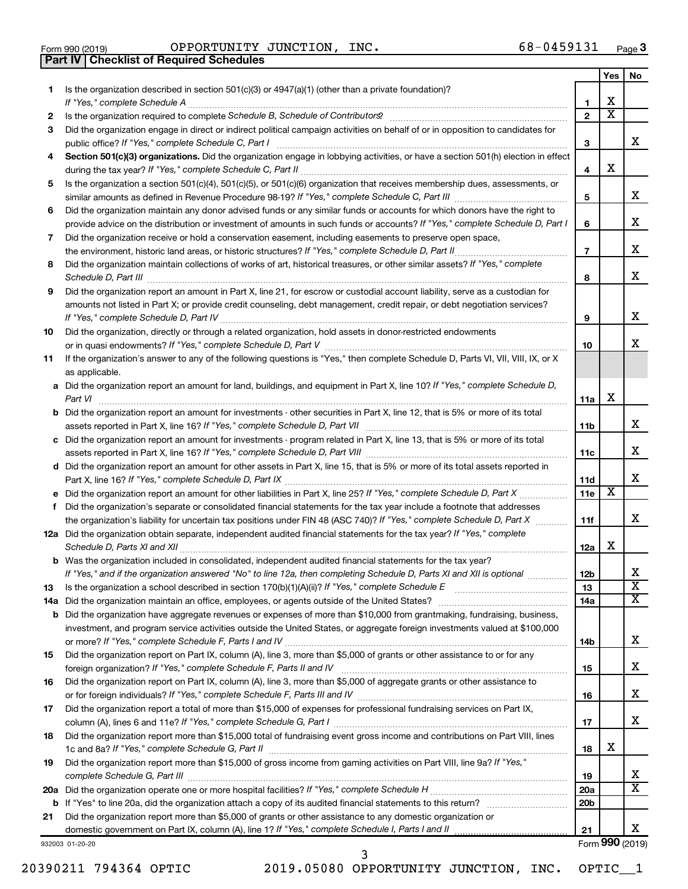Form 990 (2019) OPPORTUNITY JUNCTION, INC. 68-0459131 Page 3

**Part IV | Checklist of Required Schedules**

| | | | Yes | No |
|---|---|---|---|---|
| 1 | Is the organization described in section 501(c)(3) or 4947(a)(1) (other than a private foundation)? *If "Yes," complete Schedule A* | 1 | X | |
| 2 | Is the organization required to complete *Schedule B, Schedule of Contributors*? | 2 | X | |
| 3 | Did the organization engage in direct or indirect political campaign activities on behalf of or in opposition to candidates for public office? *If "Yes," complete Schedule C, Part I* | 3 | | X |
| 4 | **Section 501(c)(3) organizations.** Did the organization engage in lobbying activities, or have a section 501(h) election in effect during the tax year? *If "Yes," complete Schedule C, Part II* | 4 | X | |
| 5 | Is the organization a section 501(c)(4), 501(c)(5), or 501(c)(6) organization that receives membership dues, assessments, or similar amounts as defined in Revenue Procedure 98-19? *If "Yes," complete Schedule C, Part III* | 5 | | X |
| 6 | Did the organization maintain any donor advised funds or any similar funds or accounts for which donors have the right to provide advice on the distribution or investment of amounts in such funds or accounts? *If "Yes," complete Schedule D, Part I* | 6 | | X |
| 7 | Did the organization receive or hold a conservation easement, including easements to preserve open space, the environment, historic land areas, or historic structures? *If "Yes," complete Schedule D, Part II* | 7 | | X |
| 8 | Did the organization maintain collections of works of art, historical treasures, or other similar assets? *If "Yes," complete Schedule D, Part III* | 8 | | X |
| 9 | Did the organization report an amount in Part X, line 21, for escrow or custodial account liability, serve as a custodian for amounts not listed in Part X; or provide credit counseling, debt management, credit repair, or debt negotiation services? *If "Yes," complete Schedule D, Part IV* | 9 | | X |
| 10 | Did the organization, directly or through a related organization, hold assets in donor-restricted endowments or in quasi endowments? *If "Yes," complete Schedule D, Part V* | 10 | | X |
| 11 | If the organization's answer to any of the following questions is "Yes," then complete Schedule D, Parts VI, VII, VIII, IX, or X as applicable. | | | |
| a | Did the organization report an amount for land, buildings, and equipment in Part X, line 10? *If "Yes," complete Schedule D, Part VI* | 11a | X | |
| b | Did the organization report an amount for investments - other securities in Part X, line 12, that is 5% or more of its total assets reported in Part X, line 16? *If "Yes," complete Schedule D, Part VII* | 11b | | X |
| c | Did the organization report an amount for investments - program related in Part X, line 13, that is 5% or more of its total assets reported in Part X, line 16? *If "Yes," complete Schedule D, Part VIII* | 11c | | X |
| d | Did the organization report an amount for other assets in Part X, line 15, that is 5% or more of its total assets reported in Part X, line 16? *If "Yes," complete Schedule D, Part IX* | 11d | | X |
| e | Did the organization report an amount for other liabilities in Part X, line 25? *If "Yes," complete Schedule D, Part X* | 11e | X | |
| f | Did the organization's separate or consolidated financial statements for the tax year include a footnote that addresses the organization's liability for uncertain tax positions under FIN 48 (ASC 740)? *If "Yes," complete Schedule D, Part X* | 11f | | X |
| 12a | Did the organization obtain separate, independent audited financial statements for the tax year? *If "Yes," complete Schedule D, Parts XI and XII* | 12a | X | |
| b | Was the organization included in consolidated, independent audited financial statements for the tax year? *If "Yes," and if the organization answered "No" to line 12a, then completing Schedule D, Parts XI and XII is optional* | 12b | | X |
| 13 | Is the organization a school described in section 170(b)(1)(A)(ii)? *If "Yes," complete Schedule E* | 13 | | X |
| 14a | Did the organization maintain an office, employees, or agents outside of the United States? | 14a | | X |
| b | Did the organization have aggregate revenues or expenses of more than $10,000 from grantmaking, fundraising, business, investment, and program service activities outside the United States, or aggregate foreign investments valued at $100,000 or more? *If "Yes," complete Schedule F, Parts I and IV* | 14b | | X |
| 15 | Did the organization report on Part IX, column (A), line 3, more than $5,000 of grants or other assistance to or for any foreign organization? *If "Yes," complete Schedule F, Parts II and IV* | 15 | | X |
| 16 | Did the organization report on Part IX, column (A), line 3, more than $5,000 of aggregate grants or other assistance to or for foreign individuals? *If "Yes," complete Schedule F, Parts III and IV* | 16 | | X |
| 17 | Did the organization report a total of more than $15,000 of expenses for professional fundraising services on Part IX, column (A), lines 6 and 11e? *If "Yes," complete Schedule G, Part I* | 17 | | X |
| 18 | Did the organization report more than $15,000 total of fundraising event gross income and contributions on Part VIII, lines 1c and 8a? *If "Yes," complete Schedule G, Part II* | 18 | X | |
| 19 | Did the organization report more than $15,000 of gross income from gaming activities on Part VIII, line 9a? *If "Yes," complete Schedule G, Part III* | 19 | | X |
| 20a | Did the organization operate one or more hospital facilities? *If "Yes," complete Schedule H* | 20a | | X |
| b | If "Yes" to line 20a, did the organization attach a copy of its audited financial statements to this return? | 20b | | |
| 21 | Did the organization report more than $5,000 of grants or other assistance to any domestic organization or domestic government on Part IX, column (A), line 1? *If "Yes," complete Schedule I, Parts I and II* | 21 | | X |

932003 01-20-20 Form **990** (2019)

20390211 794364 OPTIC 2019.05080 OPPORTUNITY JUNCTION, INC. OPTIC__1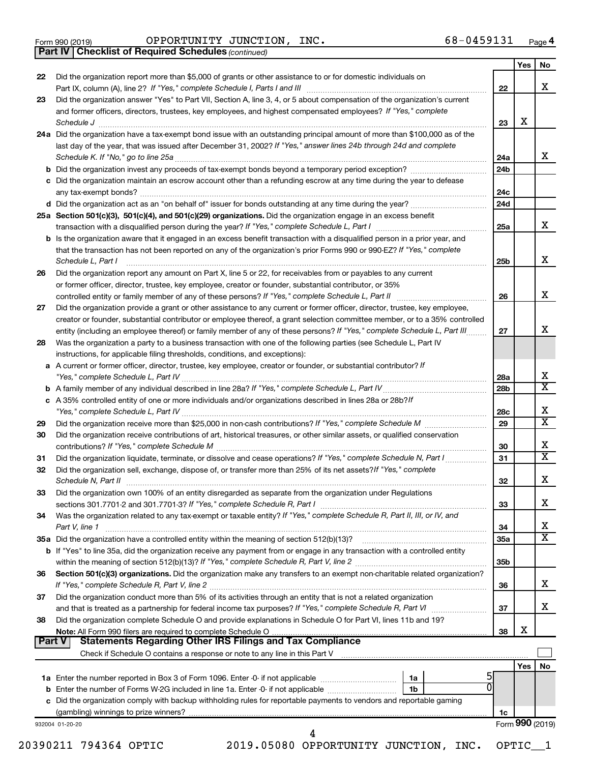Form 990 (2019) OPPORTUNITY JUNCTION, INC. 68-0459131 Page 4

**Part IV | Checklist of Required Schedules** *(continued)*

| | | | Yes | No |
|---|---|---|---|---|
| 22 | Did the organization report more than $5,000 of grants or other assistance to or for domestic individuals on Part IX, column (A), line 2? *If "Yes," complete Schedule I, Parts I and III* | 22 | | X |
| 23 | Did the organization answer "Yes" to Part VII, Section A, line 3, 4, or 5 about compensation of the organization's current and former officers, directors, trustees, key employees, and highest compensated employees? *If "Yes," complete Schedule J* | 23 | X | |
| 24a | Did the organization have a tax-exempt bond issue with an outstanding principal amount of more than $100,000 as of the last day of the year, that was issued after December 31, 2002? *If "Yes," answer lines 24b through 24d and complete Schedule K. If "No," go to line 25a* | 24a | | X |
| b | Did the organization invest any proceeds of tax-exempt bonds beyond a temporary period exception? | 24b | | |
| c | Did the organization maintain an escrow account other than a refunding escrow at any time during the year to defease any tax-exempt bonds? | 24c | | |
| d | Did the organization act as an "on behalf of" issuer for bonds outstanding at any time during the year? | 24d | | |
| 25a | **Section 501(c)(3), 501(c)(4), and 501(c)(29) organizations.** Did the organization engage in an excess benefit transaction with a disqualified person during the year? *If "Yes," complete Schedule L, Part I* | 25a | | X |
| b | Is the organization aware that it engaged in an excess benefit transaction with a disqualified person in a prior year, and that the transaction has not been reported on any of the organization's prior Forms 990 or 990-EZ? *If "Yes," complete Schedule L, Part I* | 25b | | X |
| 26 | Did the organization report any amount on Part X, line 5 or 22, for receivables from or payables to any current or former officer, director, trustee, key employee, creator or founder, substantial contributor, or 35% controlled entity or family member of any of these persons? *If "Yes," complete Schedule L, Part II* | 26 | | X |
| 27 | Did the organization provide a grant or other assistance to any current or former officer, director, trustee, key employee, creator or founder, substantial contributor or employee thereof, a grant selection committee member, or to a 35% controlled entity (including an employee thereof) or family member of any of these persons? *If "Yes," complete Schedule L, Part III* | 27 | | X |
| 28 | Was the organization a party to a business transaction with one of the following parties (see Schedule L, Part IV instructions, for applicable filing thresholds, conditions, and exceptions): | | | |
| a | A current or former officer, director, trustee, key employee, creator or founder, or substantial contributor? *If "Yes," complete Schedule L, Part IV* | 28a | | X |
| b | A family member of any individual described in line 28a? *If "Yes," complete Schedule L, Part IV* | 28b | | X |
| c | A 35% controlled entity of one or more individuals and/or organizations described in lines 28a or 28b? *If "Yes," complete Schedule L, Part IV* | 28c | | X |
| 29 | Did the organization receive more than $25,000 in non-cash contributions? *If "Yes," complete Schedule M* | 29 | | X |
| 30 | Did the organization receive contributions of art, historical treasures, or other similar assets, or qualified conservation contributions? *If "Yes," complete Schedule M* | 30 | | X |
| 31 | Did the organization liquidate, terminate, or dissolve and cease operations? *If "Yes," complete Schedule N, Part I* | 31 | | X |
| 32 | Did the organization sell, exchange, dispose of, or transfer more than 25% of its net assets? *If "Yes," complete Schedule N, Part II* | 32 | | X |
| 33 | Did the organization own 100% of an entity disregarded as separate from the organization under Regulations sections 301.7701-2 and 301.7701-3? *If "Yes," complete Schedule R, Part I* | 33 | | X |
| 34 | Was the organization related to any tax-exempt or taxable entity? *If "Yes," complete Schedule R, Part II, III, or IV, and Part V, line 1* | 34 | | X |
| 35a | Did the organization have a controlled entity within the meaning of section 512(b)(13)? | 35a | | X |
| b | If "Yes" to line 35a, did the organization receive any payment from or engage in any transaction with a controlled entity within the meaning of section 512(b)(13)? *If "Yes," complete Schedule R, Part V, line 2* | 35b | | |
| 36 | **Section 501(c)(3) organizations.** Did the organization make any transfers to an exempt non-charitable related organization? *If "Yes," complete Schedule R, Part V, line 2* | 36 | | X |
| 37 | Did the organization conduct more than 5% of its activities through an entity that is not a related organization and that is treated as a partnership for federal income tax purposes? *If "Yes," complete Schedule R, Part VI* | 37 | | X |
| 38 | Did the organization complete Schedule O and provide explanations in Schedule O for Part VI, lines 11b and 19? **Note:** All Form 990 filers are required to complete Schedule O | 38 | X | |

**Part V | Statements Regarding Other IRS Filings and Tax Compliance**

Check if Schedule O contains a response or note to any line in this Part V ☐

| | | | | | Yes | No |
|---|---|---|---|---|---|---|
| 1a | Enter the number reported in Box 3 of Form 1096. Enter -0- if not applicable | 1a | 5 | | | |
| b | Enter the number of Forms W-2G included in line 1a. Enter -0- if not applicable | 1b | 0 | | | |
| c | Did the organization comply with backup withholding rules for reportable payments to vendors and reportable gaming (gambling) winnings to prize winners? | | | 1c | | |

932004 01-20-20 Form **990** (2019)

20390211 794364 OPTIC 2019.05080 OPPORTUNITY JUNCTION, INC. OPTIC__1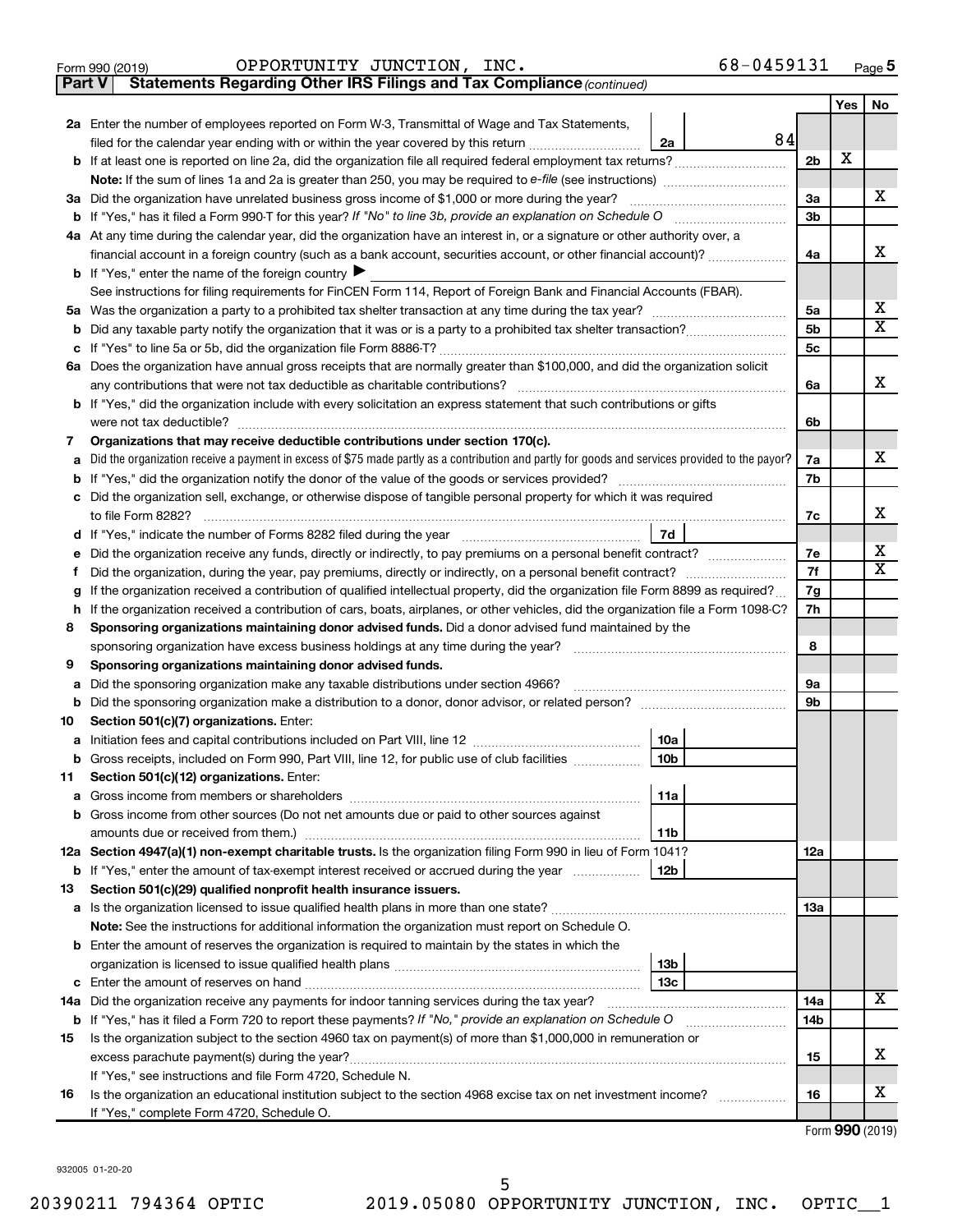Form 990 (2019) OPPORTUNITY JUNCTION, INC. 68-0459131 Page 5

**Part V | Statements Regarding Other IRS Filings and Tax Compliance** *(continued)*

| | | | | Line | Yes | No |
|---|---|---|---|---|---|---|
| **2a** | Enter the number of employees reported on Form W-3, Transmittal of Wage and Tax Statements, filed for the calendar year ending with or within the year covered by this return | 2a | 84 | | | |
| **b** | If at least one is reported on line 2a, did the organization file all required federal employment tax returns? | | | 2b | X | |
| | **Note:** If the sum of lines 1a and 2a is greater than 250, you may be required to *e-file* (see instructions) | | | | | |
| **3a** | Did the organization have unrelated business gross income of $1,000 or more during the year? | | | 3a | | X |
| **b** | If "Yes," has it filed a Form 990-T for this year? *If "No" to line 3b, provide an explanation on Schedule O* | | | 3b | | |
| **4a** | At any time during the calendar year, did the organization have an interest in, or a signature or other authority over, a financial account in a foreign country (such as a bank account, securities account, or other financial account)? | | | 4a | | X |
| **b** | If "Yes," enter the name of the foreign country ▶ | | | | | |
| | See instructions for filing requirements for FinCEN Form 114, Report of Foreign Bank and Financial Accounts (FBAR). | | | | | |
| **5a** | Was the organization a party to a prohibited tax shelter transaction at any time during the tax year? | | | 5a | | X |
| **b** | Did any taxable party notify the organization that it was or is a party to a prohibited tax shelter transaction? | | | 5b | | X |
| **c** | If "Yes" to line 5a or 5b, did the organization file Form 8886-T? | | | 5c | | |
| **6a** | Does the organization have annual gross receipts that are normally greater than $100,000, and did the organization solicit any contributions that were not tax deductible as charitable contributions? | | | 6a | | X |
| **b** | If "Yes," did the organization include with every solicitation an express statement that such contributions or gifts were not tax deductible? | | | 6b | | |
| **7** | **Organizations that may receive deductible contributions under section 170(c).** | | | | | |
| **a** | Did the organization receive a payment in excess of $75 made partly as a contribution and partly for goods and services provided to the payor? | | | 7a | | X |
| **b** | If "Yes," did the organization notify the donor of the value of the goods or services provided? | | | 7b | | |
| **c** | Did the organization sell, exchange, or otherwise dispose of tangible personal property for which it was required to file Form 8282? | | | 7c | | X |
| **d** | If "Yes," indicate the number of Forms 8282 filed during the year | 7d | | | | |
| **e** | Did the organization receive any funds, directly or indirectly, to pay premiums on a personal benefit contract? | | | 7e | | X |
| **f** | Did the organization, during the year, pay premiums, directly or indirectly, on a personal benefit contract? | | | 7f | | X |
| **g** | If the organization received a contribution of qualified intellectual property, did the organization file Form 8899 as required? | | | 7g | | |
| **h** | If the organization received a contribution of cars, boats, airplanes, or other vehicles, did the organization file a Form 1098-C? | | | 7h | | |
| **8** | **Sponsoring organizations maintaining donor advised funds.** Did a donor advised fund maintained by the sponsoring organization have excess business holdings at any time during the year? | | | 8 | | |
| **9** | **Sponsoring organizations maintaining donor advised funds.** | | | | | |
| **a** | Did the sponsoring organization make any taxable distributions under section 4966? | | | 9a | | |
| **b** | Did the sponsoring organization make a distribution to a donor, donor advisor, or related person? | | | 9b | | |
| **10** | **Section 501(c)(7) organizations.** Enter: | | | | | |
| **a** | Initiation fees and capital contributions included on Part VIII, line 12 | 10a | | | | |
| **b** | Gross receipts, included on Form 990, Part VIII, line 12, for public use of club facilities | 10b | | | | |
| **11** | **Section 501(c)(12) organizations.** Enter: | | | | | |
| **a** | Gross income from members or shareholders | 11a | | | | |
| **b** | Gross income from other sources (Do not net amounts due or paid to other sources against amounts due or received from them.) | 11b | | | | |
| **12a** | **Section 4947(a)(1) non-exempt charitable trusts.** Is the organization filing Form 990 in lieu of Form 1041? | | | 12a | | |
| **b** | If "Yes," enter the amount of tax-exempt interest received or accrued during the year | 12b | | | | |
| **13** | **Section 501(c)(29) qualified nonprofit health insurance issuers.** | | | | | |
| **a** | Is the organization licensed to issue qualified health plans in more than one state? | | | 13a | | |
| | **Note:** See the instructions for additional information the organization must report on Schedule O. | | | | | |
| **b** | Enter the amount of reserves the organization is required to maintain by the states in which the organization is licensed to issue qualified health plans | 13b | | | | |
| **c** | Enter the amount of reserves on hand | 13c | | | | |
| **14a** | Did the organization receive any payments for indoor tanning services during the tax year? | | | 14a | | X |
| **b** | If "Yes," has it filed a Form 720 to report these payments? *If "No," provide an explanation on Schedule O* | | | 14b | | |
| **15** | Is the organization subject to the section 4960 tax on payment(s) of more than $1,000,000 in remuneration or excess parachute payment(s) during the year? | | | 15 | | X |
| | If "Yes," see instructions and file Form 4720, Schedule N. | | | | | |
| **16** | Is the organization an educational institution subject to the section 4968 excise tax on net investment income? | | | 16 | | X |
| | If "Yes," complete Form 4720, Schedule O. | | | | | |

Form **990** (2019)

932005 01-20-20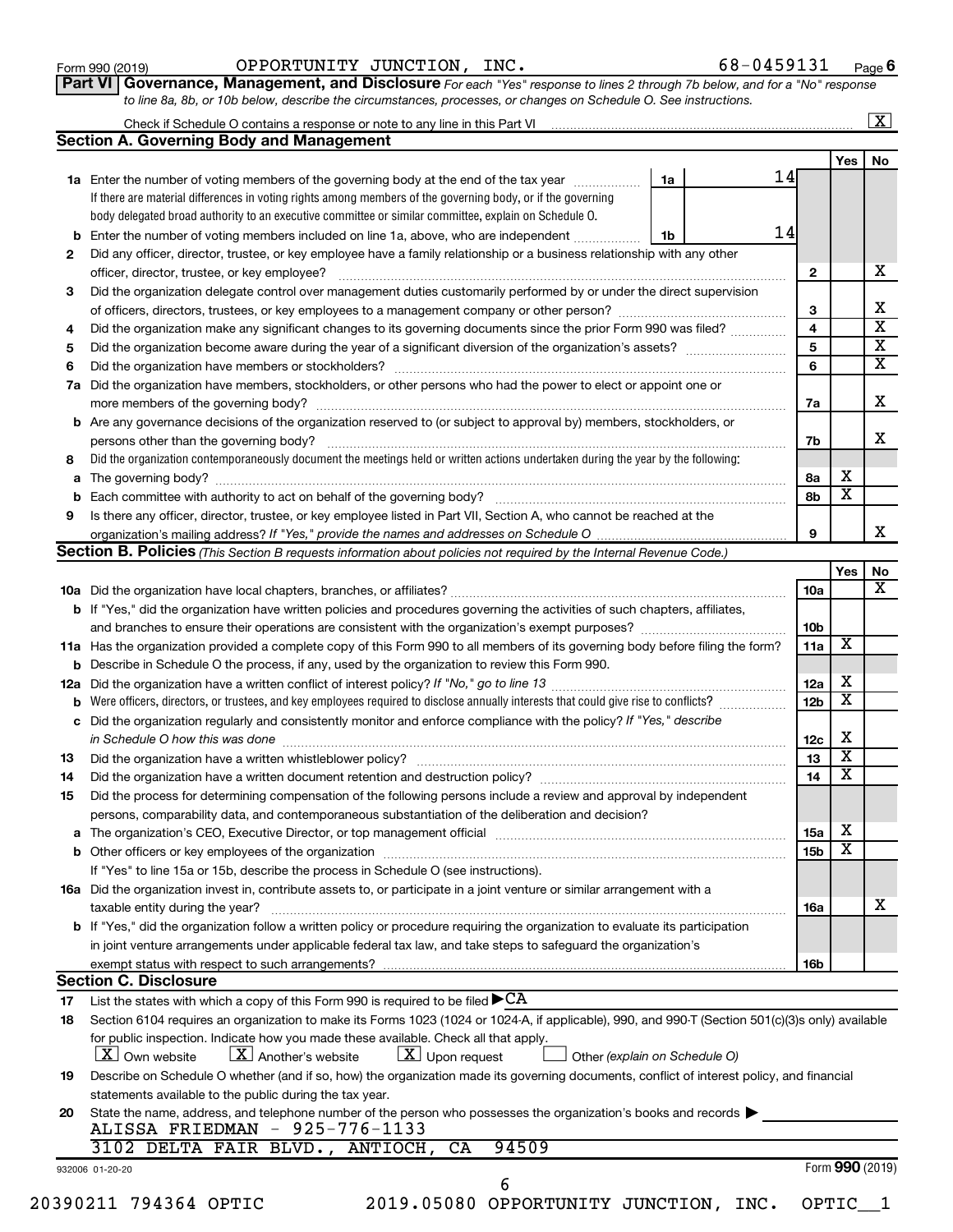Form 990 (2019) OPPORTUNITY JUNCTION, INC. 68-0459131 Page 6

**Part VI Governance, Management, and Disclosure** *For each "Yes" response to lines 2 through 7b below, and for a "No" response to line 8a, 8b, or 10b below, describe the circumstances, processes, or changes on Schedule O. See instructions.*

Check if Schedule O contains a response or note to any line in this Part VI ☒

## Section A. Governing Body and Management

| | | | | Yes | No |
|---|---|---|---|---|---|
| 1a | Enter the number of voting members of the governing body at the end of the tax year | 1a | 14 | | |
| | If there are material differences in voting rights among members of the governing body, or if the governing body delegated broad authority to an executive committee or similar committee, explain on Schedule O. | | | | |
| b | Enter the number of voting members included on line 1a, above, who are independent | 1b | 14 | | |
| 2 | Did any officer, director, trustee, or key employee have a family relationship or a business relationship with any other officer, director, trustee, or key employee? | 2 | | | X |
| 3 | Did the organization delegate control over management duties customarily performed by or under the direct supervision of officers, directors, trustees, or key employees to a management company or other person? | 3 | | | X |
| 4 | Did the organization make any significant changes to its governing documents since the prior Form 990 was filed? | 4 | | | X |
| 5 | Did the organization become aware during the year of a significant diversion of the organization's assets? | 5 | | | X |
| 6 | Did the organization have members or stockholders? | 6 | | | X |
| 7a | Did the organization have members, stockholders, or other persons who had the power to elect or appoint one or more members of the governing body? | 7a | | | X |
| b | Are any governance decisions of the organization reserved to (or subject to approval by) members, stockholders, or persons other than the governing body? | 7b | | | X |
| 8 | Did the organization contemporaneously document the meetings held or written actions undertaken during the year by the following: | | | | |
| a | The governing body? | 8a | | X | |
| b | Each committee with authority to act on behalf of the governing body? | 8b | | X | |
| 9 | Is there any officer, director, trustee, or key employee listed in Part VII, Section A, who cannot be reached at the organization's mailing address? *If "Yes," provide the names and addresses on Schedule O* | 9 | | | X |

## Section B. Policies *(This Section B requests information about policies not required by the Internal Revenue Code.)*

| | | | Yes | No |
|---|---|---|---|---|
| 10a | Did the organization have local chapters, branches, or affiliates? | 10a | | X |
| b | If "Yes," did the organization have written policies and procedures governing the activities of such chapters, affiliates, and branches to ensure their operations are consistent with the organization's exempt purposes? | 10b | | |
| 11a | Has the organization provided a complete copy of this Form 990 to all members of its governing body before filing the form? | 11a | X | |
| b | Describe in Schedule O the process, if any, used by the organization to review this Form 990. | | | |
| 12a | Did the organization have a written conflict of interest policy? *If "No," go to line 13* | 12a | X | |
| b | Were officers, directors, or trustees, and key employees required to disclose annually interests that could give rise to conflicts? | 12b | X | |
| c | Did the organization regularly and consistently monitor and enforce compliance with the policy? *If "Yes," describe in Schedule O how this was done* | 12c | X | |
| 13 | Did the organization have a written whistleblower policy? | 13 | X | |
| 14 | Did the organization have a written document retention and destruction policy? | 14 | X | |
| 15 | Did the process for determining compensation of the following persons include a review and approval by independent persons, comparability data, and contemporaneous substantiation of the deliberation and decision? | | | |
| a | The organization's CEO, Executive Director, or top management official | 15a | X | |
| b | Other officers or key employees of the organization | 15b | X | |
| | If "Yes" to line 15a or 15b, describe the process in Schedule O (see instructions). | | | |
| 16a | Did the organization invest in, contribute assets to, or participate in a joint venture or similar arrangement with a taxable entity during the year? | 16a | | X |
| b | If "Yes," did the organization follow a written policy or procedure requiring the organization to evaluate its participation in joint venture arrangements under applicable federal tax law, and take steps to safeguard the organization's exempt status with respect to such arrangements? | 16b | | |

## Section C. Disclosure

17 List the states with which a copy of this Form 990 is required to be filed ▶CA

18 Section 6104 requires an organization to make its Forms 1023 (1024 or 1024-A, if applicable), 990, and 990-T (Section 501(c)(3)s only) available for public inspection. Indicate how you made these available. Check all that apply.

☒ Own website ☒ Another's website ☒ Upon request ☐ Other *(explain on Schedule O)*

19 Describe on Schedule O whether (and if so, how) the organization made its governing documents, conflict of interest policy, and financial statements available to the public during the tax year.

20 State the name, address, and telephone number of the person who possesses the organization's books and records ▶
ALISSA FRIEDMAN - 925-776-1133
3102 DELTA FAIR BLVD., ANTIOCH, CA 94509

932006 01-20-20 Form **990** (2019)

20390211 794364 OPTIC 2019.05080 OPPORTUNITY JUNCTION, INC. OPTIC__1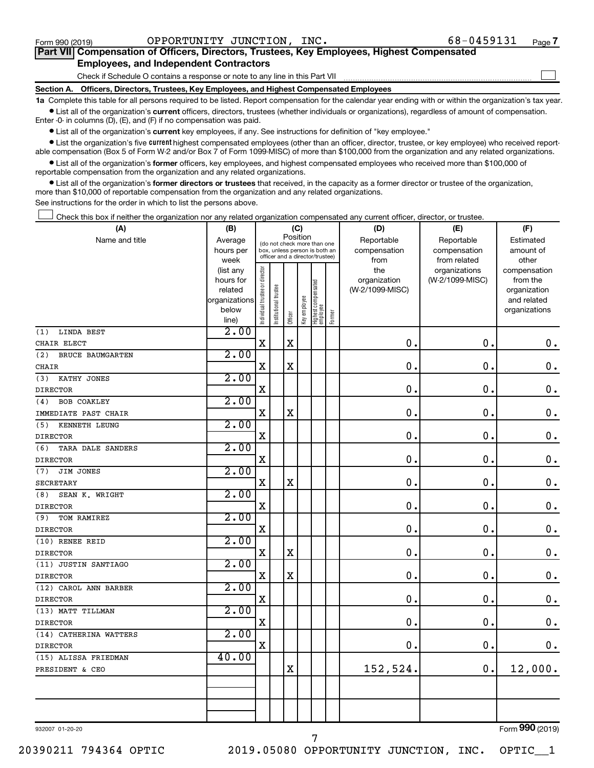Form 990 (2019) OPPORTUNITY JUNCTION, INC. 68-0459131 Page 7

**Part VII Compensation of Officers, Directors, Trustees, Key Employees, Highest Compensated Employees, and Independent Contractors**

Check if Schedule O contains a response or note to any line in this Part VII ☐

**Section A. Officers, Directors, Trustees, Key Employees, and Highest Compensated Employees**

**1a** Complete this table for all persons required to be listed. Report compensation for the calendar year ending with or within the organization's tax year.

● List all of the organization's **current** officers, directors, trustees (whether individuals or organizations), regardless of amount of compensation. Enter -0- in columns (D), (E), and (F) if no compensation was paid.

● List all of the organization's **current** key employees, if any. See instructions for definition of "key employee."

● List the organization's five **current** highest compensated employees (other than an officer, director, trustee, or key employee) who received reportable compensation (Box 5 of Form W-2 and/or Box 7 of Form 1099-MISC) of more than $100,000 from the organization and any related organizations.

● List all of the organization's **former** officers, key employees, and highest compensated employees who received more than $100,000 of reportable compensation from the organization and any related organizations.

● List all of the organization's **former directors or trustees** that received, in the capacity as a former director or trustee of the organization, more than $10,000 of reportable compensation from the organization and any related organizations.

See instructions for the order in which to list the persons above.

☐ Check this box if neither the organization nor any related organization compensated any current officer, director, or trustee.

| (A) Name and title | (B) Average hours per week (list any hours for related organizations below line) | (C) Position: Individual trustee or director | Institutional trustee | Officer | Key employee | Highest compensated employee | Former | (D) Reportable compensation from the organization (W-2/1099-MISC) | (E) Reportable compensation from related organizations (W-2/1099-MISC) | (F) Estimated amount of other compensation from the organization and related organizations |
|---|---|---|---|---|---|---|---|---|---|---|
| (1) LINDA BEST<br>CHAIR ELECT | 2.00 | X | | X | | | | 0. | 0. | 0. |
| (2) BRUCE BAUMGARTEN<br>CHAIR | 2.00 | X | | X | | | | 0. | 0. | 0. |
| (3) KATHY JONES<br>DIRECTOR | 2.00 | X | | | | | | 0. | 0. | 0. |
| (4) BOB COAKLEY<br>IMMEDIATE PAST CHAIR | 2.00 | X | | X | | | | 0. | 0. | 0. |
| (5) KENNETH LEUNG<br>DIRECTOR | 2.00 | X | | | | | | 0. | 0. | 0. |
| (6) TARA DALE SANDERS<br>DIRECTOR | 2.00 | X | | | | | | 0. | 0. | 0. |
| (7) JIM JONES<br>SECRETARY | 2.00 | X | | X | | | | 0. | 0. | 0. |
| (8) SEAN K. WRIGHT<br>DIRECTOR | 2.00 | X | | | | | | 0. | 0. | 0. |
| (9) TOM RAMIREZ<br>DIRECTOR | 2.00 | X | | | | | | 0. | 0. | 0. |
| (10) RENEE REID<br>DIRECTOR | 2.00 | X | | X | | | | 0. | 0. | 0. |
| (11) JUSTIN SANTIAGO<br>DIRECTOR | 2.00 | X | | X | | | | 0. | 0. | 0. |
| (12) CAROL ANN BARBER<br>DIRECTOR | 2.00 | X | | | | | | 0. | 0. | 0. |
| (13) MATT TILLMAN<br>DIRECTOR | 2.00 | X | | | | | | 0. | 0. | 0. |
| (14) CATHERINA WATTERS<br>DIRECTOR | 2.00 | X | | | | | | 0. | 0. | 0. |
| (15) ALISSA FRIEDMAN<br>PRESIDENT & CEO | 40.00 | | | X | | | | 152,524. | 0. | 12,000. |
| | | | | | | | | | | |

932007 01-20-20 Form **990** (2019)

20390211 794364 OPTIC 2019.05080 OPPORTUNITY JUNCTION, INC. OPTIC__1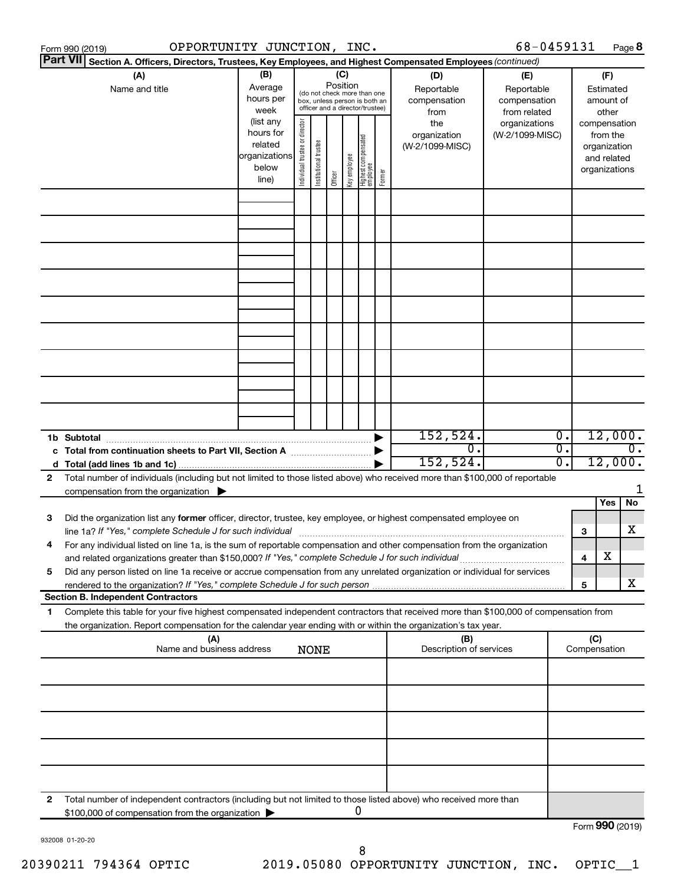Form 990 (2019) OPPORTUNITY JUNCTION, INC. 68-0459131 Page **8**

**Part VII** **Section A. Officers, Directors, Trustees, Key Employees, and Highest Compensated Employees** *(continued)*

| (A) Name and title | (B) Average hours per week (list any hours for related organizations below line) | (C) Position (do not check more than one box, unless person is both an officer and a director/trustee): Individual trustee or director | Institutional trustee | Officer | Key employee | Highest compensated employee | Former | (D) Reportable compensation from the organization (W-2/1099-MISC) | (E) Reportable compensation from related organizations (W-2/1099-MISC) | (F) Estimated amount of other compensation from the organization and related organizations |
|---|---|---|---|---|---|---|---|---|---|---|
| | | | | | | | | | | |
| | | | | | | | | | | |
| | | | | | | | | | | |
| | | | | | | | | | | |
| | | | | | | | | | | |
| | | | | | | | | | | |
| | | | | | | | | | | |
| | | | | | | | | | | |
| | | | | | | | | | | |
| **1b Subtotal** | | | | | | | | 152,524. | 0. | 12,000. |
| **c Total from continuation sheets to Part VII, Section A** | | | | | | | | 0. | 0. | 0. |
| **d Total (add lines 1b and 1c)** | | | | | | | | 152,524. | 0. | 12,000. |

**2** Total number of individuals (including but not limited to those listed above) who received more than $100,000 of reportable compensation from the organization ▶ 1

| | | | Yes | No |
|---|---|---|---|---|
| **3** | Did the organization list any **former** officer, director, trustee, key employee, or highest compensated employee on line 1a? *If "Yes," complete Schedule J for such individual* | **3** | | X |
| **4** | For any individual listed on line 1a, is the sum of reportable compensation and other compensation from the organization and related organizations greater than $150,000? *If "Yes," complete Schedule J for such individual* | **4** | X | |
| **5** | Did any person listed on line 1a receive or accrue compensation from any unrelated organization or individual for services rendered to the organization? *If "Yes," complete Schedule J for such person* | **5** | | X |

**Section B. Independent Contractors**

**1** Complete this table for your five highest compensated independent contractors that received more than $100,000 of compensation from the organization. Report compensation for the calendar year ending with or within the organization's tax year.

| (A) Name and business address NONE | (B) Description of services | (C) Compensation |
|---|---|---|
| | | |
| | | |
| | | |
| | | |
| | | |

**2** Total number of independent contractors (including but not limited to those listed above) who received more than $100,000 of compensation from the organization ▶ 0

Form **990** (2019)

932008 01-20-20

20390211 794364 OPTIC 2019.05080 OPPORTUNITY JUNCTION, INC. OPTIC__1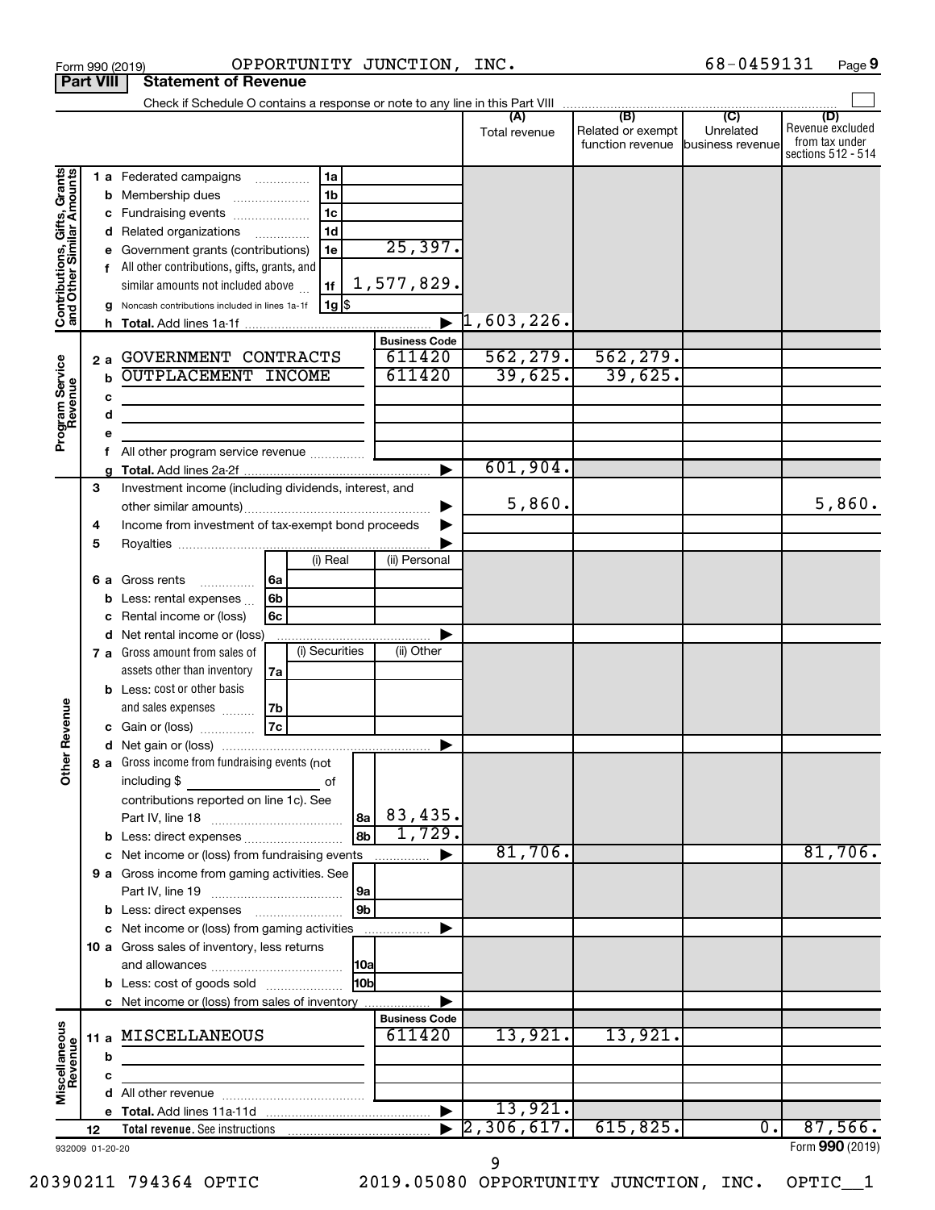Form 990 (2019) OPPORTUNITY JUNCTION, INC. 68-0459131 Page 9

**Part VIII Statement of Revenue**

Check if Schedule O contains a response or note to any line in this Part VIII ☐

| | | | | (A) Total revenue | (B) Related or exempt function revenue | (C) Unrelated business revenue | (D) Revenue excluded from tax under sections 512 - 514 |
|---|---|---|---|---|---|---|---|
| **Contributions, Gifts, Grants and Other Similar Amounts** | 1 a Federated campaigns | 1a | | | | | |
| | b Membership dues | 1b | | | | | |
| | c Fundraising events | 1c | | | | | |
| | d Related organizations | 1d | | | | | |
| | e Government grants (contributions) | 1e | 25,397. | | | | |
| | f All other contributions, gifts, grants, and similar amounts not included above | 1f | 1,577,829. | | | | |
| | g Noncash contributions included in lines 1a-1f | 1g | $ | | | | |
| | h Total. Add lines 1a-1f | | | 1,603,226. | | | |
| **Program Service Revenue** | | | Business Code | | | | |
| | 2 a GOVERNMENT CONTRACTS | | 611420 | 562,279. | 562,279. | | |
| | b OUTPLACEMENT INCOME | | 611420 | 39,625. | 39,625. | | |
| | c | | | | | | |
| | d | | | | | | |
| | e | | | | | | |
| | f All other program service revenue | | | | | | |
| | g Total. Add lines 2a-2f | | | 601,904. | | | |
| **Other Revenue** | 3 Investment income (including dividends, interest, and other similar amounts) | | | 5,860. | | | 5,860. |
| | 4 Income from investment of tax-exempt bond proceeds | | | | | | |
| | 5 Royalties | | | | | | |
| | | | (i) Real / (ii) Personal | | | | |
| | 6 a Gross rents | 6a | | | | | |
| | b Less: rental expenses | 6b | | | | | |
| | c Rental income or (loss) | 6c | | | | | |
| | d Net rental income or (loss) | | | | | | |
| | | | (i) Securities / (ii) Other | | | | |
| | 7 a Gross amount from sales of assets other than inventory | 7a | | | | | |
| | b Less: cost or other basis and sales expenses | 7b | | | | | |
| | c Gain or (loss) | 7c | | | | | |
| | d Net gain or (loss) | | | | | | |
| | 8 a Gross income from fundraising events (not including $ of contributions reported on line 1c). See Part IV, line 18 | 8a | 83,435. | | | | |
| | b Less: direct expenses | 8b | 1,729. | | | | |
| | c Net income or (loss) from fundraising events | | | 81,706. | | | 81,706. |
| | 9 a Gross income from gaming activities. See Part IV, line 19 | 9a | | | | | |
| | b Less: direct expenses | 9b | | | | | |
| | c Net income or (loss) from gaming activities | | | | | | |
| | 10 a Gross sales of inventory, less returns and allowances | 10a | | | | | |
| | b Less: cost of goods sold | 10b | | | | | |
| | c Net income or (loss) from sales of inventory | | | | | | |
| **Miscellaneous Revenue** | | | Business Code | | | | |
| | 11 a MISCELLANEOUS | | 611420 | 13,921. | 13,921. | | |
| | b | | | | | | |
| | c | | | | | | |
| | d All other revenue | | | | | | |
| | e Total. Add lines 11a-11d | | | 13,921. | | | |
| | 12 Total revenue. See instructions | | | 2,306,617. | 615,825. | 0. | 87,566. |

932009 01-20-20 Form **990** (2019)

20390211 794364 OPTIC 2019.05080 OPPORTUNITY JUNCTION, INC. OPTIC__1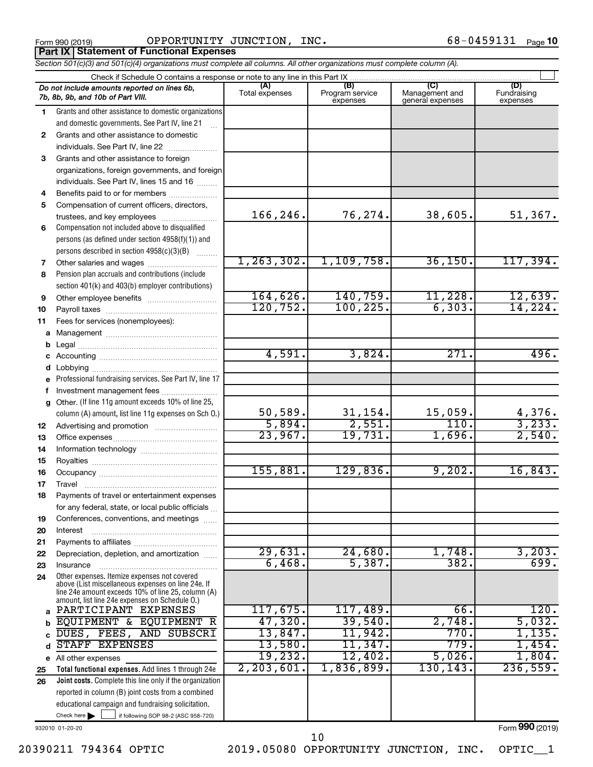Form 990 (2019) OPPORTUNITY JUNCTION, INC. 68-0459131

## Part IX Statement of Functional Expenses

*Section 501(c)(3) and 501(c)(4) organizations must complete all columns. All other organizations must complete column (A).*

Check if Schedule O contains a response or note to any line in this Part IX

| | *Do not include amounts reported on lines 6b, 7b, 8b, 9b, and 10b of Part VIII.* | (A) Total expenses | (B) Program service expenses | (C) Management and general expenses | (D) Fundraising expenses |
|---|---|---|---|---|---|
| 1 | Grants and other assistance to domestic organizations and domestic governments. See Part IV, line 21 | | | | |
| 2 | Grants and other assistance to domestic individuals. See Part IV, line 22 | | | | |
| 3 | Grants and other assistance to foreign organizations, foreign governments, and foreign individuals. See Part IV, lines 15 and 16 | | | | |
| 4 | Benefits paid to or for members | | | | |
| 5 | Compensation of current officers, directors, trustees, and key employees | 166,246. | 76,274. | 38,605. | 51,367. |
| 6 | Compensation not included above to disqualified persons (as defined under section 4958(f)(1)) and persons described in section 4958(c)(3)(B) | | | | |
| 7 | Other salaries and wages | 1,263,302. | 1,109,758. | 36,150. | 117,394. |
| 8 | Pension plan accruals and contributions (include section 401(k) and 403(b) employer contributions) | | | | |
| 9 | Other employee benefits | 164,626. | 140,759. | 11,228. | 12,639. |
| 10 | Payroll taxes | 120,752. | 100,225. | 6,303. | 14,224. |
| 11 | Fees for services (nonemployees): | | | | |
| a | Management | | | | |
| b | Legal | | | | |
| c | Accounting | 4,591. | 3,824. | 271. | 496. |
| d | Lobbying | | | | |
| e | Professional fundraising services. See Part IV, line 17 | | | | |
| f | Investment management fees | | | | |
| g | Other. (If line 11g amount exceeds 10% of line 25, column (A) amount, list line 11g expenses on Sch O.) | 50,589. | 31,154. | 15,059. | 4,376. |
| 12 | Advertising and promotion | 5,894. | 2,551. | 110. | 3,233. |
| 13 | Office expenses | 23,967. | 19,731. | 1,696. | 2,540. |
| 14 | Information technology | | | | |
| 15 | Royalties | | | | |
| 16 | Occupancy | 155,881. | 129,836. | 9,202. | 16,843. |
| 17 | Travel | | | | |
| 18 | Payments of travel or entertainment expenses for any federal, state, or local public officials | | | | |
| 19 | Conferences, conventions, and meetings | | | | |
| 20 | Interest | | | | |
| 21 | Payments to affiliates | | | | |
| 22 | Depreciation, depletion, and amortization | 29,631. | 24,680. | 1,748. | 3,203. |
| 23 | Insurance | 6,468. | 5,387. | 382. | 699. |
| 24 | Other expenses. Itemize expenses not covered above (List miscellaneous expenses on line 24e. If line 24e amount exceeds 10% of line 25, column (A) amount, list line 24e expenses on Schedule O.) | | | | |
| a | PARTICIPANT EXPENSES | 117,675. | 117,489. | 66. | 120. |
| b | EQUIPMENT & EQUIPMENT R | 47,320. | 39,540. | 2,748. | 5,032. |
| c | DUES, FEES, AND SUBSCRI | 13,847. | 11,942. | 770. | 1,135. |
| d | STAFF EXPENSES | 13,580. | 11,347. | 779. | 1,454. |
| e | All other expenses | 19,232. | 12,402. | 5,026. | 1,804. |
| 25 | **Total functional expenses.** Add lines 1 through 24e | 2,203,601. | 1,836,899. | 130,143. | 236,559. |
| 26 | **Joint costs.** Complete this line only if the organization reported in column (B) joint costs from a combined educational campaign and fundraising solicitation. Check here ☐ if following SOP 98-2 (ASC 958-720) | | | | |

932010 01-20-20

Form **990** (2019)

20390211 794364 OPTIC 2019.05080 OPPORTUNITY JUNCTION, INC. OPTIC__1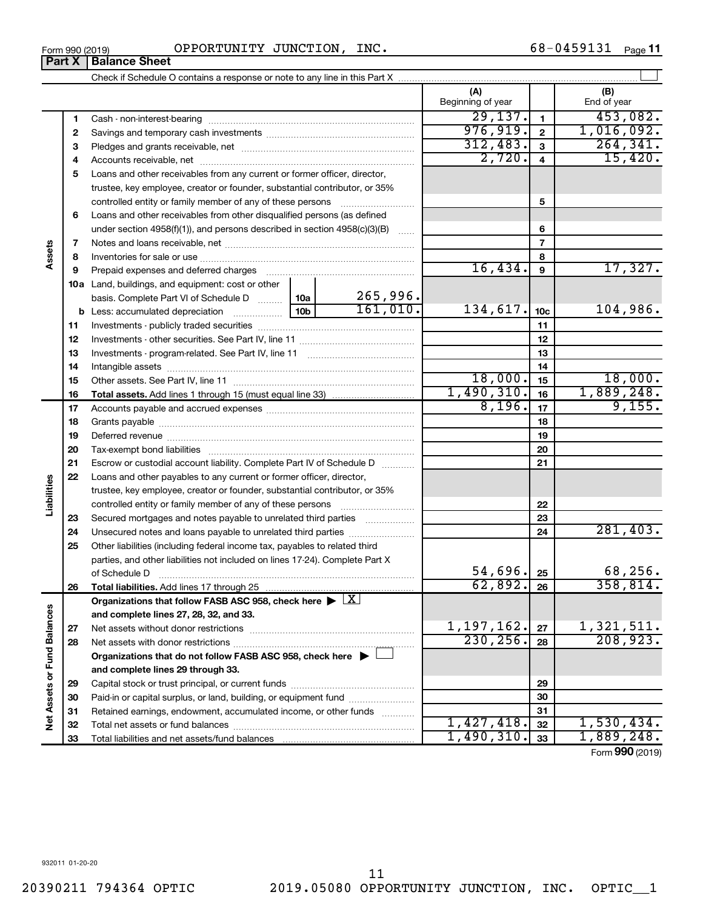Form 990 (2019) OPPORTUNITY JUNCTION, INC. 68-0459131

## Part X | Balance Sheet

Check if Schedule O contains a response or note to any line in this Part X

| | | | (A) Beginning of year | | (B) End of year |
|---|---|---|---|---|---|
| Assets | 1 | Cash - non-interest-bearing | 29,137. | 1 | 453,082. |
| | 2 | Savings and temporary cash investments | 976,919. | 2 | 1,016,092. |
| | 3 | Pledges and grants receivable, net | 312,483. | 3 | 264,341. |
| | 4 | Accounts receivable, net | 2,720. | 4 | 15,420. |
| | 5 | Loans and other receivables from any current or former officer, director, trustee, key employee, creator or founder, substantial contributor, or 35% controlled entity or family member of any of these persons | | 5 | |
| | 6 | Loans and other receivables from other disqualified persons (as defined under section 4958(f)(1)), and persons described in section 4958(c)(3)(B) | | 6 | |
| | 7 | Notes and loans receivable, net | | 7 | |
| | 8 | Inventories for sale or use | | 8 | |
| | 9 | Prepaid expenses and deferred charges | 16,434. | 9 | 17,327. |
| | 10a | Land, buildings, and equipment: cost or other basis. Complete Part VI of Schedule D — 10a: 265,996. | | | |
| | b | Less: accumulated depreciation — 10b: 161,010. | 134,617. | 10c | 104,986. |
| | 11 | Investments - publicly traded securities | | 11 | |
| | 12 | Investments - other securities. See Part IV, line 11 | | 12 | |
| | 13 | Investments - program-related. See Part IV, line 11 | | 13 | |
| | 14 | Intangible assets | | 14 | |
| | 15 | Other assets. See Part IV, line 11 | 18,000. | 15 | 18,000. |
| | 16 | **Total assets.** Add lines 1 through 15 (must equal line 33) | 1,490,310. | 16 | 1,889,248. |
| Liabilities | 17 | Accounts payable and accrued expenses | 8,196. | 17 | 9,155. |
| | 18 | Grants payable | | 18 | |
| | 19 | Deferred revenue | | 19 | |
| | 20 | Tax-exempt bond liabilities | | 20 | |
| | 21 | Escrow or custodial account liability. Complete Part IV of Schedule D | | 21 | |
| | 22 | Loans and other payables to any current or former officer, director, trustee, key employee, creator or founder, substantial contributor, or 35% controlled entity or family member of any of these persons | | 22 | |
| | 23 | Secured mortgages and notes payable to unrelated third parties | | 23 | |
| | 24 | Unsecured notes and loans payable to unrelated third parties | | 24 | 281,403. |
| | 25 | Other liabilities (including federal income tax, payables to related third parties, and other liabilities not included on lines 17-24). Complete Part X of Schedule D | 54,696. | 25 | 68,256. |
| | 26 | **Total liabilities.** Add lines 17 through 25 | 62,892. | 26 | 358,814. |
| Net Assets or Fund Balances | | **Organizations that follow FASB ASC 958, check here ▶ [X] and complete lines 27, 28, 32, and 33.** | | | |
| | 27 | Net assets without donor restrictions | 1,197,162. | 27 | 1,321,511. |
| | 28 | Net assets with donor restrictions | 230,256. | 28 | 208,923. |
| | | **Organizations that do not follow FASB ASC 958, check here ▶ [ ] and complete lines 29 through 33.** | | | |
| | 29 | Capital stock or trust principal, or current funds | | 29 | |
| | 30 | Paid-in or capital surplus, or land, building, or equipment fund | | 30 | |
| | 31 | Retained earnings, endowment, accumulated income, or other funds | | 31 | |
| | 32 | Total net assets or fund balances | 1,427,418. | 32 | 1,530,434. |
| | 33 | Total liabilities and net assets/fund balances | 1,490,310. | 33 | 1,889,248. |

Form **990** (2019)

932011 01-20-20

20390211 794364 OPTIC 2019.05080 OPPORTUNITY JUNCTION, INC. OPTIC__1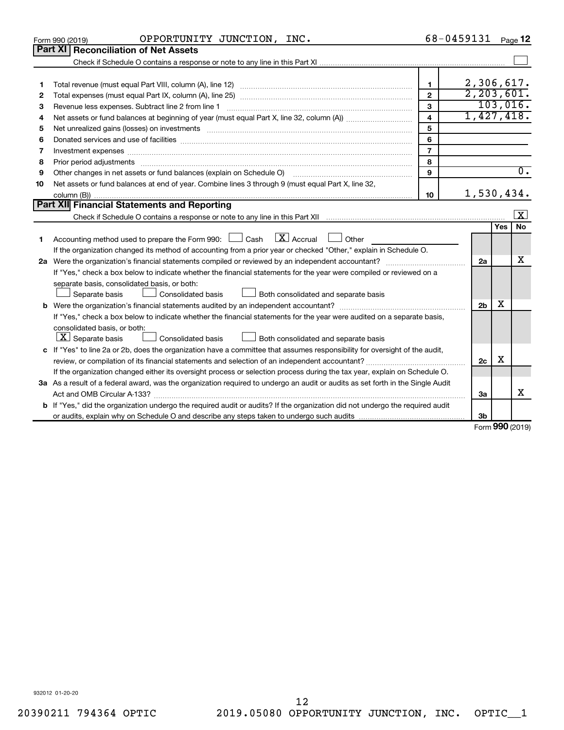Form 990 (2019) OPPORTUNITY JUNCTION, INC. 68-0459131 Page 12

## Part XI Reconciliation of Net Assets

Check if Schedule O contains a response or note to any line in this Part XI ☐

| | | | |
|---|---|---|---|
| 1 | Total revenue (must equal Part VIII, column (A), line 12) | 1 | 2,306,617. |
| 2 | Total expenses (must equal Part IX, column (A), line 25) | 2 | 2,203,601. |
| 3 | Revenue less expenses. Subtract line 2 from line 1 | 3 | 103,016. |
| 4 | Net assets or fund balances at beginning of year (must equal Part X, line 32, column (A)) | 4 | 1,427,418. |
| 5 | Net unrealized gains (losses) on investments | 5 | |
| 6 | Donated services and use of facilities | 6 | |
| 7 | Investment expenses | 7 | |
| 8 | Prior period adjustments | 8 | |
| 9 | Other changes in net assets or fund balances (explain on Schedule O) | 9 | 0. |
| 10 | Net assets or fund balances at end of year. Combine lines 3 through 9 (must equal Part X, line 32, column (B)) | 10 | 1,530,434. |

## Part XII Financial Statements and Reporting

Check if Schedule O contains a response or note to any line in this Part XII ☒

| | | | Yes | No |
|---|---|---|---|---|
| 1 | Accounting method used to prepare the Form 990: ☐ Cash ☒ Accrual ☐ Other<br>If the organization changed its method of accounting from a prior year or checked "Other," explain in Schedule O. | | | |
| 2a | Were the organization's financial statements compiled or reviewed by an independent accountant?<br>If "Yes," check a box below to indicate whether the financial statements for the year were compiled or reviewed on a separate basis, consolidated basis, or both:<br>☐ Separate basis ☐ Consolidated basis ☐ Both consolidated and separate basis | 2a | | X |
| b | Were the organization's financial statements audited by an independent accountant?<br>If "Yes," check a box below to indicate whether the financial statements for the year were audited on a separate basis, consolidated basis, or both:<br>☒ Separate basis ☐ Consolidated basis ☐ Both consolidated and separate basis | 2b | X | |
| c | If "Yes" to line 2a or 2b, does the organization have a committee that assumes responsibility for oversight of the audit, review, or compilation of its financial statements and selection of an independent accountant?<br>If the organization changed either its oversight process or selection process during the tax year, explain on Schedule O. | 2c | X | |
| 3a | As a result of a federal award, was the organization required to undergo an audit or audits as set forth in the Single Audit Act and OMB Circular A-133? | 3a | | X |
| b | If "Yes," did the organization undergo the required audit or audits? If the organization did not undergo the required audit or audits, explain why on Schedule O and describe any steps taken to undergo such audits | 3b | | |

Form 990 (2019)

932012 01-20-20

20390211 794364 OPTIC 2019.05080 OPPORTUNITY JUNCTION, INC. OPTIC__1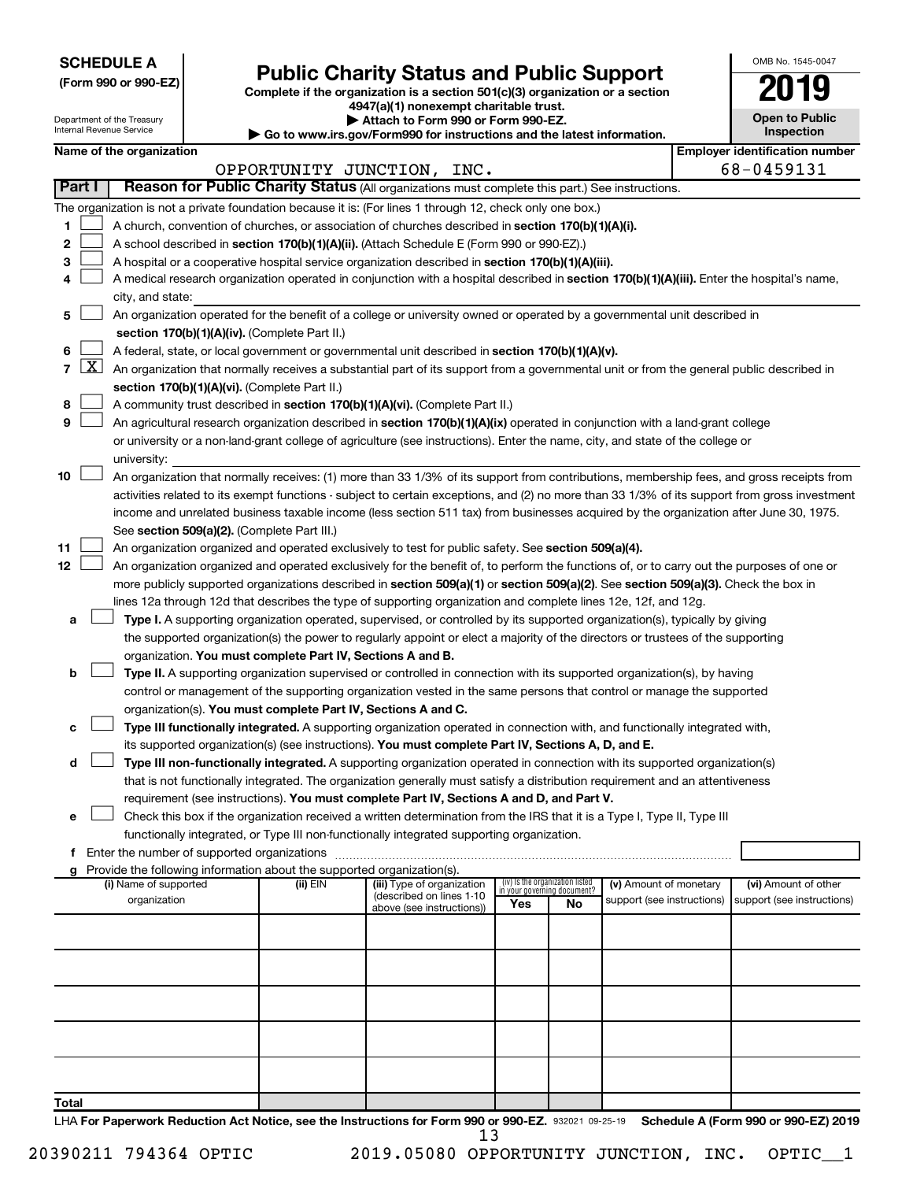**SCHEDULE A**
**(Form 990 or 990-EZ)**

Department of the Treasury
Internal Revenue Service

# Public Charity Status and Public Support

**Complete if the organization is a section 501(c)(3) organization or a section 4947(a)(1) nonexempt charitable trust.**
**▶ Attach to Form 990 or Form 990-EZ.**
**▶ Go to www.irs.gov/Form990 for instructions and the latest information.**

OMB No. 1545-0047
**2019**
**Open to Public Inspection**

**Name of the organization:** OPPORTUNITY JUNCTION, INC.
**Employer identification number:** 68-0459131

## Part I Reason for Public Charity Status (All organizations must complete this part.) See instructions.

The organization is not a private foundation because it is: (For lines 1 through 12, check only one box.)

1 [ ] A church, convention of churches, or association of churches described in **section 170(b)(1)(A)(i).**

2 [ ] A school described in **section 170(b)(1)(A)(ii).** (Attach Schedule E (Form 990 or 990-EZ).)

3 [ ] A hospital or a cooperative hospital service organization described in **section 170(b)(1)(A)(iii).**

4 [ ] A medical research organization operated in conjunction with a hospital described in **section 170(b)(1)(A)(iii).** Enter the hospital's name, city, and state:

5 [ ] An organization operated for the benefit of a college or university owned or operated by a governmental unit described in **section 170(b)(1)(A)(iv).** (Complete Part II.)

6 [ ] A federal, state, or local government or governmental unit described in **section 170(b)(1)(A)(v).**

7 [X] An organization that normally receives a substantial part of its support from a governmental unit or from the general public described in **section 170(b)(1)(A)(vi).** (Complete Part II.)

8 [ ] A community trust described in **section 170(b)(1)(A)(vi).** (Complete Part II.)

9 [ ] An agricultural research organization described in **section 170(b)(1)(A)(ix)** operated in conjunction with a land-grant college or university or a non-land-grant college of agriculture (see instructions). Enter the name, city, and state of the college or university:

10 [ ] An organization that normally receives: (1) more than 33 1/3% of its support from contributions, membership fees, and gross receipts from activities related to its exempt functions - subject to certain exceptions, and (2) no more than 33 1/3% of its support from gross investment income and unrelated business taxable income (less section 511 tax) from businesses acquired by the organization after June 30, 1975. See **section 509(a)(2).** (Complete Part III.)

11 [ ] An organization organized and operated exclusively to test for public safety. See **section 509(a)(4).**

12 [ ] An organization organized and operated exclusively for the benefit of, to perform the functions of, or to carry out the purposes of one or more publicly supported organizations described in **section 509(a)(1)** or **section 509(a)(2).** See **section 509(a)(3).** Check the box in lines 12a through 12d that describes the type of supporting organization and complete lines 12e, 12f, and 12g.

a [ ] **Type I.** A supporting organization operated, supervised, or controlled by its supported organization(s), typically by giving the supported organization(s) the power to regularly appoint or elect a majority of the directors or trustees of the supporting organization. **You must complete Part IV, Sections A and B.**

b [ ] **Type II.** A supporting organization supervised or controlled in connection with its supported organization(s), by having control or management of the supporting organization vested in the same persons that control or manage the supported organization(s). **You must complete Part IV, Sections A and C.**

c [ ] **Type III functionally integrated.** A supporting organization operated in connection with, and functionally integrated with, its supported organization(s) (see instructions). **You must complete Part IV, Sections A, D, and E.**

d [ ] **Type III non-functionally integrated.** A supporting organization operated in connection with its supported organization(s) that is not functionally integrated. The organization generally must satisfy a distribution requirement and an attentiveness requirement (see instructions). **You must complete Part IV, Sections A and D, and Part V.**

e [ ] Check this box if the organization received a written determination from the IRS that it is a Type I, Type II, Type III functionally integrated, or Type III non-functionally integrated supporting organization.

f Enter the number of supported organizations

g Provide the following information about the supported organization(s).

| (i) Name of supported organization | (ii) EIN | (iii) Type of organization (described on lines 1-10 above (see instructions)) | (iv) Is the organization listed in your governing document? Yes | No | (v) Amount of monetary support (see instructions) | (vi) Amount of other support (see instructions) |
|---|---|---|---|---|---|---|
| | | | | | | |
| | | | | | | |
| | | | | | | |
| | | | | | | |
| | | | | | | |
| **Total** | | | | | | |

LHA **For Paperwork Reduction Act Notice, see the Instructions for Form 990 or 990-EZ.** 932021 09-25-19 **Schedule A (Form 990 or 990-EZ) 2019**

20390211 794364 OPTIC 2019.05080 OPPORTUNITY JUNCTION, INC. OPTIC__1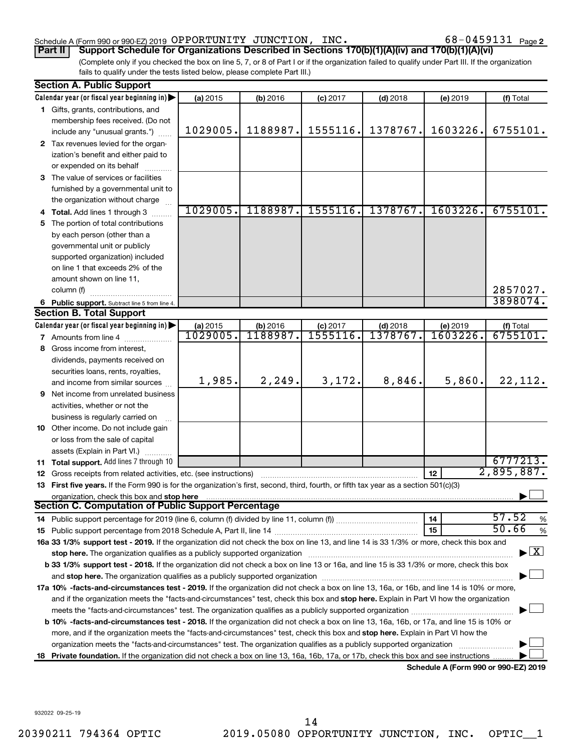Schedule A (Form 990 or 990-EZ) 2019 OPPORTUNITY JUNCTION, INC. 68-0459131 Page 2

**Part II** **Support Schedule for Organizations Described in Sections 170(b)(1)(A)(iv) and 170(b)(1)(A)(vi)**

(Complete only if you checked the box on line 5, 7, or 8 of Part I or if the organization failed to qualify under Part III. If the organization fails to qualify under the tests listed below, please complete Part III.)

**Section A. Public Support**

| Calendar year (or fiscal year beginning in) ▶ | (a) 2015 | (b) 2016 | (c) 2017 | (d) 2018 | (e) 2019 | (f) Total |
|---|---|---|---|---|---|---|
| **1** Gifts, grants, contributions, and membership fees received. (Do not include any "unusual grants.") | 1029005. | 1188987. | 1555116. | 1378767. | 1603226. | 6755101. |
| **2** Tax revenues levied for the organization's benefit and either paid to or expended on its behalf | | | | | | |
| **3** The value of services or facilities furnished by a governmental unit to the organization without charge | | | | | | |
| **4 Total.** Add lines 1 through 3 | 1029005. | 1188987. | 1555116. | 1378767. | 1603226. | 6755101. |
| **5** The portion of total contributions by each person (other than a governmental unit or publicly supported organization) included on line 1 that exceeds 2% of the amount shown on line 11, column (f) | | | | | | 2857027. |
| **6 Public support.** Subtract line 5 from line 4. | | | | | | 3898074. |

**Section B. Total Support**

| Calendar year (or fiscal year beginning in) ▶ | (a) 2015 | (b) 2016 | (c) 2017 | (d) 2018 | (e) 2019 | (f) Total |
|---|---|---|---|---|---|---|
| **7** Amounts from line 4 | 1029005. | 1188987. | 1555116. | 1378767. | 1603226. | 6755101. |
| **8** Gross income from interest, dividends, payments received on securities loans, rents, royalties, and income from similar sources | 1,985. | 2,249. | 3,172. | 8,846. | 5,860. | 22,112. |
| **9** Net income from unrelated business activities, whether or not the business is regularly carried on | | | | | | |
| **10** Other income. Do not include gain or loss from the sale of capital assets (Explain in Part VI.) | | | | | | |
| **11 Total support.** Add lines 7 through 10 | | | | | | 6777213. |

**12** Gross receipts from related activities, etc. (see instructions) — **12** — 2,895,887.

**13 First five years.** If the Form 990 is for the organization's first, second, third, fourth, or fifth tax year as a section 501(c)(3) organization, check this box and **stop here** ▶ ☐

**Section C. Computation of Public Support Percentage**

**14** Public support percentage for 2019 (line 6, column (f) divided by line 11, column (f)) — **14** — 57.52 %

**15** Public support percentage from 2018 Schedule A, Part II, line 14 — **15** — 50.66 %

**16a 33 1/3% support test - 2019.** If the organization did not check the box on line 13, and line 14 is 33 1/3% or more, check this box and **stop here.** The organization qualifies as a publicly supported organization ▶ ☒

**b 33 1/3% support test - 2018.** If the organization did not check a box on line 13 or 16a, and line 15 is 33 1/3% or more, check this box and **stop here.** The organization qualifies as a publicly supported organization ▶ ☐

**17a 10% -facts-and-circumstances test - 2019.** If the organization did not check a box on line 13, 16a, or 16b, and line 14 is 10% or more, and if the organization meets the "facts-and-circumstances" test, check this box and **stop here.** Explain in Part VI how the organization meets the "facts-and-circumstances" test. The organization qualifies as a publicly supported organization ▶ ☐

**b 10% -facts-and-circumstances test - 2018.** If the organization did not check a box on line 13, 16a, 16b, or 17a, and line 15 is 10% or more, and if the organization meets the "facts-and-circumstances" test, check this box and **stop here.** Explain in Part VI how the organization meets the "facts-and-circumstances" test. The organization qualifies as a publicly supported organization ▶ ☐

**18 Private foundation.** If the organization did not check a box on line 13, 16a, 16b, 17a, or 17b, check this box and see instructions ▶ ☐

**Schedule A (Form 990 or 990-EZ) 2019**

932022 09-25-19

20390211 794364 OPTIC 2019.05080 OPPORTUNITY JUNCTION, INC. OPTIC__1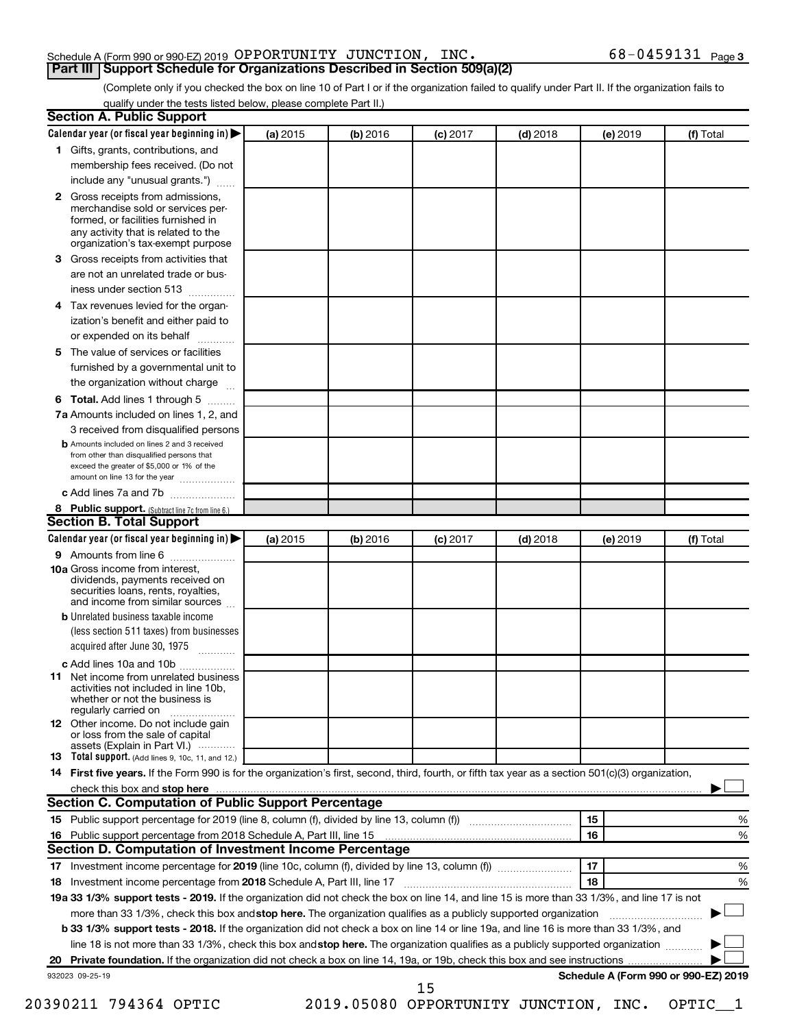Schedule A (Form 990 or 990-EZ) 2019 OPPORTUNITY JUNCTION, INC. 68-0459131 Page 3

## Part III Support Schedule for Organizations Described in Section 509(a)(2)

(Complete only if you checked the box on line 10 of Part I or if the organization failed to qualify under Part II. If the organization fails to qualify under the tests listed below, please complete Part II.)

### Section A. Public Support

| Calendar year (or fiscal year beginning in) | (a) 2015 | (b) 2016 | (c) 2017 | (d) 2018 | (e) 2019 | (f) Total |
|---|---|---|---|---|---|---|
| 1 Gifts, grants, contributions, and membership fees received. (Do not include any "unusual grants.") | | | | | | |
| 2 Gross receipts from admissions, merchandise sold or services performed, or facilities furnished in any activity that is related to the organization's tax-exempt purpose | | | | | | |
| 3 Gross receipts from activities that are not an unrelated trade or business under section 513 | | | | | | |
| 4 Tax revenues levied for the organization's benefit and either paid to or expended on its behalf | | | | | | |
| 5 The value of services or facilities furnished by a governmental unit to the organization without charge | | | | | | |
| 6 **Total.** Add lines 1 through 5 | | | | | | |
| 7a Amounts included on lines 1, 2, and 3 received from disqualified persons | | | | | | |
| b Amounts included on lines 2 and 3 received from other than disqualified persons that exceed the greater of $5,000 or 1% of the amount on line 13 for the year | | | | | | |
| c Add lines 7a and 7b | | | | | | |
| 8 **Public support.** (Subtract line 7c from line 6.) | | | | | | |

### Section B. Total Support

| Calendar year (or fiscal year beginning in) | (a) 2015 | (b) 2016 | (c) 2017 | (d) 2018 | (e) 2019 | (f) Total |
|---|---|---|---|---|---|---|
| 9 Amounts from line 6 | | | | | | |
| 10a Gross income from interest, dividends, payments received on securities loans, rents, royalties, and income from similar sources | | | | | | |
| b Unrelated business taxable income (less section 511 taxes) from businesses acquired after June 30, 1975 | | | | | | |
| c Add lines 10a and 10b | | | | | | |
| 11 Net income from unrelated business activities not included in line 10b, whether or not the business is regularly carried on | | | | | | |
| 12 Other income. Do not include gain or loss from the sale of capital assets (Explain in Part VI.) | | | | | | |
| 13 **Total support.** (Add lines 9, 10c, 11, and 12.) | | | | | | |

14 **First five years.** If the Form 990 is for the organization's first, second, third, fourth, or fifth tax year as a section 501(c)(3) organization, check this box and **stop here** ☐

### Section C. Computation of Public Support Percentage

| | | | |
|---|---|---|---|
| 15 | Public support percentage for 2019 (line 8, column (f), divided by line 13, column (f)) | 15 | % |
| 16 | Public support percentage from 2018 Schedule A, Part III, line 15 | 16 | % |

### Section D. Computation of Investment Income Percentage

| | | | |
|---|---|---|---|
| 17 | Investment income percentage for **2019** (line 10c, column (f), divided by line 13, column (f)) | 17 | % |
| 18 | Investment income percentage from **2018** Schedule A, Part III, line 17 | 18 | % |

**19a 33 1/3% support tests - 2019.** If the organization did not check the box on line 14, and line 15 is more than 33 1/3%, and line 17 is not more than 33 1/3%, check this box and **stop here.** The organization qualifies as a publicly supported organization ☐

**b 33 1/3% support tests - 2018.** If the organization did not check a box on line 14 or line 19a, and line 16 is more than 33 1/3%, and line 18 is not more than 33 1/3%, check this box and **stop here.** The organization qualifies as a publicly supported organization ☐

**20 Private foundation.** If the organization did not check a box on line 14, 19a, or 19b, check this box and see instructions ☐

932023 09-25-19 **Schedule A (Form 990 or 990-EZ) 2019**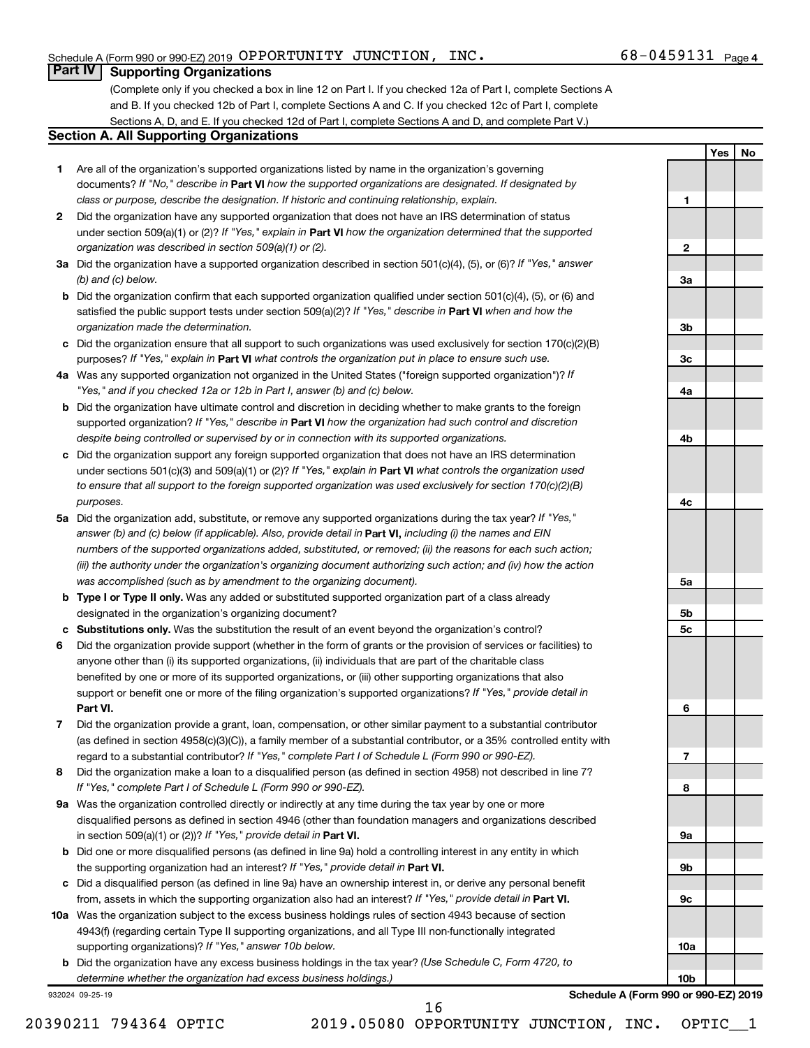Schedule A (Form 990 or 990-EZ) 2019 OPPORTUNITY JUNCTION, INC. 68-0459131 Page 4

## Part IV Supporting Organizations

(Complete only if you checked a box in line 12 on Part I. If you checked 12a of Part I, complete Sections A and B. If you checked 12b of Part I, complete Sections A and C. If you checked 12c of Part I, complete Sections A, D, and E. If you checked 12d of Part I, complete Sections A and D, and complete Part V.)

### Section A. All Supporting Organizations

| | | | Yes | No |
|---|---|---|---|---|
| 1 | Are all of the organization's supported organizations listed by name in the organization's governing documents? *If "No," describe in* **Part VI** *how the supported organizations are designated. If designated by class or purpose, describe the designation. If historic and continuing relationship, explain.* | 1 | | |
| 2 | Did the organization have any supported organization that does not have an IRS determination of status under section 509(a)(1) or (2)? *If "Yes," explain in* **Part VI** *how the organization determined that the supported organization was described in section 509(a)(1) or (2).* | 2 | | |
| 3a | Did the organization have a supported organization described in section 501(c)(4), (5), or (6)? *If "Yes," answer (b) and (c) below.* | 3a | | |
| b | Did the organization confirm that each supported organization qualified under section 501(c)(4), (5), or (6) and satisfied the public support tests under section 509(a)(2)? *If "Yes," describe in* **Part VI** *when and how the organization made the determination.* | 3b | | |
| c | Did the organization ensure that all support to such organizations was used exclusively for section 170(c)(2)(B) purposes? *If "Yes," explain in* **Part VI** *what controls the organization put in place to ensure such use.* | 3c | | |
| 4a | Was any supported organization not organized in the United States ("foreign supported organization")? *If "Yes," and if you checked 12a or 12b in Part I, answer (b) and (c) below.* | 4a | | |
| b | Did the organization have ultimate control and discretion in deciding whether to make grants to the foreign supported organization? *If "Yes," describe in* **Part VI** *how the organization had such control and discretion despite being controlled or supervised by or in connection with its supported organizations.* | 4b | | |
| c | Did the organization support any foreign supported organization that does not have an IRS determination under sections 501(c)(3) and 509(a)(1) or (2)? *If "Yes," explain in* **Part VI** *what controls the organization used to ensure that all support to the foreign supported organization was used exclusively for section 170(c)(2)(B) purposes.* | 4c | | |
| 5a | Did the organization add, substitute, or remove any supported organizations during the tax year? *If "Yes," answer (b) and (c) below (if applicable). Also, provide detail in* **Part VI,** *including (i) the names and EIN numbers of the supported organizations added, substituted, or removed; (ii) the reasons for each such action; (iii) the authority under the organization's organizing document authorizing such action; and (iv) how the action was accomplished (such as by amendment to the organizing document).* | 5a | | |
| b | **Type I or Type II only.** Was any added or substituted supported organization part of a class already designated in the organization's organizing document? | 5b | | |
| c | **Substitutions only.** Was the substitution the result of an event beyond the organization's control? | 5c | | |
| 6 | Did the organization provide support (whether in the form of grants or the provision of services or facilities) to anyone other than (i) its supported organizations, (ii) individuals that are part of the charitable class benefited by one or more of its supported organizations, or (iii) other supporting organizations that also support or benefit one or more of the filing organization's supported organizations? *If "Yes," provide detail in* **Part VI.** | 6 | | |
| 7 | Did the organization provide a grant, loan, compensation, or other similar payment to a substantial contributor (as defined in section 4958(c)(3)(C)), a family member of a substantial contributor, or a 35% controlled entity with regard to a substantial contributor? *If "Yes," complete Part I of Schedule L (Form 990 or 990-EZ).* | 7 | | |
| 8 | Did the organization make a loan to a disqualified person (as defined in section 4958) not described in line 7? *If "Yes," complete Part I of Schedule L (Form 990 or 990-EZ).* | 8 | | |
| 9a | Was the organization controlled directly or indirectly at any time during the tax year by one or more disqualified persons as defined in section 4946 (other than foundation managers and organizations described in section 509(a)(1) or (2))? *If "Yes," provide detail in* **Part VI.** | 9a | | |
| b | Did one or more disqualified persons (as defined in line 9a) hold a controlling interest in any entity in which the supporting organization had an interest? *If "Yes," provide detail in* **Part VI.** | 9b | | |
| c | Did a disqualified person (as defined in line 9a) have an ownership interest in, or derive any personal benefit from, assets in which the supporting organization also had an interest? *If "Yes," provide detail in* **Part VI.** | 9c | | |
| 10a | Was the organization subject to the excess business holdings rules of section 4943 because of section 4943(f) (regarding certain Type II supporting organizations, and all Type III non-functionally integrated supporting organizations)? *If "Yes," answer 10b below.* | 10a | | |
| b | Did the organization have any excess business holdings in the tax year? *(Use Schedule C, Form 4720, to determine whether the organization had excess business holdings.)* | 10b | | |

932024 09-25-19 **Schedule A (Form 990 or 990-EZ) 2019**

20390211 794364 OPTIC 2019.05080 OPPORTUNITY JUNCTION, INC. OPTIC__1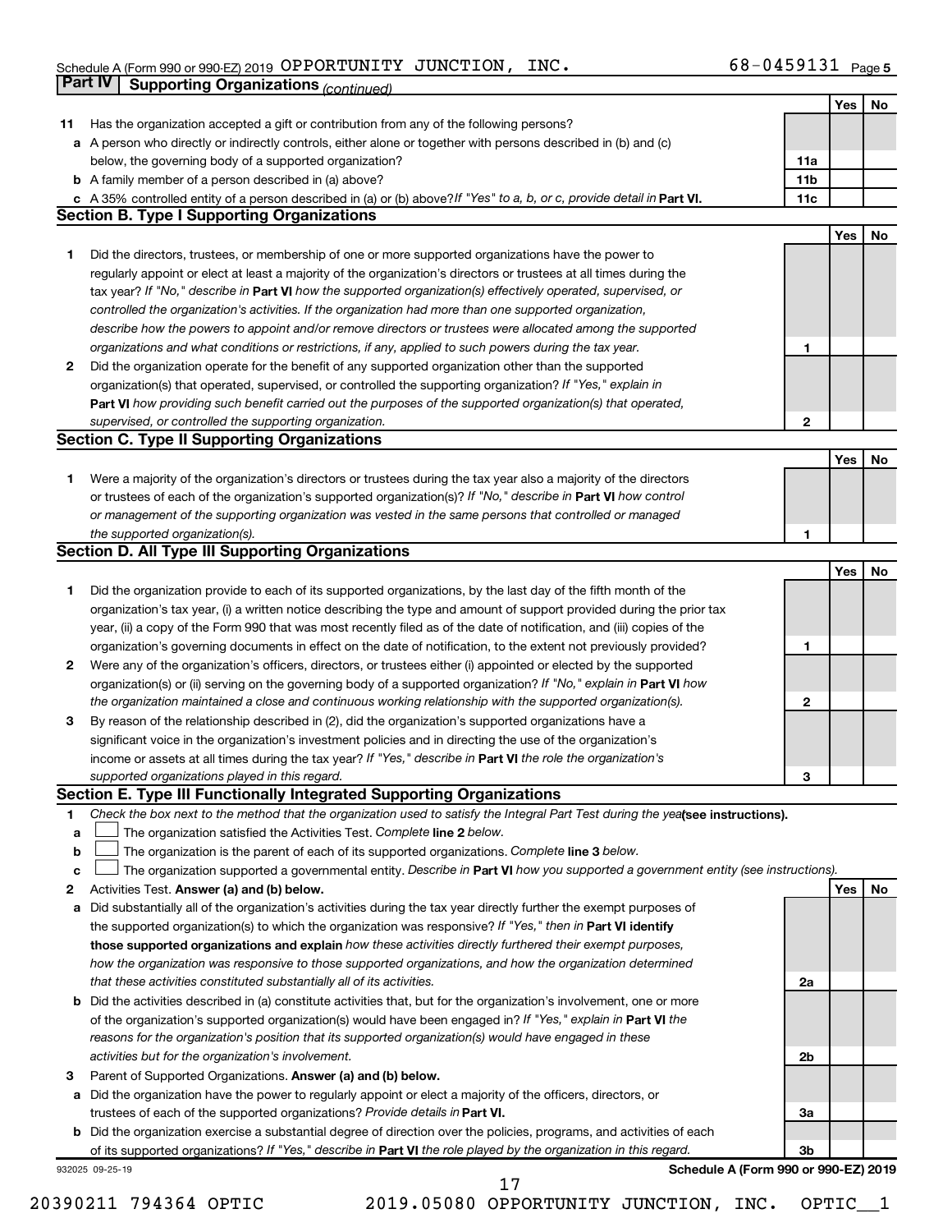Schedule A (Form 990 or 990-EZ) 2019 OPPORTUNITY JUNCTION, INC. 68-0459131 Page 5

**Part IV | Supporting Organizations** *(continued)*

| | | | Yes | No |
|---|---|---|---|---|
| **11** | Has the organization accepted a gift or contribution from any of the following persons? | | | |
| **a** | A person who directly or indirectly controls, either alone or together with persons described in (b) and (c) below, the governing body of a supported organization? | **11a** | | |
| **b** | A family member of a person described in (a) above? | **11b** | | |
| **c** | A 35% controlled entity of a person described in (a) or (b) above? *If "Yes" to a, b, or c, provide detail in* **Part VI.** | **11c** | | |

## Section B. Type I Supporting Organizations

| | | | Yes | No |
|---|---|---|---|---|
| **1** | Did the directors, trustees, or membership of one or more supported organizations have the power to regularly appoint or elect at least a majority of the organization's directors or trustees at all times during the tax year? *If "No," describe in* **Part VI** *how the supported organization(s) effectively operated, supervised, or controlled the organization's activities. If the organization had more than one supported organization, describe how the powers to appoint and/or remove directors or trustees were allocated among the supported organizations and what conditions or restrictions, if any, applied to such powers during the tax year.* | **1** | | |
| **2** | Did the organization operate for the benefit of any supported organization other than the supported organization(s) that operated, supervised, or controlled the supporting organization? *If "Yes," explain in* **Part VI** *how providing such benefit carried out the purposes of the supported organization(s) that operated, supervised, or controlled the supporting organization.* | **2** | | |

## Section C. Type II Supporting Organizations

| | | | Yes | No |
|---|---|---|---|---|
| **1** | Were a majority of the organization's directors or trustees during the tax year also a majority of the directors or trustees of each of the organization's supported organization(s)? *If "No," describe in* **Part VI** *how control or management of the supporting organization was vested in the same persons that controlled or managed the supported organization(s).* | **1** | | |

## Section D. All Type III Supporting Organizations

| | | | Yes | No |
|---|---|---|---|---|
| **1** | Did the organization provide to each of its supported organizations, by the last day of the fifth month of the organization's tax year, (i) a written notice describing the type and amount of support provided during the prior tax year, (ii) a copy of the Form 990 that was most recently filed as of the date of notification, and (iii) copies of the organization's governing documents in effect on the date of notification, to the extent not previously provided? | **1** | | |
| **2** | Were any of the organization's officers, directors, or trustees either (i) appointed or elected by the supported organization(s) or (ii) serving on the governing body of a supported organization? *If "No," explain in* **Part VI** *how the organization maintained a close and continuous working relationship with the supported organization(s).* | **2** | | |
| **3** | By reason of the relationship described in (2), did the organization's supported organizations have a significant voice in the organization's investment policies and in directing the use of the organization's income or assets at all times during the tax year? *If "Yes," describe in* **Part VI** *the role the organization's supported organizations played in this regard.* | **3** | | |

## Section E. Type III Functionally Integrated Supporting Organizations

**1** *Check the box next to the method that the organization used to satisfy the Integral Part Test during the year* **(see instructions).**

- **a** ☐ The organization satisfied the Activities Test. *Complete* **line 2** *below.*
- **b** ☐ The organization is the parent of each of its supported organizations. *Complete* **line 3** *below.*
- **c** ☐ The organization supported a governmental entity. *Describe in* **Part VI** *how you supported a government entity (see instructions).*

| | | | Yes | No |
|---|---|---|---|---|
| **2** | Activities Test. **Answer (a) and (b) below.** | | | |
| **a** | Did substantially all of the organization's activities during the tax year directly further the exempt purposes of the supported organization(s) to which the organization was responsive? *If "Yes," then in* **Part VI identify those supported organizations and explain** *how these activities directly furthered their exempt purposes, how the organization was responsive to those supported organizations, and how the organization determined that these activities constituted substantially all of its activities.* | **2a** | | |
| **b** | Did the activities described in (a) constitute activities that, but for the organization's involvement, one or more of the organization's supported organization(s) would have been engaged in? *If "Yes," explain in* **Part VI** *the reasons for the organization's position that its supported organization(s) would have engaged in these activities but for the organization's involvement.* | **2b** | | |
| **3** | Parent of Supported Organizations. **Answer (a) and (b) below.** | | | |
| **a** | Did the organization have the power to regularly appoint or elect a majority of the officers, directors, or trustees of each of the supported organizations? *Provide details in* **Part VI.** | **3a** | | |
| **b** | Did the organization exercise a substantial degree of direction over the policies, programs, and activities of each of its supported organizations? *If "Yes," describe in* **Part VI** *the role played by the organization in this regard.* | **3b** | | |

932025 09-25-19 **Schedule A (Form 990 or 990-EZ) 2019**

20390211 794364 OPTIC 2019.05080 OPPORTUNITY JUNCTION, INC. OPTIC__1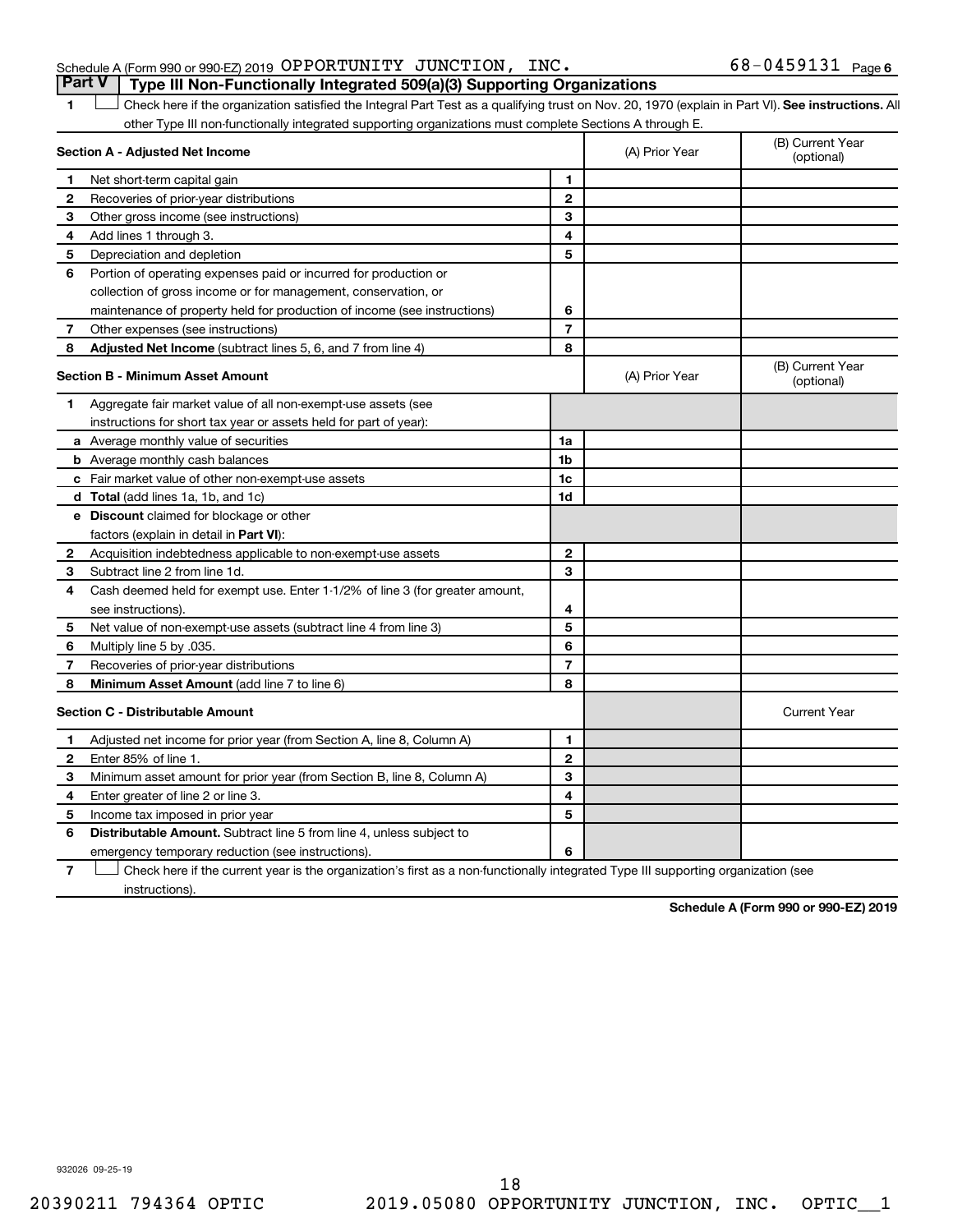Schedule A (Form 990 or 990-EZ) 2019 OPPORTUNITY JUNCTION, INC. 68-0459131 Page 6

## Part V Type III Non-Functionally Integrated 509(a)(3) Supporting Organizations

1 ☐ Check here if the organization satisfied the Integral Part Test as a qualifying trust on Nov. 20, 1970 (explain in Part VI). **See instructions.** All other Type III non-functionally integrated supporting organizations must complete Sections A through E.

| **Section A - Adjusted Net Income** | | (A) Prior Year | (B) Current Year (optional) |
|---|---|---|---|
| **1** Net short-term capital gain | 1 | | |
| **2** Recoveries of prior-year distributions | 2 | | |
| **3** Other gross income (see instructions) | 3 | | |
| **4** Add lines 1 through 3. | 4 | | |
| **5** Depreciation and depletion | 5 | | |
| **6** Portion of operating expenses paid or incurred for production or collection of gross income or for management, conservation, or maintenance of property held for production of income (see instructions) | 6 | | |
| **7** Other expenses (see instructions) | 7 | | |
| **8** **Adjusted Net Income** (subtract lines 5, 6, and 7 from line 4) | 8 | | |

| **Section B - Minimum Asset Amount** | | (A) Prior Year | (B) Current Year (optional) |
|---|---|---|---|
| **1** Aggregate fair market value of all non-exempt-use assets (see instructions for short tax year or assets held for part of year): | | | |
| **a** Average monthly value of securities | 1a | | |
| **b** Average monthly cash balances | 1b | | |
| **c** Fair market value of other non-exempt-use assets | 1c | | |
| **d** **Total** (add lines 1a, 1b, and 1c) | 1d | | |
| **e** **Discount** claimed for blockage or other factors (explain in detail in **Part VI**): | | | |
| **2** Acquisition indebtedness applicable to non-exempt-use assets | 2 | | |
| **3** Subtract line 2 from line 1d. | 3 | | |
| **4** Cash deemed held for exempt use. Enter 1-1/2% of line 3 (for greater amount, see instructions). | 4 | | |
| **5** Net value of non-exempt-use assets (subtract line 4 from line 3) | 5 | | |
| **6** Multiply line 5 by .035. | 6 | | |
| **7** Recoveries of prior-year distributions | 7 | | |
| **8** **Minimum Asset Amount** (add line 7 to line 6) | 8 | | |

| **Section C - Distributable Amount** | | | Current Year |
|---|---|---|---|
| **1** Adjusted net income for prior year (from Section A, line 8, Column A) | 1 | | |
| **2** Enter 85% of line 1. | 2 | | |
| **3** Minimum asset amount for prior year (from Section B, line 8, Column A) | 3 | | |
| **4** Enter greater of line 2 or line 3. | 4 | | |
| **5** Income tax imposed in prior year | 5 | | |
| **6** **Distributable Amount.** Subtract line 5 from line 4, unless subject to emergency temporary reduction (see instructions). | 6 | | |

7 ☐ Check here if the current year is the organization's first as a non-functionally integrated Type III supporting organization (see instructions).

**Schedule A (Form 990 or 990-EZ) 2019**

932026 09-25-19

20390211 794364 OPTIC 2019.05080 OPPORTUNITY JUNCTION, INC. OPTIC__1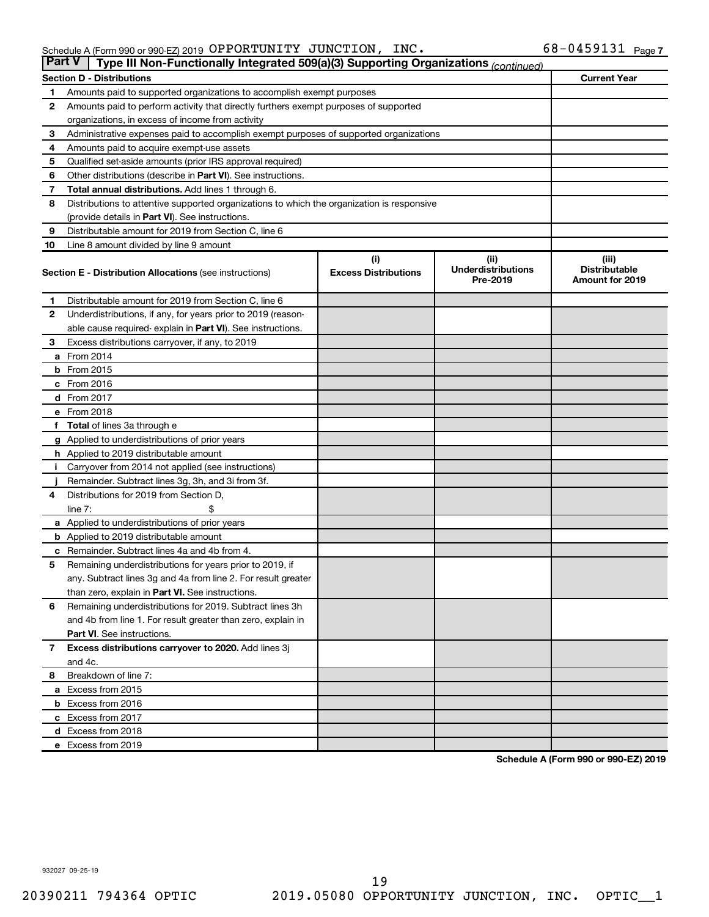Schedule A (Form 990 or 990-EZ) 2019 OPPORTUNITY JUNCTION, INC. 68-0459131 Page 7

## Part V | Type III Non-Functionally Integrated 509(a)(3) Supporting Organizations *(continued)*

| Section D - Distributions | | Current Year |
|---|---|---|
| 1 | Amounts paid to supported organizations to accomplish exempt purposes | |
| 2 | Amounts paid to perform activity that directly furthers exempt purposes of supported organizations, in excess of income from activity | |
| 3 | Administrative expenses paid to accomplish exempt purposes of supported organizations | |
| 4 | Amounts paid to acquire exempt-use assets | |
| 5 | Qualified set-aside amounts (prior IRS approval required) | |
| 6 | Other distributions (describe in **Part VI**). See instructions. | |
| 7 | **Total annual distributions.** Add lines 1 through 6. | |
| 8 | Distributions to attentive supported organizations to which the organization is responsive (provide details in **Part VI**). See instructions. | |
| 9 | Distributable amount for 2019 from Section C, line 6 | |
| 10 | Line 8 amount divided by line 9 amount | |

| Section E - Distribution Allocations (see instructions) | | (i) Excess Distributions | (ii) Underdistributions Pre-2019 | (iii) Distributable Amount for 2019 |
|---|---|---|---|---|
| 1 | Distributable amount for 2019 from Section C, line 6 | | | |
| 2 | Underdistributions, if any, for years prior to 2019 (reasonable cause required- explain in **Part VI**). See instructions. | | | |
| 3 | Excess distributions carryover, if any, to 2019 | | | |
| a | From 2014 | | | |
| b | From 2015 | | | |
| c | From 2016 | | | |
| d | From 2017 | | | |
| e | From 2018 | | | |
| f | **Total** of lines 3a through e | | | |
| g | Applied to underdistributions of prior years | | | |
| h | Applied to 2019 distributable amount | | | |
| i | Carryover from 2014 not applied (see instructions) | | | |
| j | Remainder. Subtract lines 3g, 3h, and 3i from 3f. | | | |
| 4 | Distributions for 2019 from Section D, line 7: $ | | | |
| a | Applied to underdistributions of prior years | | | |
| b | Applied to 2019 distributable amount | | | |
| c | Remainder. Subtract lines 4a and 4b from 4. | | | |
| 5 | Remaining underdistributions for years prior to 2019, if any. Subtract lines 3g and 4a from line 2. For result greater than zero, explain in **Part VI.** See instructions. | | | |
| 6 | Remaining underdistributions for 2019. Subtract lines 3h and 4b from line 1. For result greater than zero, explain in **Part VI**. See instructions. | | | |
| 7 | **Excess distributions carryover to 2020.** Add lines 3j and 4c. | | | |
| 8 | Breakdown of line 7: | | | |
| a | Excess from 2015 | | | |
| b | Excess from 2016 | | | |
| c | Excess from 2017 | | | |
| d | Excess from 2018 | | | |
| e | Excess from 2019 | | | |

**Schedule A (Form 990 or 990-EZ) 2019**

932027 09-25-19

20390211 794364 OPTIC 2019.05080 OPPORTUNITY JUNCTION, INC. OPTIC__1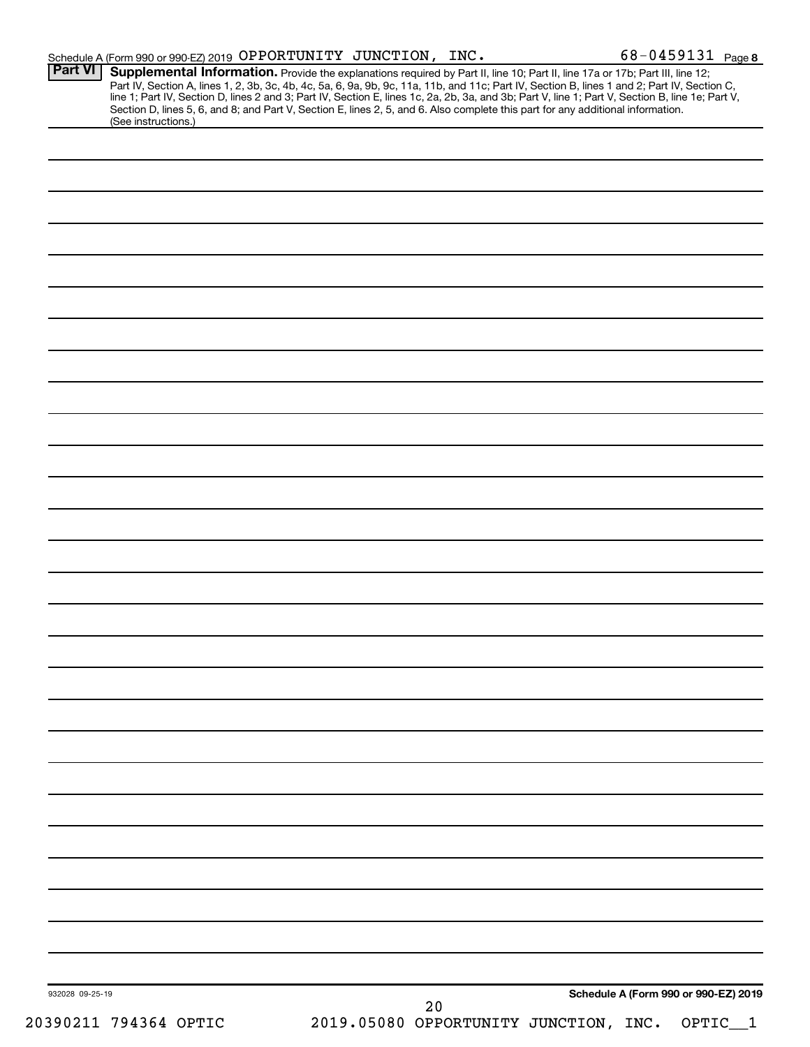Schedule A (Form 990 or 990-EZ) 2019 OPPORTUNITY JUNCTION, INC. 68-0459131 Page 8

**Part VI** **Supplemental Information.** Provide the explanations required by Part II, line 10; Part II, line 17a or 17b; Part III, line 12; Part IV, Section A, lines 1, 2, 3b, 3c, 4b, 4c, 5a, 6, 9a, 9b, 9c, 11a, 11b, and 11c; Part IV, Section B, lines 1 and 2; Part IV, Section C, line 1; Part IV, Section D, lines 2 and 3; Part IV, Section E, lines 1c, 2a, 2b, 3a, and 3b; Part V, line 1; Part V, Section B, line 1e; Part V, Section D, lines 5, 6, and 8; and Part V, Section E, lines 2, 5, and 6. Also complete this part for any additional information. (See instructions.)

932028 09-25-19

**Schedule A (Form 990 or 990-EZ) 2019**

20390211 794364 OPTIC 2019.05080 OPPORTUNITY JUNCTION, INC. OPTIC__1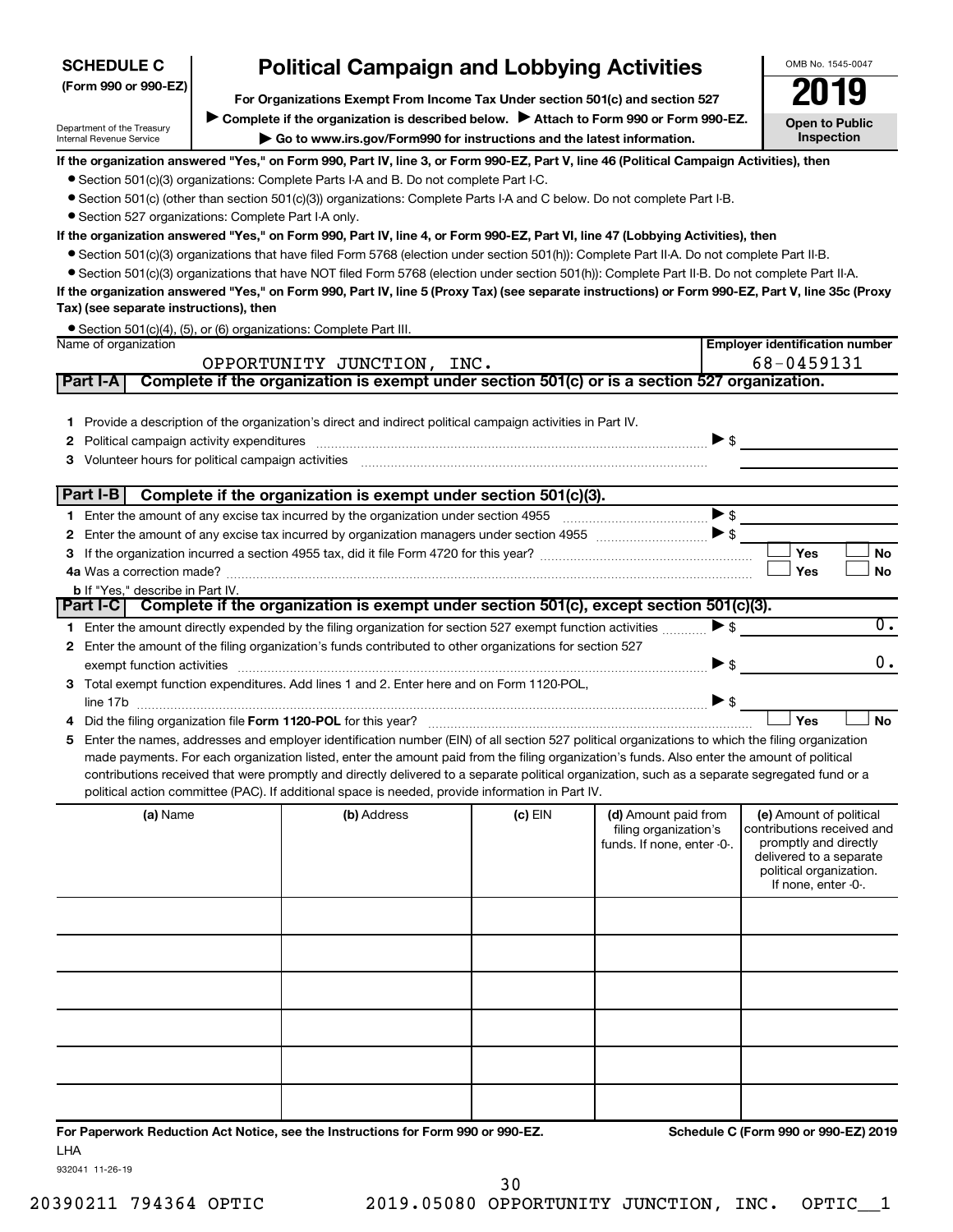**SCHEDULE C (Form 990 or 990-EZ)**

Department of the Treasury
Internal Revenue Service

# Political Campaign and Lobbying Activities

**For Organizations Exempt From Income Tax Under section 501(c) and section 527**

▶ **Complete if the organization is described below.** ▶ **Attach to Form 990 or Form 990-EZ.**

▶ **Go to www.irs.gov/Form990 for instructions and the latest information.**

OMB No. 1545-0047

**2019**

**Open to Public Inspection**

**If the organization answered "Yes," on Form 990, Part IV, line 3, or Form 990-EZ, Part V, line 46 (Political Campaign Activities), then**

- Section 501(c)(3) organizations: Complete Parts I-A and B. Do not complete Part I-C.
- Section 501(c) (other than section 501(c)(3)) organizations: Complete Parts I-A and C below. Do not complete Part I-B.
- Section 527 organizations: Complete Part I-A only.

**If the organization answered "Yes," on Form 990, Part IV, line 4, or Form 990-EZ, Part VI, line 47 (Lobbying Activities), then**

- Section 501(c)(3) organizations that have filed Form 5768 (election under section 501(h)): Complete Part II-A. Do not complete Part II-B.
- Section 501(c)(3) organizations that have NOT filed Form 5768 (election under section 501(h)): Complete Part II-B. Do not complete Part II-A.

**If the organization answered "Yes," on Form 990, Part IV, line 5 (Proxy Tax) (see separate instructions) or Form 990-EZ, Part V, line 35c (Proxy Tax) (see separate instructions), then**

- Section 501(c)(4), (5), or (6) organizations: Complete Part III.

| Name of organization | Employer identification number |
|---|---|
| OPPORTUNITY JUNCTION, INC. | 68-0459131 |

## Part I-A Complete if the organization is exempt under section 501(c) or is a section 527 organization.

1 Provide a description of the organization's direct and indirect political campaign activities in Part IV.

2 Political campaign activity expenditures ▶ $

3 Volunteer hours for political campaign activities

## Part I-B Complete if the organization is exempt under section 501(c)(3).

1 Enter the amount of any excise tax incurred by the organization under section 4955 ▶ $

2 Enter the amount of any excise tax incurred by organization managers under section 4955 ▶ $

3 If the organization incurred a section 4955 tax, did it file Form 4720 for this year? ☐ Yes ☐ No

4a Was a correction made? ☐ Yes ☐ No

b If "Yes," describe in Part IV.

## Part I-C Complete if the organization is exempt under section 501(c), except section 501(c)(3).

1 Enter the amount directly expended by the filing organization for section 527 exempt function activities ▶ $ 0.

2 Enter the amount of the filing organization's funds contributed to other organizations for section 527 exempt function activities ▶ $ 0.

3 Total exempt function expenditures. Add lines 1 and 2. Enter here and on Form 1120-POL, line 17b ▶ $

4 Did the filing organization file **Form 1120-POL** for this year? ☐ Yes ☐ No

5 Enter the names, addresses and employer identification number (EIN) of all section 527 political organizations to which the filing organization made payments. For each organization listed, enter the amount paid from the filing organization's funds. Also enter the amount of political contributions received that were promptly and directly delivered to a separate political organization, such as a separate segregated fund or a political action committee (PAC). If additional space is needed, provide information in Part IV.

| (a) Name | (b) Address | (c) EIN | (d) Amount paid from filing organization's funds. If none, enter -0-. | (e) Amount of political contributions received and promptly and directly delivered to a separate political organization. If none, enter -0-. |
|---|---|---|---|---|
| | | | | |
| | | | | |
| | | | | |
| | | | | |
| | | | | |
| | | | | |

**For Paperwork Reduction Act Notice, see the Instructions for Form 990 or 990-EZ.** **Schedule C (Form 990 or 990-EZ) 2019**

LHA

932041 11-26-19

20390211 794364 OPTIC 2019.05080 OPPORTUNITY JUNCTION, INC. OPTIC__1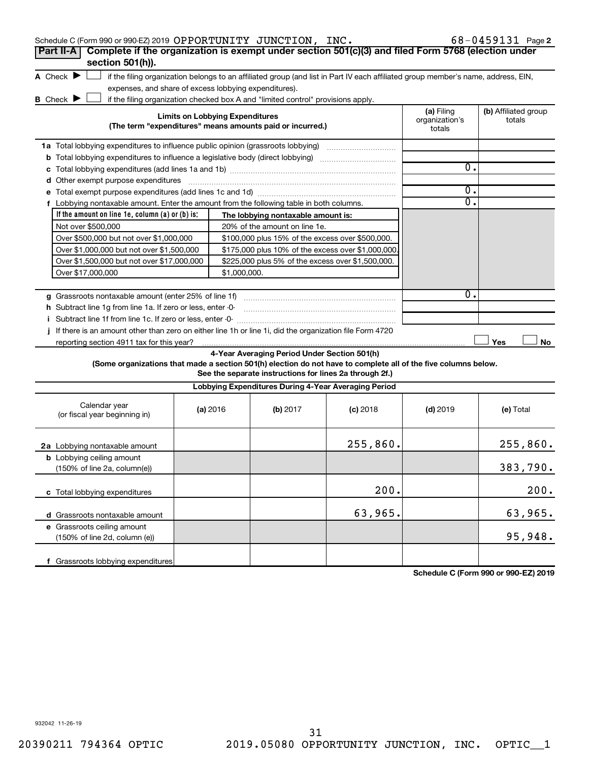Schedule C (Form 990 or 990-EZ) 2019 OPPORTUNITY JUNCTION, INC. 68-0459131 Page 2

**Part II-A** **Complete if the organization is exempt under section 501(c)(3) and filed Form 5768 (election under section 501(h)).**

**A** Check ▶ ☐ if the filing organization belongs to an affiliated group (and list in Part IV each affiliated group member's name, address, EIN, expenses, and share of excess lobbying expenditures).

**B** Check ▶ ☐ if the filing organization checked box A and "limited control" provisions apply.

| **Limits on Lobbying Expenditures** (The term "expenditures" means amounts paid or incurred.) | **(a)** Filing organization's totals | **(b)** Affiliated group totals |
|---|---|---|
| **1a** Total lobbying expenditures to influence public opinion (grassroots lobbying) | | |
| **b** Total lobbying expenditures to influence a legislative body (direct lobbying) | | |
| **c** Total lobbying expenditures (add lines 1a and 1b) | 0. | |
| **d** Other exempt purpose expenditures | | |
| **e** Total exempt purpose expenditures (add lines 1c and 1d) | 0. | |
| **f** Lobbying nontaxable amount. Enter the amount from the following table in both columns. | 0. | |

| If the amount on line 1e, column (a) or (b) is: | The lobbying nontaxable amount is: |
|---|---|
| Not over $500,000 | 20% of the amount on line 1e. |
| Over $500,000 but not over $1,000,000 | $100,000 plus 15% of the excess over $500,000. |
| Over $1,000,000 but not over $1,500,000 | $175,000 plus 10% of the excess over $1,000,000. |
| Over $1,500,000 but not over $17,000,000 | $225,000 plus 5% of the excess over $1,500,000. |
| Over $17,000,000 | $1,000,000. |

| | (a) | (b) |
|---|---|---|
| **g** Grassroots nontaxable amount (enter 25% of line 1f) | 0. | |
| **h** Subtract line 1g from line 1a. If zero or less, enter -0- | | |
| **i** Subtract line 1f from line 1c. If zero or less, enter -0- | | |
| **j** If there is an amount other than zero on either line 1h or line 1i, did the organization file Form 4720 reporting section 4911 tax for this year? | ☐ Yes | ☐ No |

**4-Year Averaging Period Under Section 501(h)**

**(Some organizations that made a section 501(h) election do not have to complete all of the five columns below. See the separate instructions for lines 2a through 2f.)**

| **Lobbying Expenditures During 4-Year Averaging Period** | | | | | |
|---|---|---|---|---|---|
| Calendar year (or fiscal year beginning in) | **(a)** 2016 | **(b)** 2017 | **(c)** 2018 | **(d)** 2019 | **(e)** Total |
| **2a** Lobbying nontaxable amount | | | 255,860. | | 255,860. |
| **b** Lobbying ceiling amount (150% of line 2a, column(e)) | | | | | 383,790. |
| **c** Total lobbying expenditures | | | 200. | | 200. |
| **d** Grassroots nontaxable amount | | | 63,965. | | 63,965. |
| **e** Grassroots ceiling amount (150% of line 2d, column (e)) | | | | | 95,948. |
| **f** Grassroots lobbying expenditures | | | | | |

**Schedule C (Form 990 or 990-EZ) 2019**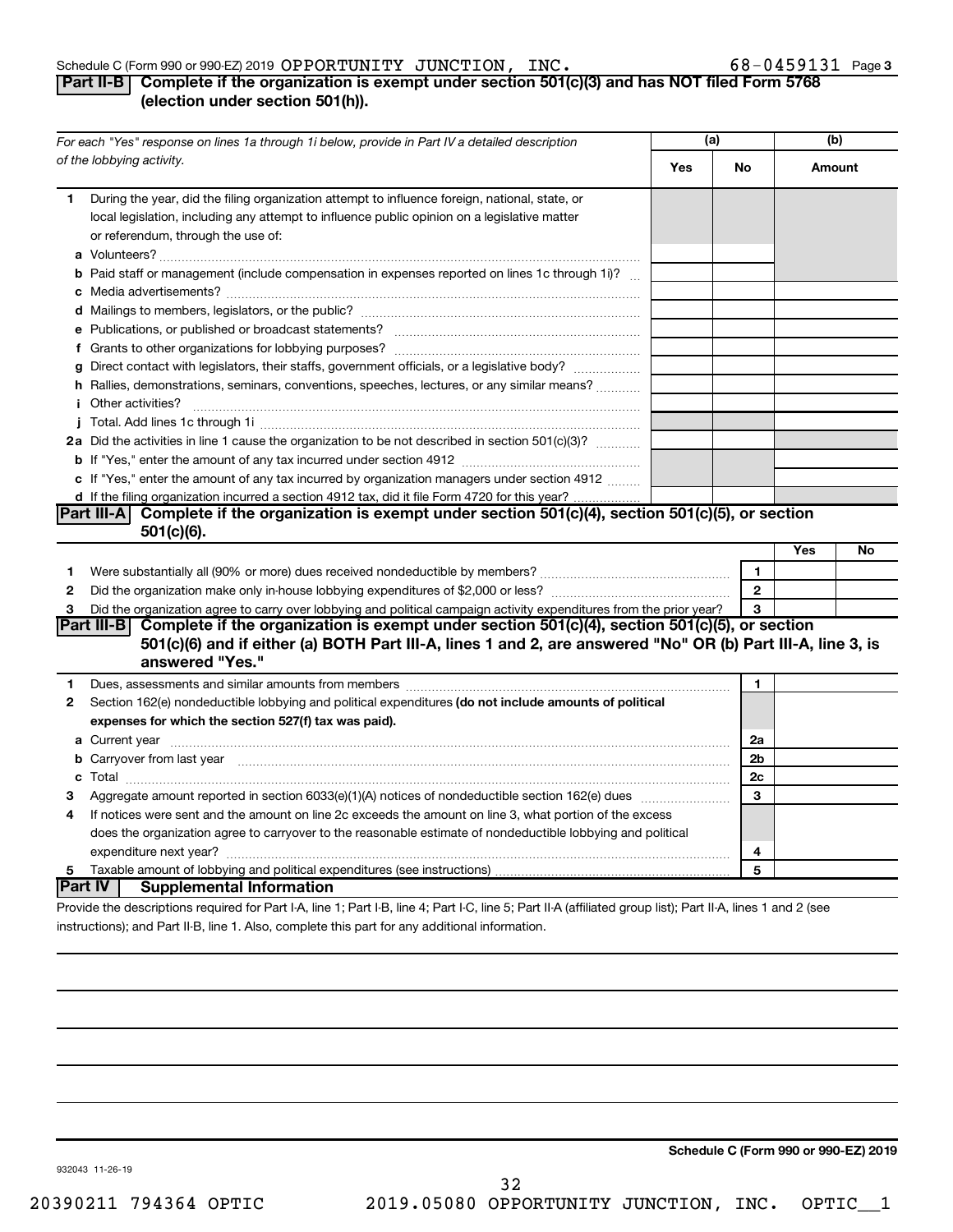Schedule C (Form 990 or 990-EZ) 2019 OPPORTUNITY JUNCTION, INC. 68-0459131 Page 3

## Part II-B Complete if the organization is exempt under section 501(c)(3) and has NOT filed Form 5768 (election under section 501(h)).

| For each "Yes" response on lines 1a through 1i below, provide in Part IV a detailed description of the lobbying activity. | (a) Yes | (a) No | (b) Amount |
|---|---|---|---|
| **1** During the year, did the filing organization attempt to influence foreign, national, state, or local legislation, including any attempt to influence public opinion on a legislative matter or referendum, through the use of: | | | |
| **a** Volunteers? | | | |
| **b** Paid staff or management (include compensation in expenses reported on lines 1c through 1i)? | | | |
| **c** Media advertisements? | | | |
| **d** Mailings to members, legislators, or the public? | | | |
| **e** Publications, or published or broadcast statements? | | | |
| **f** Grants to other organizations for lobbying purposes? | | | |
| **g** Direct contact with legislators, their staffs, government officials, or a legislative body? | | | |
| **h** Rallies, demonstrations, seminars, conventions, speeches, lectures, or any similar means? | | | |
| **i** Other activities? | | | |
| **j** Total. Add lines 1c through 1i | | | |
| **2a** Did the activities in line 1 cause the organization to be not described in section 501(c)(3)? | | | |
| **b** If "Yes," enter the amount of any tax incurred under section 4912 | | | |
| **c** If "Yes," enter the amount of any tax incurred by organization managers under section 4912 | | | |
| **d** If the filing organization incurred a section 4912 tax, did it file Form 4720 for this year? | | | |

## Part III-A Complete if the organization is exempt under section 501(c)(4), section 501(c)(5), or section 501(c)(6).

| | | | Yes | No |
|---|---|---|---|---|
| **1** | Were substantially all (90% or more) dues received nondeductible by members? | 1 | | |
| **2** | Did the organization make only in-house lobbying expenditures of $2,000 or less? | 2 | | |
| **3** | Did the organization agree to carry over lobbying and political campaign activity expenditures from the prior year? | 3 | | |

## Part III-B Complete if the organization is exempt under section 501(c)(4), section 501(c)(5), or section 501(c)(6) and if either (a) BOTH Part III-A, lines 1 and 2, are answered "No" OR (b) Part III-A, line 3, is answered "Yes."

| | | | |
|---|---|---|---|
| **1** | Dues, assessments and similar amounts from members | 1 | |
| **2** | Section 162(e) nondeductible lobbying and political expenditures **(do not include amounts of political expenses for which the section 527(f) tax was paid).** | | |
| **a** | Current year | 2a | |
| **b** | Carryover from last year | 2b | |
| **c** | Total | 2c | |
| **3** | Aggregate amount reported in section 6033(e)(1)(A) notices of nondeductible section 162(e) dues | 3 | |
| **4** | If notices were sent and the amount on line 2c exceeds the amount on line 3, what portion of the excess does the organization agree to carryover to the reasonable estimate of nondeductible lobbying and political expenditure next year? | 4 | |
| **5** | Taxable amount of lobbying and political expenditures (see instructions) | 5 | |

## Part IV Supplemental Information

Provide the descriptions required for Part I-A, line 1; Part I-B, line 4; Part I-C, line 5; Part II-A (affiliated group list); Part II-A, lines 1 and 2 (see instructions); and Part II-B, line 1. Also, complete this part for any additional information.

Schedule C (Form 990 or 990-EZ) 2019

932043 11-26-19

20390211 794364 OPTIC 2019.05080 OPPORTUNITY JUNCTION, INC. OPTIC__1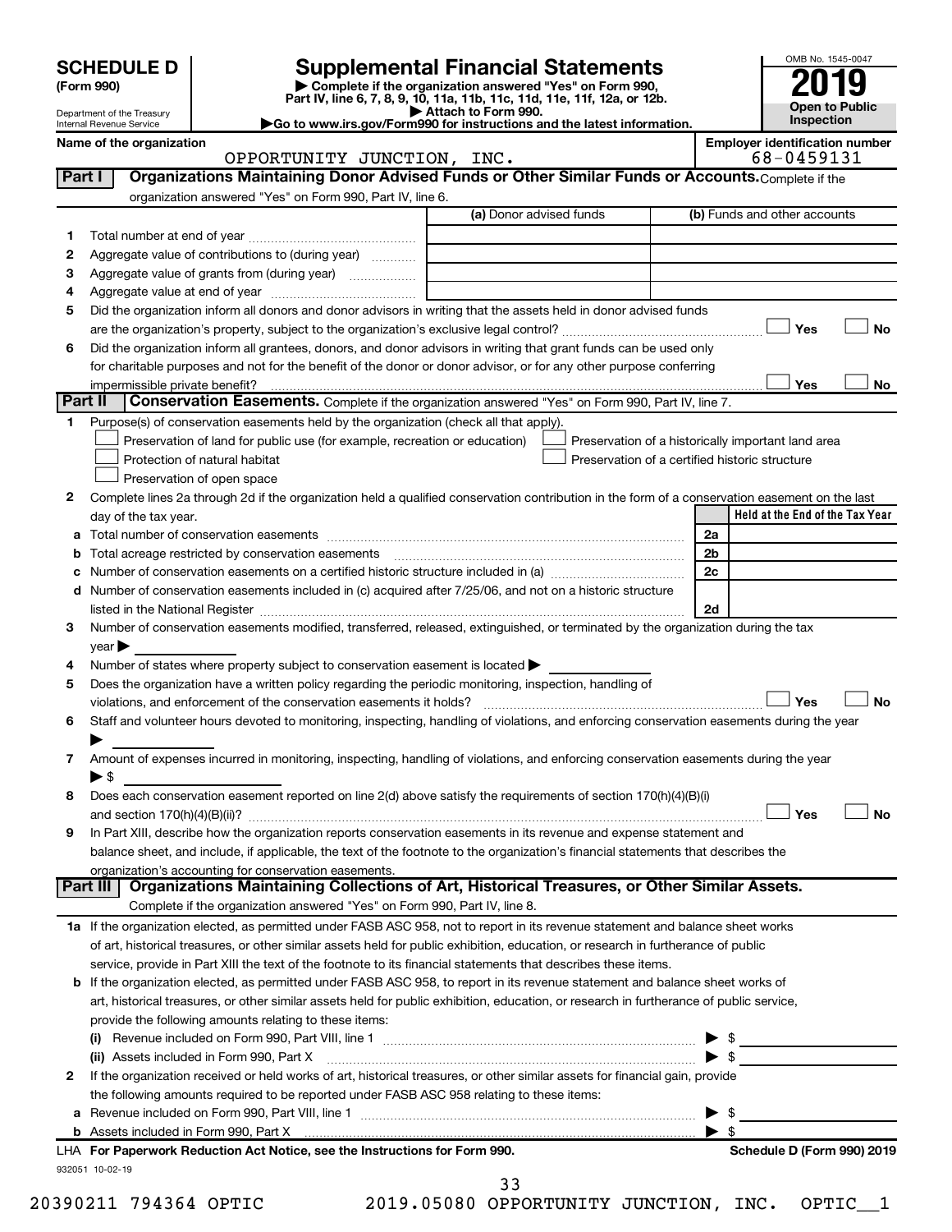# SCHEDULE D (Form 990)

Department of the Treasury
Internal Revenue Service

## Supplemental Financial Statements

▶ Complete if the organization answered "Yes" on Form 990, Part IV, line 6, 7, 8, 9, 10, 11a, 11b, 11c, 11d, 11e, 11f, 12a, or 12b.
▶ Attach to Form 990.
▶Go to www.irs.gov/Form990 for instructions and the latest information.

OMB No. 1545-0047

**2019**

**Open to Public Inspection**

**Name of the organization** OPPORTUNITY JUNCTION, INC.

**Employer identification number** 68-0459131

**Part I — Organizations Maintaining Donor Advised Funds or Other Similar Funds or Accounts.** Complete if the organization answered "Yes" on Form 990, Part IV, line 6.

| | | (a) Donor advised funds | (b) Funds and other accounts |
|---|---|---|---|
| 1 | Total number at end of year | | |
| 2 | Aggregate value of contributions to (during year) | | |
| 3 | Aggregate value of grants from (during year) | | |
| 4 | Aggregate value at end of year | | |

5 Did the organization inform all donors and donor advisors in writing that the assets held in donor advised funds are the organization's property, subject to the organization's exclusive legal control? ☐ Yes ☐ No

6 Did the organization inform all grantees, donors, and donor advisors in writing that grant funds can be used only for charitable purposes and not for the benefit of the donor or donor advisor, or for any other purpose conferring impermissible private benefit? ☐ Yes ☐ No

**Part II — Conservation Easements.** Complete if the organization answered "Yes" on Form 990, Part IV, line 7.

1 Purpose(s) of conservation easements held by the organization (check all that apply).
- ☐ Preservation of land for public use (for example, recreation or education)
- ☐ Protection of natural habitat
- ☐ Preservation of open space
- ☐ Preservation of a historically important land area
- ☐ Preservation of a certified historic structure

2 Complete lines 2a through 2d if the organization held a qualified conservation contribution in the form of a conservation easement on the last day of the tax year.

| | | | Held at the End of the Tax Year |
|---|---|---|---|
| a | Total number of conservation easements | 2a | |
| b | Total acreage restricted by conservation easements | 2b | |
| c | Number of conservation easements on a certified historic structure included in (a) | 2c | |
| d | Number of conservation easements included in (c) acquired after 7/25/06, and not on a historic structure listed in the National Register | 2d | |

3 Number of conservation easements modified, transferred, released, extinguished, or terminated by the organization during the tax year ▶

4 Number of states where property subject to conservation easement is located ▶

5 Does the organization have a written policy regarding the periodic monitoring, inspection, handling of violations, and enforcement of the conservation easements it holds? ☐ Yes ☐ No

6 Staff and volunteer hours devoted to monitoring, inspecting, handling of violations, and enforcing conservation easements during the year ▶

7 Amount of expenses incurred in monitoring, inspecting, handling of violations, and enforcing conservation easements during the year ▶ $

8 Does each conservation easement reported on line 2(d) above satisfy the requirements of section 170(h)(4)(B)(i) and section 170(h)(4)(B)(ii)? ☐ Yes ☐ No

9 In Part XIII, describe how the organization reports conservation easements in its revenue and expense statement and balance sheet, and include, if applicable, the text of the footnote to the organization's financial statements that describes the organization's accounting for conservation easements.

**Part III — Organizations Maintaining Collections of Art, Historical Treasures, or Other Similar Assets.** Complete if the organization answered "Yes" on Form 990, Part IV, line 8.

1a If the organization elected, as permitted under FASB ASC 958, not to report in its revenue statement and balance sheet works of art, historical treasures, or other similar assets held for public exhibition, education, or research in furtherance of public service, provide in Part XIII the text of the footnote to its financial statements that describes these items.

b If the organization elected, as permitted under FASB ASC 958, to report in its revenue statement and balance sheet works of art, historical treasures, or other similar assets held for public exhibition, education, or research in furtherance of public service, provide the following amounts relating to these items:

(i) Revenue included on Form 990, Part VIII, line 1 ▶ $

(ii) Assets included in Form 990, Part X ▶ $

2 If the organization received or held works of art, historical treasures, or other similar assets for financial gain, provide the following amounts required to be reported under FASB ASC 958 relating to these items:

a Revenue included on Form 990, Part VIII, line 1 ▶ $

b Assets included in Form 990, Part X ▶ $

LHA **For Paperwork Reduction Act Notice, see the Instructions for Form 990.** **Schedule D (Form 990) 2019**

932051 10-02-19

20390211 794364 OPTIC 2019.05080 OPPORTUNITY JUNCTION, INC. OPTIC__1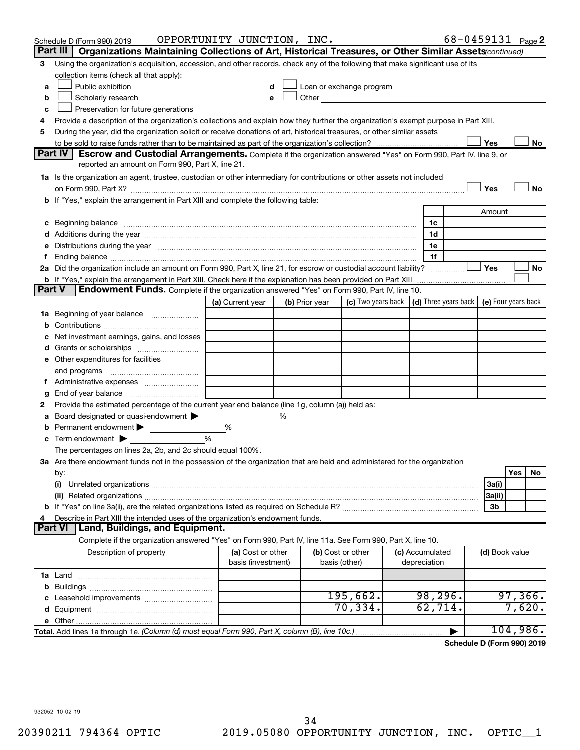Schedule D (Form 990) 2019 OPPORTUNITY JUNCTION, INC. 68-0459131 Page 2

## Part III Organizations Maintaining Collections of Art, Historical Treasures, or Other Similar Assets *(continued)*

3 Using the organization's acquisition, accession, and other records, check any of the following that make significant use of its collection items (check all that apply):

- a ☐ Public exhibition
- b ☐ Scholarly research
- c ☐ Preservation for future generations
- d ☐ Loan or exchange program
- e ☐ Other

4 Provide a description of the organization's collections and explain how they further the organization's exempt purpose in Part XIII.

5 During the year, did the organization solicit or receive donations of art, historical treasures, or other similar assets to be sold to raise funds rather than to be maintained as part of the organization's collection? ☐ Yes ☐ No

## Part IV Escrow and Custodial Arrangements.

Complete if the organization answered "Yes" on Form 990, Part IV, line 9, or reported an amount on Form 990, Part X, line 21.

1a Is the organization an agent, trustee, custodian or other intermediary for contributions or other assets not included on Form 990, Part X? ☐ Yes ☐ No

b If "Yes," explain the arrangement in Part XIII and complete the following table:

| | | Amount |
|---|---|---|
| c Beginning balance | 1c | |
| d Additions during the year | 1d | |
| e Distributions during the year | 1e | |
| f Ending balance | 1f | |

2a Did the organization include an amount on Form 990, Part X, line 21, for escrow or custodial account liability? ☐ Yes ☐ No

b If "Yes," explain the arrangement in Part XIII. Check here if the explanation has been provided on Part XIII ☐

## Part V Endowment Funds.

Complete if the organization answered "Yes" on Form 990, Part IV, line 10.

| | (a) Current year | (b) Prior year | (c) Two years back | (d) Three years back | (e) Four years back |
|---|---|---|---|---|---|
| 1a Beginning of year balance | | | | | |
| b Contributions | | | | | |
| c Net investment earnings, gains, and losses | | | | | |
| d Grants or scholarships | | | | | |
| e Other expenditures for facilities and programs | | | | | |
| f Administrative expenses | | | | | |
| g End of year balance | | | | | |

2 Provide the estimated percentage of the current year end balance (line 1g, column (a)) held as:

- a Board designated or quasi-endowment ▶ %
- b Permanent endowment ▶ %
- c Term endowment ▶ %

The percentages on lines 2a, 2b, and 2c should equal 100%.

3a Are there endowment funds not in the possession of the organization that are held and administered for the organization by:

| | | Yes | No |
|---|---|---|---|
| (i) Unrelated organizations | 3a(i) | | |
| (ii) Related organizations | 3a(ii) | | |
| b If "Yes" on line 3a(ii), are the related organizations listed as required on Schedule R? | 3b | | |

4 Describe in Part XIII the intended uses of the organization's endowment funds.

## Part VI Land, Buildings, and Equipment.

Complete if the organization answered "Yes" on Form 990, Part IV, line 11a. See Form 990, Part X, line 10.

| Description of property | (a) Cost or other basis (investment) | (b) Cost or other basis (other) | (c) Accumulated depreciation | (d) Book value |
|---|---|---|---|---|
| 1a Land | | | | |
| b Buildings | | | | |
| c Leasehold improvements | | 195,662. | 98,296. | 97,366. |
| d Equipment | | 70,334. | 62,714. | 7,620. |
| e Other | | | | |
| **Total.** Add lines 1a through 1e. *(Column (d) must equal Form 990, Part X, column (B), line 10c.)* | | | ▶ | 104,986. |

**Schedule D (Form 990) 2019**

932052 10-02-19

20390211 794364 OPTIC 2019.05080 OPPORTUNITY JUNCTION, INC. OPTIC__1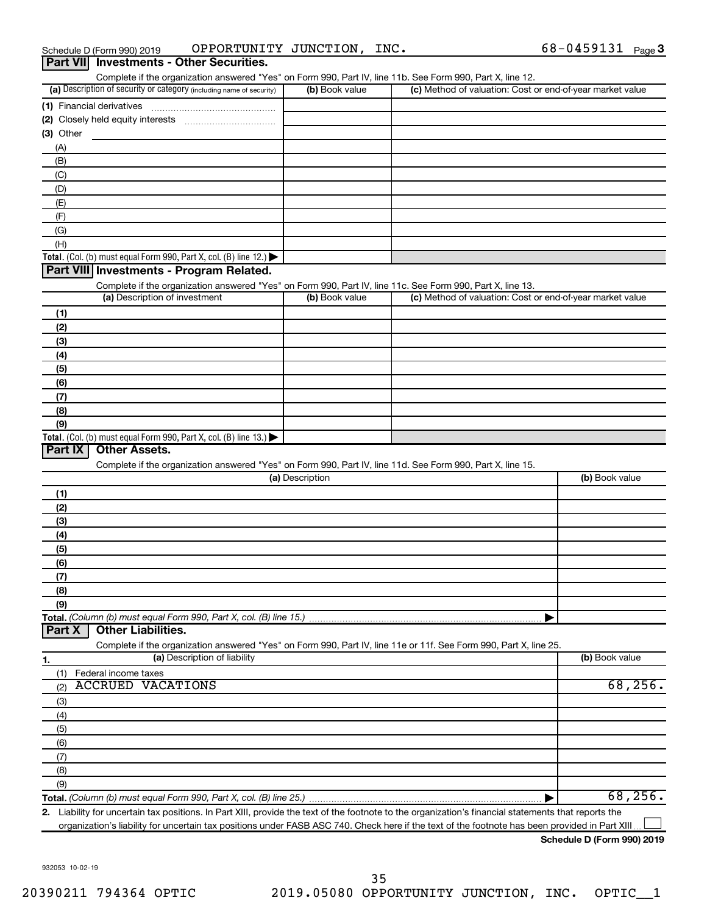Schedule D (Form 990) 2019 OPPORTUNITY JUNCTION, INC. 68-0459131 Page 3

## Part VII Investments - Other Securities.

Complete if the organization answered "Yes" on Form 990, Part IV, line 11b. See Form 990, Part X, line 12.

| (a) Description of security or category (including name of security) | (b) Book value | (c) Method of valuation: Cost or end-of-year market value |
|---|---|---|
| (1) Financial derivatives | | |
| (2) Closely held equity interests | | |
| (3) Other | | |
| (A) | | |
| (B) | | |
| (C) | | |
| (D) | | |
| (E) | | |
| (F) | | |
| (G) | | |
| (H) | | |
| **Total.** (Col. (b) must equal Form 990, Part X, col. (B) line 12.) ▶ | | |

## Part VIII Investments - Program Related.

Complete if the organization answered "Yes" on Form 990, Part IV, line 11c. See Form 990, Part X, line 13.

| (a) Description of investment | (b) Book value | (c) Method of valuation: Cost or end-of-year market value |
|---|---|---|
| (1) | | |
| (2) | | |
| (3) | | |
| (4) | | |
| (5) | | |
| (6) | | |
| (7) | | |
| (8) | | |
| (9) | | |
| **Total.** (Col. (b) must equal Form 990, Part X, col. (B) line 13.) ▶ | | |

## Part IX Other Assets.

Complete if the organization answered "Yes" on Form 990, Part IV, line 11d. See Form 990, Part X, line 15.

| (a) Description | (b) Book value |
|---|---|
| (1) | |
| (2) | |
| (3) | |
| (4) | |
| (5) | |
| (6) | |
| (7) | |
| (8) | |
| (9) | |
| **Total.** *(Column (b) must equal Form 990, Part X, col. (B) line 15.)* ▶ | |

## Part X Other Liabilities.

Complete if the organization answered "Yes" on Form 990, Part IV, line 11e or 11f. See Form 990, Part X, line 25.

| 1. (a) Description of liability | (b) Book value |
|---|---|
| (1) Federal income taxes | |
| (2) ACCRUED VACATIONS | 68,256. |
| (3) | |
| (4) | |
| (5) | |
| (6) | |
| (7) | |
| (8) | |
| (9) | |
| **Total.** *(Column (b) must equal Form 990, Part X, col. (B) line 25.)* ▶ | 68,256. |

**2.** Liability for uncertain tax positions. In Part XIII, provide the text of the footnote to the organization's financial statements that reports the organization's liability for uncertain tax positions under FASB ASC 740. Check here if the text of the footnote has been provided in Part XIII ☐

**Schedule D (Form 990) 2019**

932053 10-02-19

20390211 794364 OPTIC 2019.05080 OPPORTUNITY JUNCTION, INC. OPTIC__1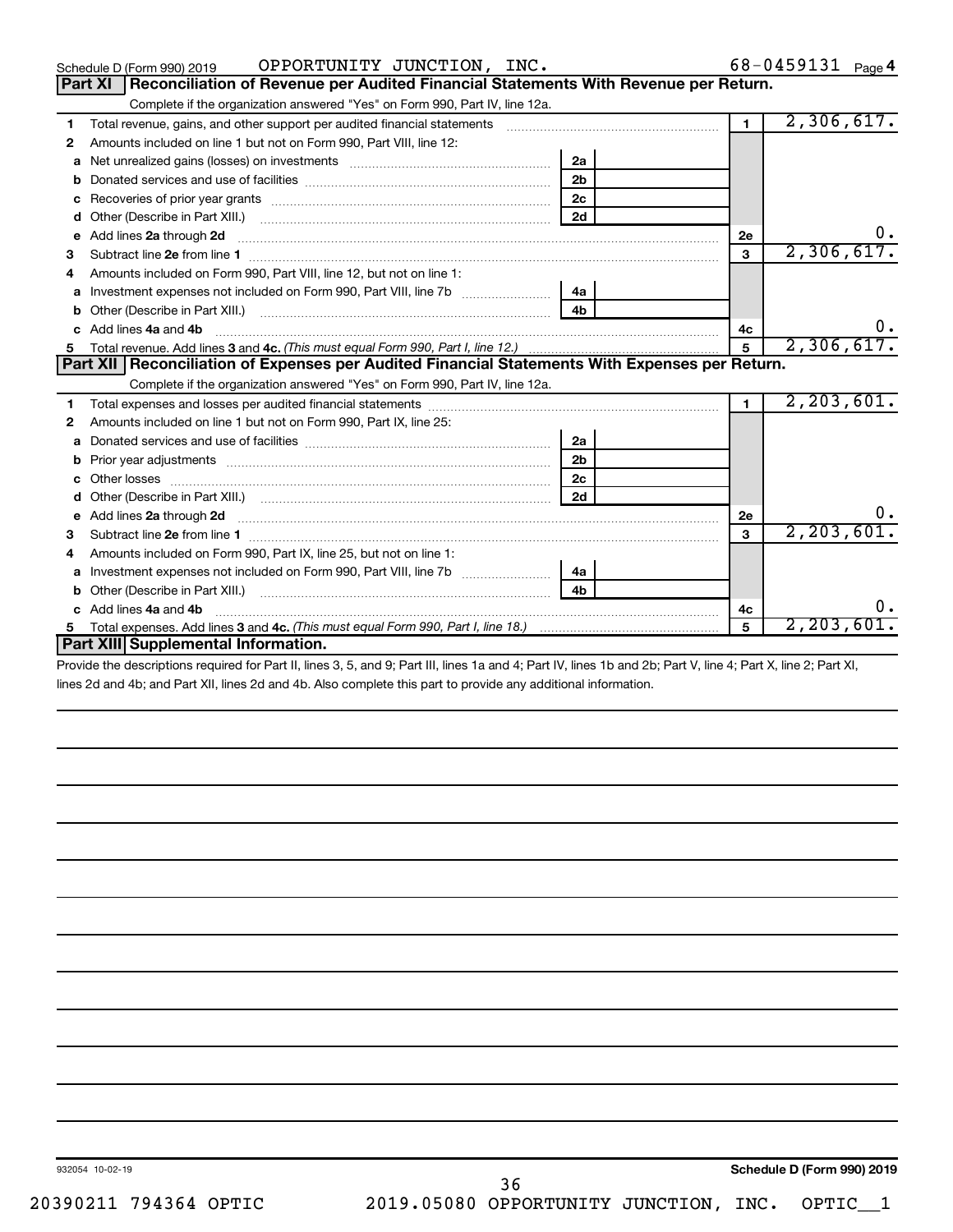Schedule D (Form 990) 2019 OPPORTUNITY JUNCTION, INC. 68-0459131 Page 4

## Part XI Reconciliation of Revenue per Audited Financial Statements With Revenue per Return.

Complete if the organization answered "Yes" on Form 990, Part IV, line 12a.

| | | | | | |
|---|---|---|---|---|---|
| 1 | Total revenue, gains, and other support per audited financial statements | | | 1 | 2,306,617. |
| 2 | Amounts included on line 1 but not on Form 990, Part VIII, line 12: | | | | |
| a | Net unrealized gains (losses) on investments | 2a | | | |
| b | Donated services and use of facilities | 2b | | | |
| c | Recoveries of prior year grants | 2c | | | |
| d | Other (Describe in Part XIII.) | 2d | | | |
| e | Add lines **2a** through **2d** | | | 2e | 0. |
| 3 | Subtract line **2e** from line **1** | | | 3 | 2,306,617. |
| 4 | Amounts included on Form 990, Part VIII, line 12, but not on line 1: | | | | |
| a | Investment expenses not included on Form 990, Part VIII, line 7b | 4a | | | |
| b | Other (Describe in Part XIII.) | 4b | | | |
| c | Add lines **4a** and **4b** | | | 4c | 0. |
| 5 | Total revenue. Add lines **3** and **4c.** *(This must equal Form 990, Part I, line 12.)* | | | 5 | 2,306,617. |

## Part XII Reconciliation of Expenses per Audited Financial Statements With Expenses per Return.

Complete if the organization answered "Yes" on Form 990, Part IV, line 12a.

| | | | | | |
|---|---|---|---|---|---|
| 1 | Total expenses and losses per audited financial statements | | | 1 | 2,203,601. |
| 2 | Amounts included on line 1 but not on Form 990, Part IX, line 25: | | | | |
| a | Donated services and use of facilities | 2a | | | |
| b | Prior year adjustments | 2b | | | |
| c | Other losses | 2c | | | |
| d | Other (Describe in Part XIII.) | 2d | | | |
| e | Add lines **2a** through **2d** | | | 2e | 0. |
| 3 | Subtract line **2e** from line **1** | | | 3 | 2,203,601. |
| 4 | Amounts included on Form 990, Part IX, line 25, but not on line 1: | | | | |
| a | Investment expenses not included on Form 990, Part VIII, line 7b | 4a | | | |
| b | Other (Describe in Part XIII.) | 4b | | | |
| c | Add lines **4a** and **4b** | | | 4c | 0. |
| 5 | Total expenses. Add lines **3** and **4c.** *(This must equal Form 990, Part I, line 18.)* | | | 5 | 2,203,601. |

## Part XIII Supplemental Information.

Provide the descriptions required for Part II, lines 3, 5, and 9; Part III, lines 1a and 4; Part IV, lines 1b and 2b; Part V, line 4; Part X, line 2; Part XI, lines 2d and 4b; and Part XII, lines 2d and 4b. Also complete this part to provide any additional information.

932054 10-02-19 **Schedule D (Form 990) 2019**

20390211 794364 OPTIC 2019.05080 OPPORTUNITY JUNCTION, INC. OPTIC__1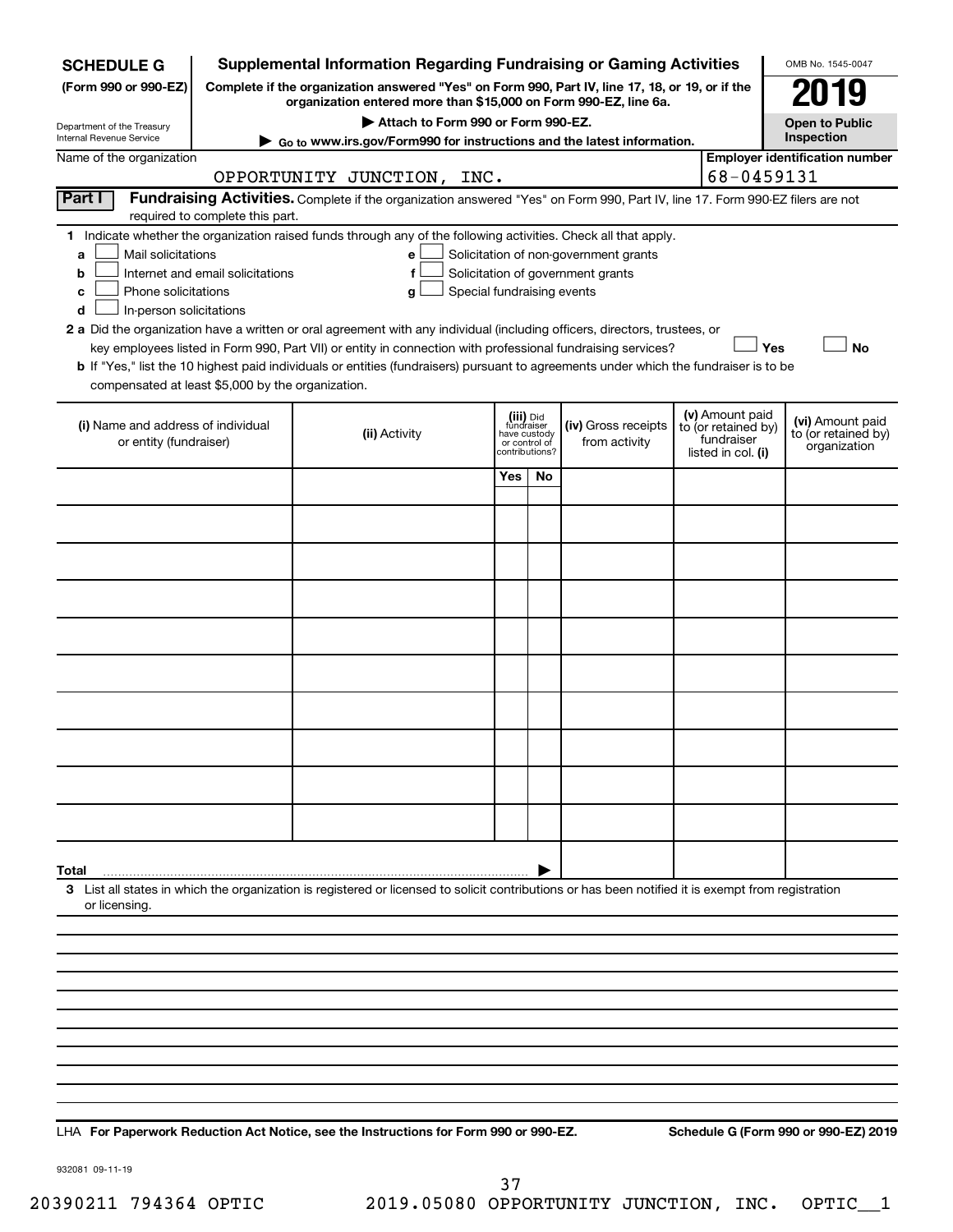**SCHEDULE G (Form 990 or 990-EZ)**

Department of the Treasury
Internal Revenue Service

# Supplemental Information Regarding Fundraising or Gaming Activities

**Complete if the organization answered "Yes" on Form 990, Part IV, line 17, 18, or 19, or if the organization entered more than $15,000 on Form 990-EZ, line 6a.**

**▶ Attach to Form 990 or Form 990-EZ.**

**▶ Go to www.irs.gov/Form990 for instructions and the latest information.**

OMB No. 1545-0047

**2019**

**Open to Public Inspection**

Name of the organization: OPPORTUNITY JUNCTION, INC.

**Employer identification number:** 68-0459131

## Part I Fundraising Activities.

Complete if the organization answered "Yes" on Form 990, Part IV, line 17. Form 990-EZ filers are not required to complete this part.

**1** Indicate whether the organization raised funds through any of the following activities. Check all that apply.

- **a** ☐ Mail solicitations
- **b** ☐ Internet and email solicitations
- **c** ☐ Phone solicitations
- **d** ☐ In-person solicitations
- **e** ☐ Solicitation of non-government grants
- **f** ☐ Solicitation of government grants
- **g** ☐ Special fundraising events

**2a** Did the organization have a written or oral agreement with any individual (including officers, directors, trustees, or key employees listed in Form 990, Part VII) or entity in connection with professional fundraising services? ☐ **Yes** ☐ **No**

**b** If "Yes," list the 10 highest paid individuals or entities (fundraisers) pursuant to agreements under which the fundraiser is to be compensated at least $5,000 by the organization.

| (i) Name and address of individual or entity (fundraiser) | (ii) Activity | (iii) Did fundraiser have custody or control of contributions? | | (iv) Gross receipts from activity | (v) Amount paid to (or retained by) fundraiser listed in col. (i) | (vi) Amount paid to (or retained by) organization |
|---|---|---|---|---|---|---|
| | | Yes | No | | | |
| | | | | | | |
| | | | | | | |
| | | | | | | |
| | | | | | | |
| | | | | | | |
| | | | | | | |
| | | | | | | |
| | | | | | | |
| | | | | | | |
| | | | | | | |
| **Total** ▶ | | | | | | |

**3** List all states in which the organization is registered or licensed to solicit contributions or has been notified it is exempt from registration or licensing.

LHA **For Paperwork Reduction Act Notice, see the Instructions for Form 990 or 990-EZ.** **Schedule G (Form 990 or 990-EZ) 2019**

932081 09-11-19

20390211 794364 OPTIC 2019.05080 OPPORTUNITY JUNCTION, INC. OPTIC__1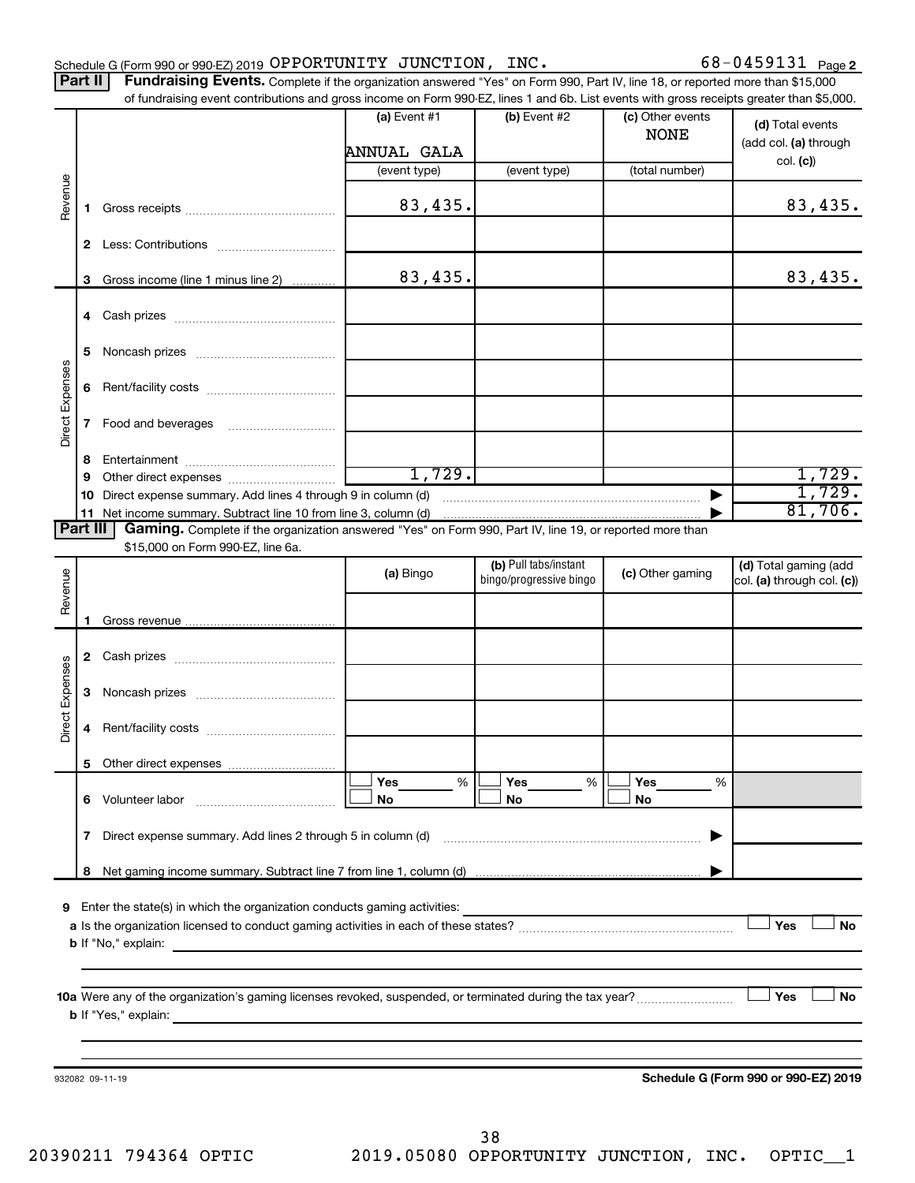Schedule G (Form 990 or 990-EZ) 2019 OPPORTUNITY JUNCTION, INC. 68-0459131 Page 2

**Part II** **Fundraising Events.** Complete if the organization answered "Yes" on Form 990, Part IV, line 18, or reported more than $15,000 of fundraising event contributions and gross income on Form 990-EZ, lines 1 and 6b. List events with gross receipts greater than $5,000.

| | | (a) Event #1 | (b) Event #2 | (c) Other events | (d) Total events (add col. (a) through col. (c)) |
|---|---|---|---|---|---|
| | | ANNUAL GALA | | NONE | |
| | | (event type) | (event type) | (total number) | |
| Revenue | 1 Gross receipts | 83,435. | | | 83,435. |
| | 2 Less: Contributions | | | | |
| | 3 Gross income (line 1 minus line 2) | 83,435. | | | 83,435. |
| Direct Expenses | 4 Cash prizes | | | | |
| | 5 Noncash prizes | | | | |
| | 6 Rent/facility costs | | | | |
| | 7 Food and beverages | | | | |
| | 8 Entertainment | | | | |
| | 9 Other direct expenses | 1,729. | | | 1,729. |
| | 10 Direct expense summary. Add lines 4 through 9 in column (d) | | | ▶ | 1,729. |
| | 11 Net income summary. Subtract line 10 from line 3, column (d) | | | ▶ | 81,706. |

**Part III** **Gaming.** Complete if the organization answered "Yes" on Form 990, Part IV, line 19, or reported more than $15,000 on Form 990-EZ, line 6a.

| | | (a) Bingo | (b) Pull tabs/instant bingo/progressive bingo | (c) Other gaming | (d) Total gaming (add col. (a) through col. (c)) |
|---|---|---|---|---|---|
| Revenue | 1 Gross revenue | | | | |
| Direct Expenses | 2 Cash prizes | | | | |
| | 3 Noncash prizes | | | | |
| | 4 Rent/facility costs | | | | |
| | 5 Other direct expenses | | | | |
| | 6 Volunteer labor | ☐ Yes ____ % ☐ No | ☐ Yes ____ % ☐ No | ☐ Yes ____ % ☐ No | |
| | 7 Direct expense summary. Add lines 2 through 5 in column (d) | | | ▶ | |
| | 8 Net gaming income summary. Subtract line 7 from line 1, column (d) | | | ▶ | |

9 Enter the state(s) in which the organization conducts gaming activities: ____________

a Is the organization licensed to conduct gaming activities in each of these states? ☐ Yes ☐ No

b If "No," explain: ____________

10a Were any of the organization's gaming licenses revoked, suspended, or terminated during the tax year? ☐ Yes ☐ No

b If "Yes," explain: ____________

932082 09-11-19 **Schedule G (Form 990 or 990-EZ) 2019**

20390211 794364 OPTIC 2019.05080 OPPORTUNITY JUNCTION, INC. OPTIC__1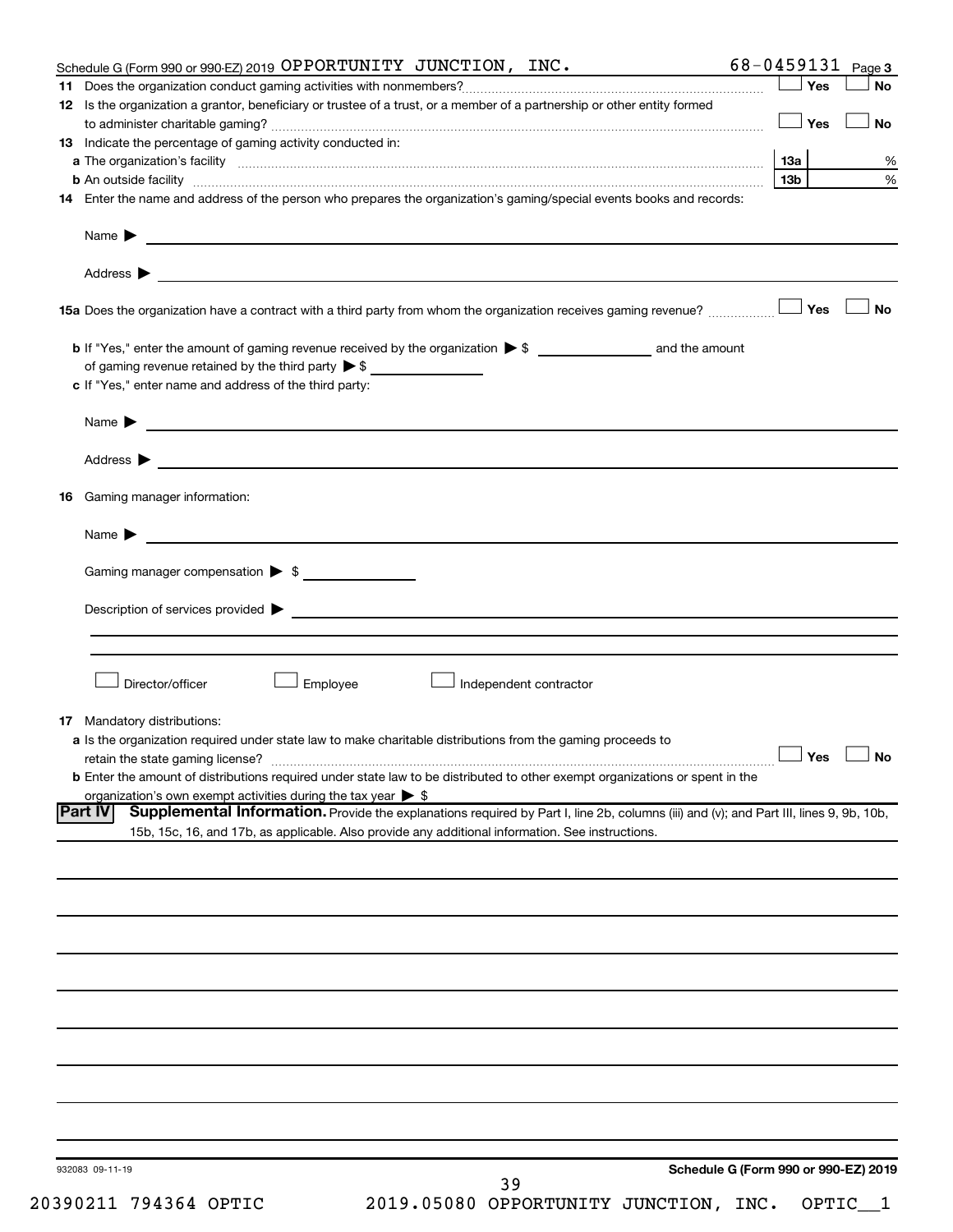Schedule G (Form 990 or 990-EZ) 2019 OPPORTUNITY JUNCTION, INC. 68-0459131 Page 3

**11** Does the organization conduct gaming activities with nonmembers? ☐ Yes ☐ No

**12** Is the organization a grantor, beneficiary or trustee of a trust, or a member of a partnership or other entity formed to administer charitable gaming? ☐ Yes ☐ No

**13** Indicate the percentage of gaming activity conducted in:

**a** The organization's facility **13a** %

**b** An outside facility **13b** %

**14** Enter the name and address of the person who prepares the organization's gaming/special events books and records:

Name ▶

Address ▶

**15a** Does the organization have a contract with a third party from whom the organization receives gaming revenue? ☐ Yes ☐ No

**b** If "Yes," enter the amount of gaming revenue received by the organization ▶ $ __________ and the amount of gaming revenue retained by the third party ▶ $ __________

**c** If "Yes," enter name and address of the third party:

Name ▶

Address ▶

**16** Gaming manager information:

Name ▶

Gaming manager compensation ▶ $

Description of services provided ▶

☐ Director/officer ☐ Employee ☐ Independent contractor

**17** Mandatory distributions:

**a** Is the organization required under state law to make charitable distributions from the gaming proceeds to retain the state gaming license? ☐ Yes ☐ No

**b** Enter the amount of distributions required under state law to be distributed to other exempt organizations or spent in the organization's own exempt activities during the tax year ▶ $

**Part IV** **Supplemental Information.** Provide the explanations required by Part I, line 2b, columns (iii) and (v); and Part III, lines 9, 9b, 10b, 15b, 15c, 16, and 17b, as applicable. Also provide any additional information. See instructions.

932083 09-11-19

**Schedule G (Form 990 or 990-EZ) 2019**

20390211 794364 OPTIC 2019.05080 OPPORTUNITY JUNCTION, INC. OPTIC__1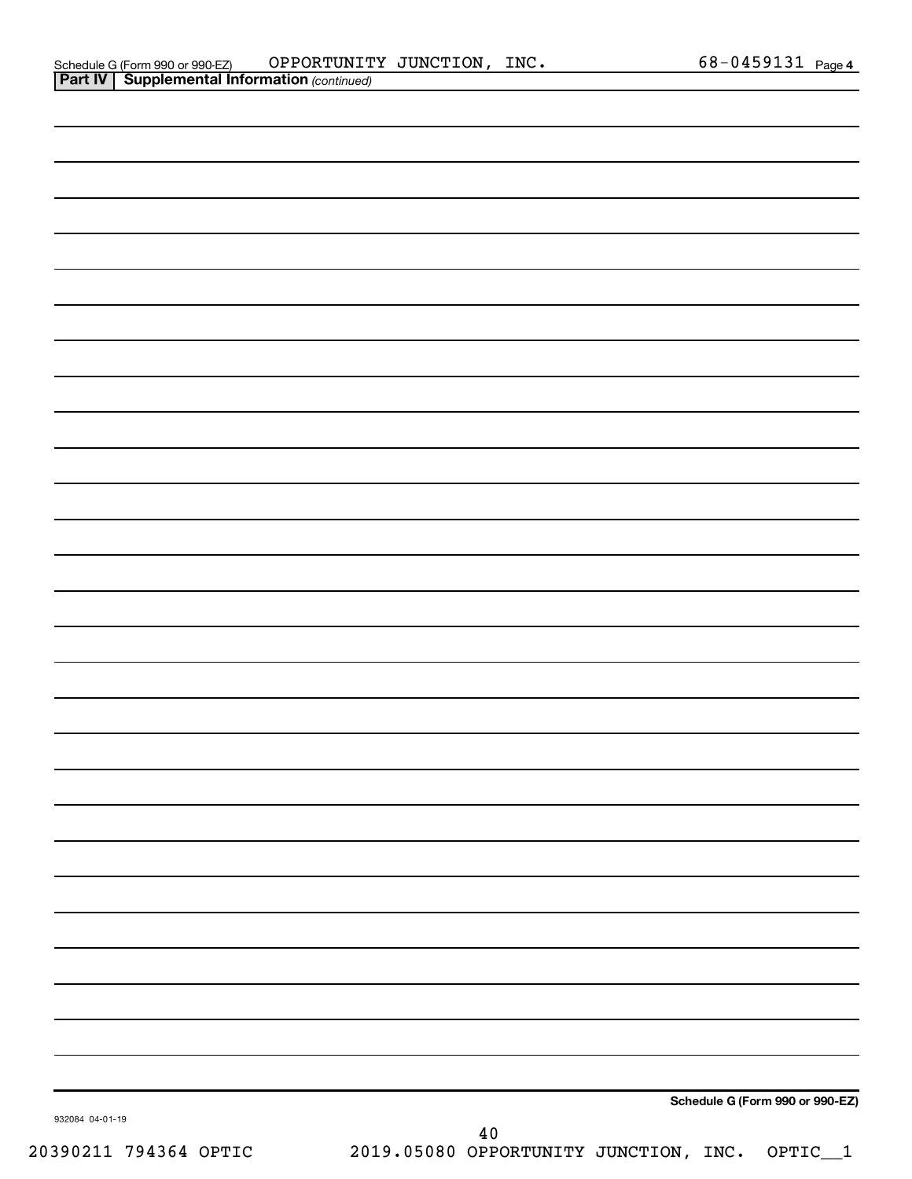Schedule G (Form 990 or 990-EZ) OPPORTUNITY JUNCTION, INC. 68-0459131 Page 4

**Part IV | Supplemental Information** *(continued)*

**Schedule G (Form 990 or 990-EZ)**

932084 04-01-19

20390211 794364 OPTIC 2019.05080 OPPORTUNITY JUNCTION, INC. OPTIC__1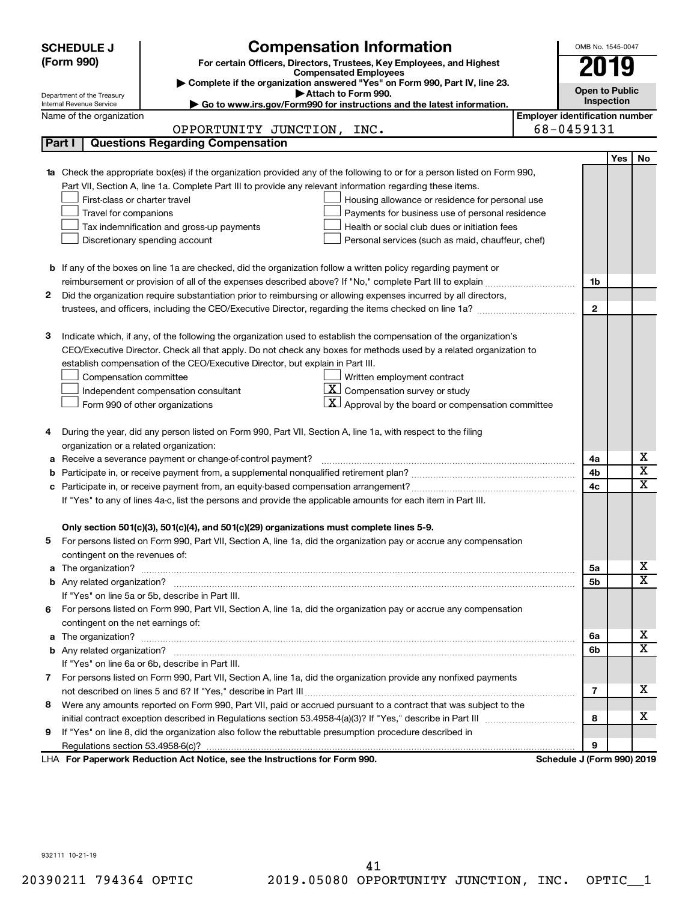**SCHEDULE J (Form 990)**

Department of the Treasury
Internal Revenue Service

# Compensation Information

**For certain Officers, Directors, Trustees, Key Employees, and Highest Compensated Employees**

▶ Complete if the organization answered "Yes" on Form 990, Part IV, line 23.
▶ Attach to Form 990.
▶ Go to www.irs.gov/Form990 for instructions and the latest information.

OMB No. 1545-0047

**2019**

**Open to Public Inspection**

Name of the organization: OPPORTUNITY JUNCTION, INC.

Employer identification number: 68-0459131

## Part I | Questions Regarding Compensation

| | | | Yes | No |
|---|---|---|---|---|
| **1a** | Check the appropriate box(es) if the organization provided any of the following to or for a person listed on Form 990, Part VII, Section A, line 1a. Complete Part III to provide any relevant information regarding these items.<br>☐ First-class or charter travel ☐ Housing allowance or residence for personal use<br>☐ Travel for companions ☐ Payments for business use of personal residence<br>☐ Tax indemnification and gross-up payments ☐ Health or social club dues or initiation fees<br>☐ Discretionary spending account ☐ Personal services (such as maid, chauffeur, chef) | | | |
| **b** | If any of the boxes on line 1a are checked, did the organization follow a written policy regarding payment or reimbursement or provision of all of the expenses described above? If "No," complete Part III to explain | 1b | | |
| **2** | Did the organization require substantiation prior to reimbursing or allowing expenses incurred by all directors, trustees, and officers, including the CEO/Executive Director, regarding the items checked on line 1a? | 2 | | |
| **3** | Indicate which, if any, of the following the organization used to establish the compensation of the organization's CEO/Executive Director. Check all that apply. Do not check any boxes for methods used by a related organization to establish compensation of the CEO/Executive Director, but explain in Part III.<br>☐ Compensation committee ☐ Written employment contract<br>☐ Independent compensation consultant ☒ Compensation survey or study<br>☐ Form 990 of other organizations ☒ Approval by the board or compensation committee | | | |
| **4** | During the year, did any person listed on Form 990, Part VII, Section A, line 1a, with respect to the filing organization or a related organization: | | | |
| **a** | Receive a severance payment or change-of-control payment? | 4a | | X |
| **b** | Participate in, or receive payment from, a supplemental nonqualified retirement plan? | 4b | | X |
| **c** | Participate in, or receive payment from, an equity-based compensation arrangement? | 4c | | X |
| | If "Yes" to any of lines 4a-c, list the persons and provide the applicable amounts for each item in Part III. | | | |
| | **Only section 501(c)(3), 501(c)(4), and 501(c)(29) organizations must complete lines 5-9.** | | | |
| **5** | For persons listed on Form 990, Part VII, Section A, line 1a, did the organization pay or accrue any compensation contingent on the revenues of: | | | |
| **a** | The organization? | 5a | | X |
| **b** | Any related organization? | 5b | | X |
| | If "Yes" on line 5a or 5b, describe in Part III. | | | |
| **6** | For persons listed on Form 990, Part VII, Section A, line 1a, did the organization pay or accrue any compensation contingent on the net earnings of: | | | |
| **a** | The organization? | 6a | | X |
| **b** | Any related organization? | 6b | | X |
| | If "Yes" on line 6a or 6b, describe in Part III. | | | |
| **7** | For persons listed on Form 990, Part VII, Section A, line 1a, did the organization provide any nonfixed payments not described on lines 5 and 6? If "Yes," describe in Part III | 7 | | X |
| **8** | Were any amounts reported on Form 990, Part VII, paid or accrued pursuant to a contract that was subject to the initial contract exception described in Regulations section 53.4958-4(a)(3)? If "Yes," describe in Part III | 8 | | X |
| **9** | If "Yes" on line 8, did the organization also follow the rebuttable presumption procedure described in Regulations section 53.4958-6(c)? | 9 | | |

LHA **For Paperwork Reduction Act Notice, see the Instructions for Form 990.** **Schedule J (Form 990) 2019**

932111 10-21-19

20390211 794364 OPTIC 2019.05080 OPPORTUNITY JUNCTION, INC. OPTIC__1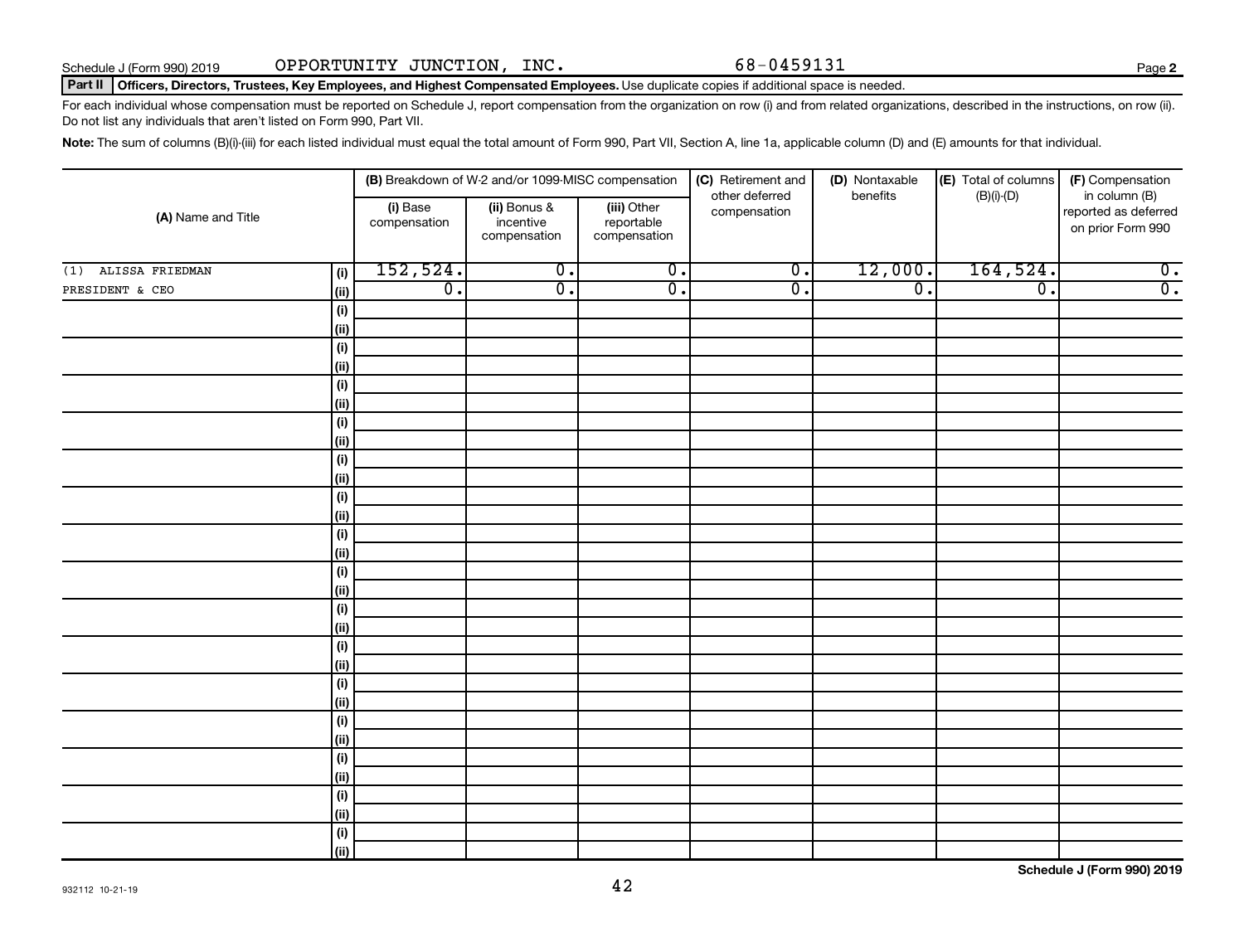Schedule J (Form 990) 2019 OPPORTUNITY JUNCTION, INC. 68-0459131

**Part II Officers, Directors, Trustees, Key Employees, and Highest Compensated Employees.** Use duplicate copies if additional space is needed.

For each individual whose compensation must be reported on Schedule J, report compensation from the organization on row (i) and from related organizations, described in the instructions, on row (ii). Do not list any individuals that aren't listed on Form 990, Part VII.

**Note:** The sum of columns (B)(i)-(iii) for each listed individual must equal the total amount of Form 990, Part VII, Section A, line 1a, applicable column (D) and (E) amounts for that individual.

| (A) Name and Title | | (B) Breakdown of W-2 and/or 1099-MISC compensation | | | (C) Retirement and other deferred compensation | (D) Nontaxable benefits | (E) Total of columns (B)(i)-(D) | (F) Compensation in column (B) reported as deferred on prior Form 990 |
|---|---|---|---|---|---|---|---|---|
| | | (i) Base compensation | (ii) Bonus & incentive compensation | (iii) Other reportable compensation | | | | |
| (1) ALISSA FRIEDMAN | (i) | 152,524. | 0. | 0. | 0. | 12,000. | 164,524. | 0. |
| PRESIDENT & CEO | (ii) | 0. | 0. | 0. | 0. | 0. | 0. | 0. |
| | (i) | | | | | | | |
| | (ii) | | | | | | | |
| | (i) | | | | | | | |
| | (ii) | | | | | | | |
| | (i) | | | | | | | |
| | (ii) | | | | | | | |
| | (i) | | | | | | | |
| | (ii) | | | | | | | |
| | (i) | | | | | | | |
| | (ii) | | | | | | | |
| | (i) | | | | | | | |
| | (ii) | | | | | | | |
| | (i) | | | | | | | |
| | (ii) | | | | | | | |
| | (i) | | | | | | | |
| | (ii) | | | | | | | |
| | (i) | | | | | | | |
| | (ii) | | | | | | | |
| | (i) | | | | | | | |
| | (ii) | | | | | | | |
| | (i) | | | | | | | |
| | (ii) | | | | | | | |
| | (i) | | | | | | | |
| | (ii) | | | | | | | |
| | (i) | | | | | | | |
| | (ii) | | | | | | | |
| | (i) | | | | | | | |
| | (ii) | | | | | | | |
| | (i) | | | | | | | |
| | (ii) | | | | | | | |

932112 10-21-19

**Schedule J (Form 990) 2019**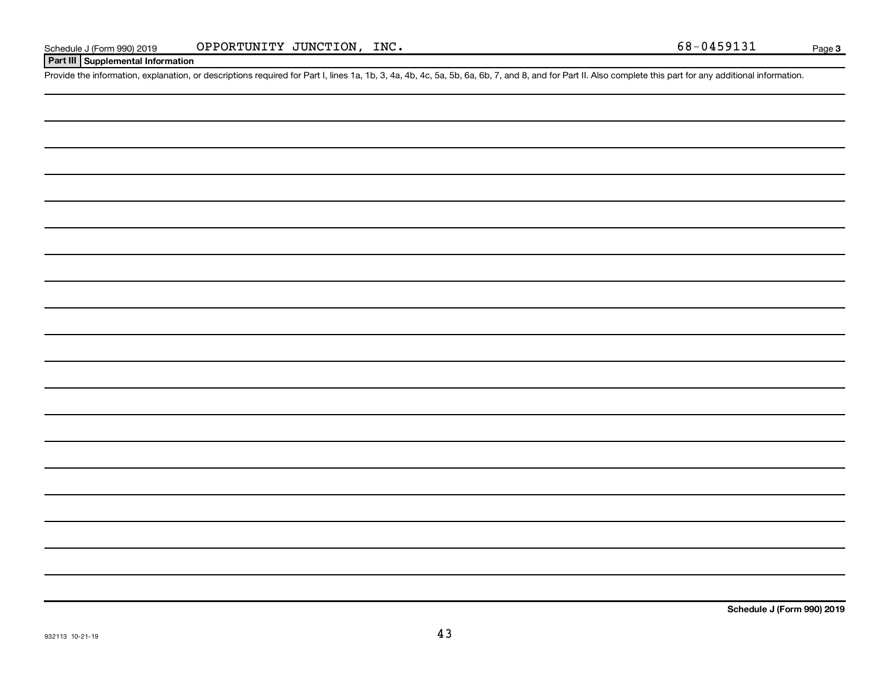Schedule J (Form 990) 2019 OPPORTUNITY JUNCTION, INC. 68-0459131

## Part III Supplemental Information

Provide the information, explanation, or descriptions required for Part I, lines 1a, 1b, 3, 4a, 4b, 4c, 5a, 5b, 6a, 6b, 7, and 8, and for Part II. Also complete this part for any additional information.

932113 10-21-19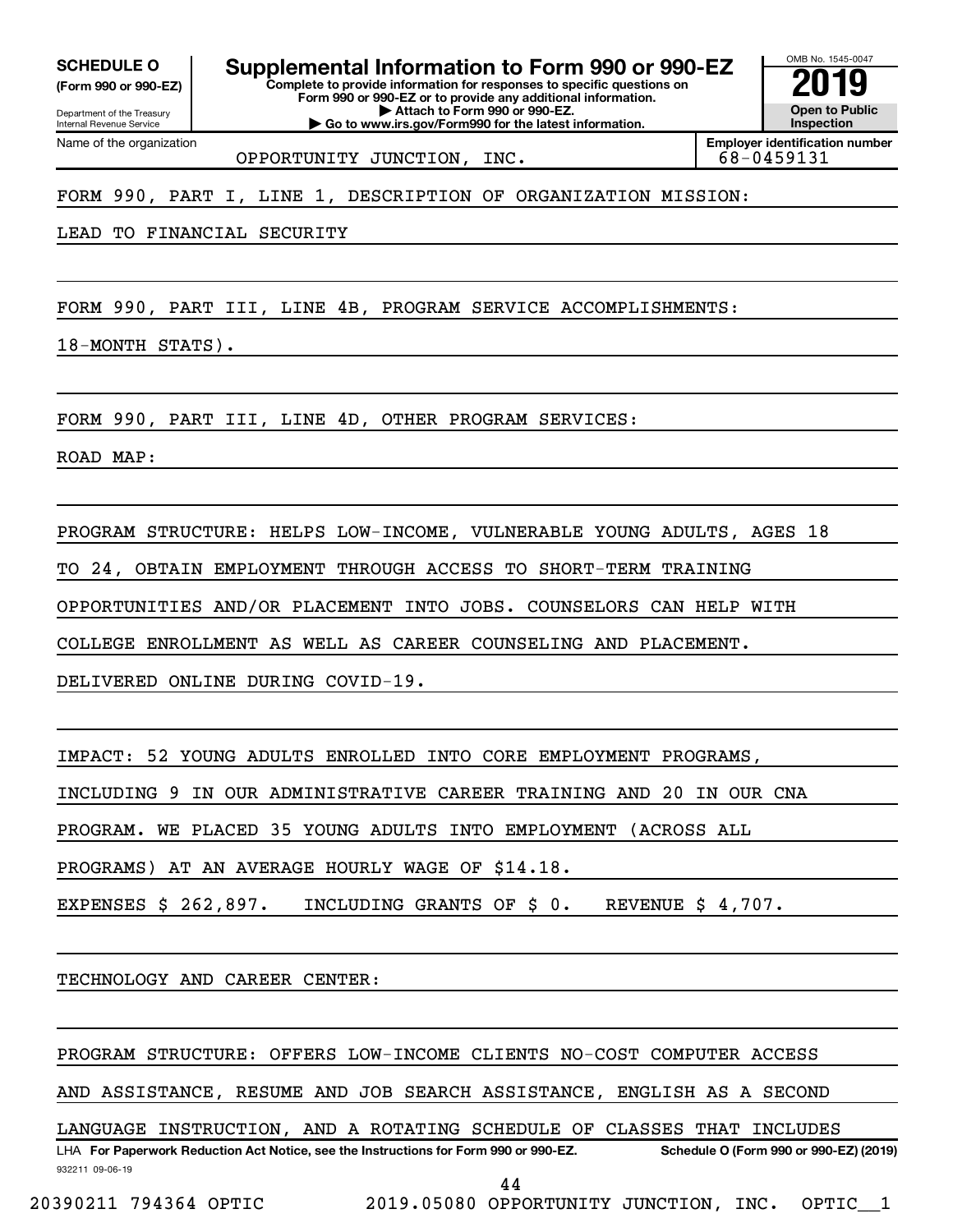**SCHEDULE O**
**(Form 990 or 990-EZ)**

Department of the Treasury
Internal Revenue Service

# Supplemental Information to Form 990 or 990-EZ

**Complete to provide information for responses to specific questions on Form 990 or 990-EZ or to provide any additional information.**
**▶ Attach to Form 990 or 990-EZ.**
**▶ Go to www.irs.gov/Form990 for the latest information.**

OMB No. 1545-0047
**2019**
**Open to Public Inspection**

Name of the organization: OPPORTUNITY JUNCTION, INC.
**Employer identification number:** 68-0459131

FORM 990, PART I, LINE 1, DESCRIPTION OF ORGANIZATION MISSION:

LEAD TO FINANCIAL SECURITY

FORM 990, PART III, LINE 4B, PROGRAM SERVICE ACCOMPLISHMENTS:

18-MONTH STATS).

FORM 990, PART III, LINE 4D, OTHER PROGRAM SERVICES:

ROAD MAP:

PROGRAM STRUCTURE: HELPS LOW-INCOME, VULNERABLE YOUNG ADULTS, AGES 18 TO 24, OBTAIN EMPLOYMENT THROUGH ACCESS TO SHORT-TERM TRAINING OPPORTUNITIES AND/OR PLACEMENT INTO JOBS. COUNSELORS CAN HELP WITH COLLEGE ENROLLMENT AS WELL AS CAREER COUNSELING AND PLACEMENT. DELIVERED ONLINE DURING COVID-19.

IMPACT: 52 YOUNG ADULTS ENROLLED INTO CORE EMPLOYMENT PROGRAMS, INCLUDING 9 IN OUR ADMINISTRATIVE CAREER TRAINING AND 20 IN OUR CNA PROGRAM. WE PLACED 35 YOUNG ADULTS INTO EMPLOYMENT (ACROSS ALL PROGRAMS) AT AN AVERAGE HOURLY WAGE OF $14.18.

EXPENSES $ 262,897. INCLUDING GRANTS OF $ 0. REVENUE $ 4,707.

TECHNOLOGY AND CAREER CENTER:

PROGRAM STRUCTURE: OFFERS LOW-INCOME CLIENTS NO-COST COMPUTER ACCESS AND ASSISTANCE, RESUME AND JOB SEARCH ASSISTANCE, ENGLISH AS A SECOND LANGUAGE INSTRUCTION, AND A ROTATING SCHEDULE OF CLASSES THAT INCLUDES

LHA **For Paperwork Reduction Act Notice, see the Instructions for Form 990 or 990-EZ.** **Schedule O (Form 990 or 990-EZ) (2019)**

932211 09-06-19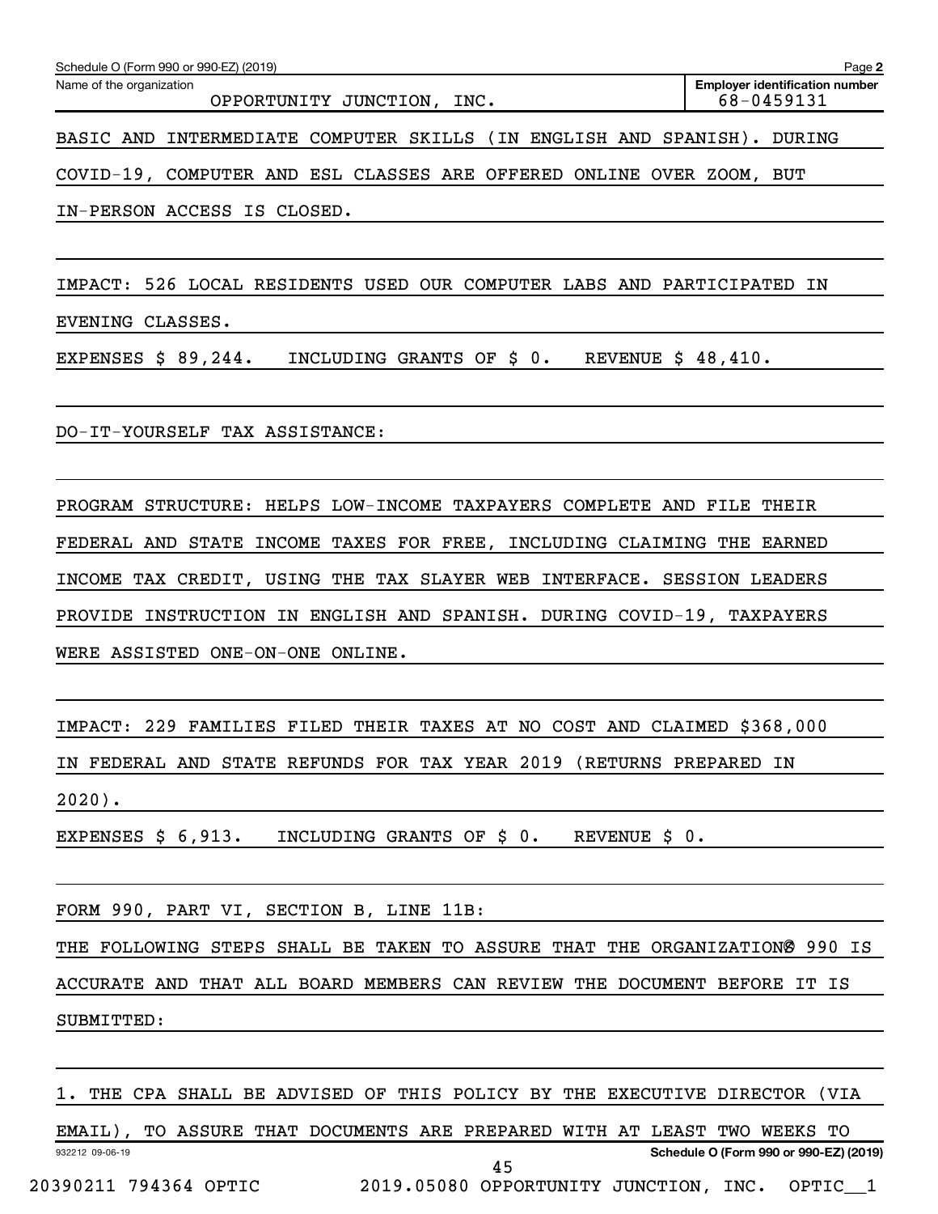BASIC AND INTERMEDIATE COMPUTER SKILLS (IN ENGLISH AND SPANISH). DURING COVID-19, COMPUTER AND ESL CLASSES ARE OFFERED ONLINE OVER ZOOM, BUT IN-PERSON ACCESS IS CLOSED.

IMPACT: 526 LOCAL RESIDENTS USED OUR COMPUTER LABS AND PARTICIPATED IN EVENING CLASSES.

EXPENSES $ 89,244. INCLUDING GRANTS OF $ 0. REVENUE $ 48,410.

DO-IT-YOURSELF TAX ASSISTANCE:

PROGRAM STRUCTURE: HELPS LOW-INCOME TAXPAYERS COMPLETE AND FILE THEIR FEDERAL AND STATE INCOME TAXES FOR FREE, INCLUDING CLAIMING THE EARNED INCOME TAX CREDIT, USING THE TAX SLAYER WEB INTERFACE. SESSION LEADERS PROVIDE INSTRUCTION IN ENGLISH AND SPANISH. DURING COVID-19, TAXPAYERS WERE ASSISTED ONE-ON-ONE ONLINE.

IMPACT: 229 FAMILIES FILED THEIR TAXES AT NO COST AND CLAIMED $368,000 IN FEDERAL AND STATE REFUNDS FOR TAX YEAR 2019 (RETURNS PREPARED IN 2020).

EXPENSES $ 6,913. INCLUDING GRANTS OF $ 0. REVENUE $ 0.

FORM 990, PART VI, SECTION B, LINE 11B:

THE FOLLOWING STEPS SHALL BE TAKEN TO ASSURE THAT THE ORGANIZATION'S 990 IS ACCURATE AND THAT ALL BOARD MEMBERS CAN REVIEW THE DOCUMENT BEFORE IT IS SUBMITTED:

1. THE CPA SHALL BE ADVISED OF THIS POLICY BY THE EXECUTIVE DIRECTOR (VIA EMAIL), TO ASSURE THAT DOCUMENTS ARE PREPARED WITH AT LEAST TWO WEEKS TO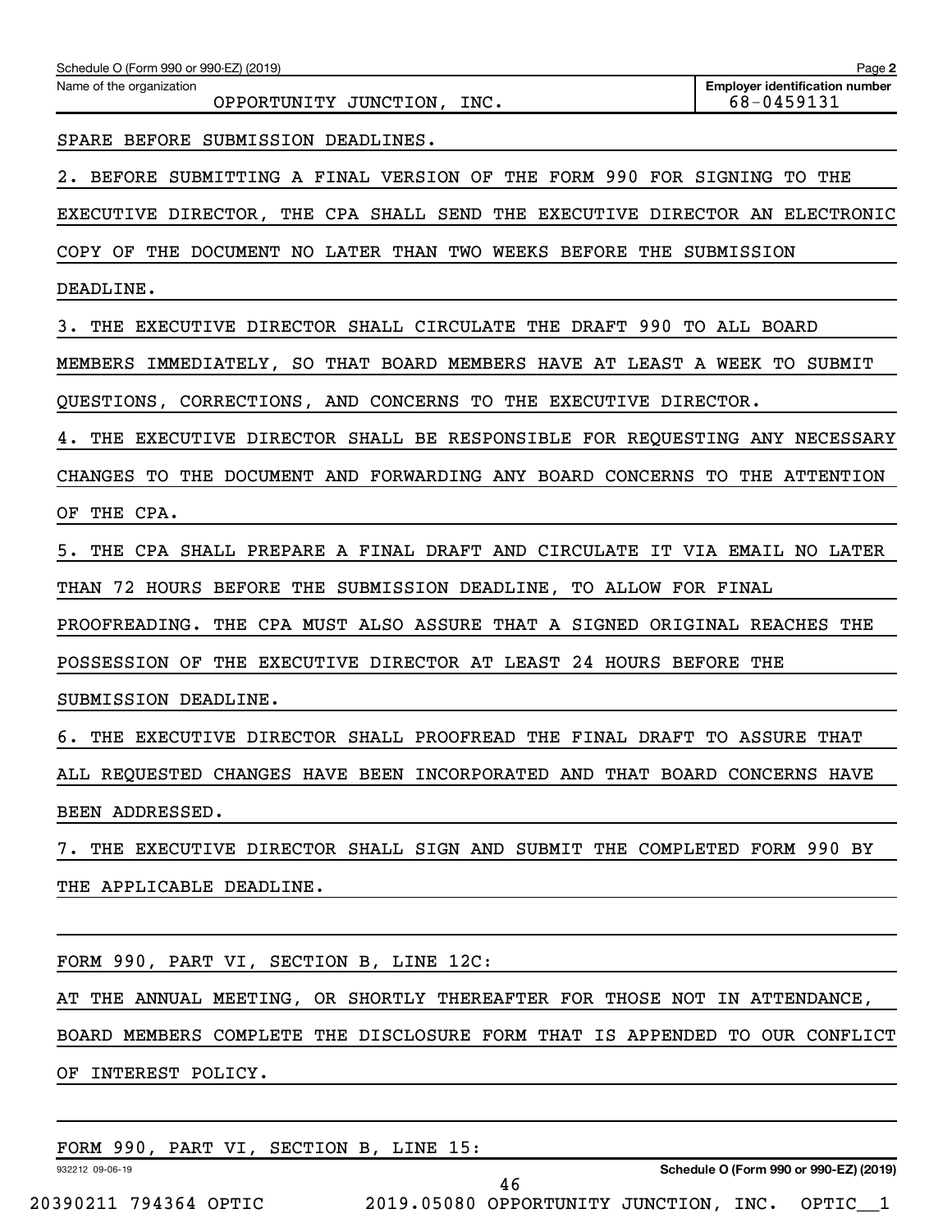Schedule O (Form 990 or 990-EZ) (2019)

Name of the organization: OPPORTUNITY JUNCTION, INC.

Employer identification number: 68-0459131

SPARE BEFORE SUBMISSION DEADLINES.

2. BEFORE SUBMITTING A FINAL VERSION OF THE FORM 990 FOR SIGNING TO THE EXECUTIVE DIRECTOR, THE CPA SHALL SEND THE EXECUTIVE DIRECTOR AN ELECTRONIC COPY OF THE DOCUMENT NO LATER THAN TWO WEEKS BEFORE THE SUBMISSION DEADLINE.

3. THE EXECUTIVE DIRECTOR SHALL CIRCULATE THE DRAFT 990 TO ALL BOARD MEMBERS IMMEDIATELY, SO THAT BOARD MEMBERS HAVE AT LEAST A WEEK TO SUBMIT QUESTIONS, CORRECTIONS, AND CONCERNS TO THE EXECUTIVE DIRECTOR.

4. THE EXECUTIVE DIRECTOR SHALL BE RESPONSIBLE FOR REQUESTING ANY NECESSARY CHANGES TO THE DOCUMENT AND FORWARDING ANY BOARD CONCERNS TO THE ATTENTION OF THE CPA.

5. THE CPA SHALL PREPARE A FINAL DRAFT AND CIRCULATE IT VIA EMAIL NO LATER THAN 72 HOURS BEFORE THE SUBMISSION DEADLINE, TO ALLOW FOR FINAL PROOFREADING. THE CPA MUST ALSO ASSURE THAT A SIGNED ORIGINAL REACHES THE POSSESSION OF THE EXECUTIVE DIRECTOR AT LEAST 24 HOURS BEFORE THE SUBMISSION DEADLINE.

6. THE EXECUTIVE DIRECTOR SHALL PROOFREAD THE FINAL DRAFT TO ASSURE THAT ALL REQUESTED CHANGES HAVE BEEN INCORPORATED AND THAT BOARD CONCERNS HAVE BEEN ADDRESSED.

7. THE EXECUTIVE DIRECTOR SHALL SIGN AND SUBMIT THE COMPLETED FORM 990 BY THE APPLICABLE DEADLINE.

FORM 990, PART VI, SECTION B, LINE 12C:

AT THE ANNUAL MEETING, OR SHORTLY THEREAFTER FOR THOSE NOT IN ATTENDANCE, BOARD MEMBERS COMPLETE THE DISCLOSURE FORM THAT IS APPENDED TO OUR CONFLICT OF INTEREST POLICY.

FORM 990, PART VI, SECTION B, LINE 15: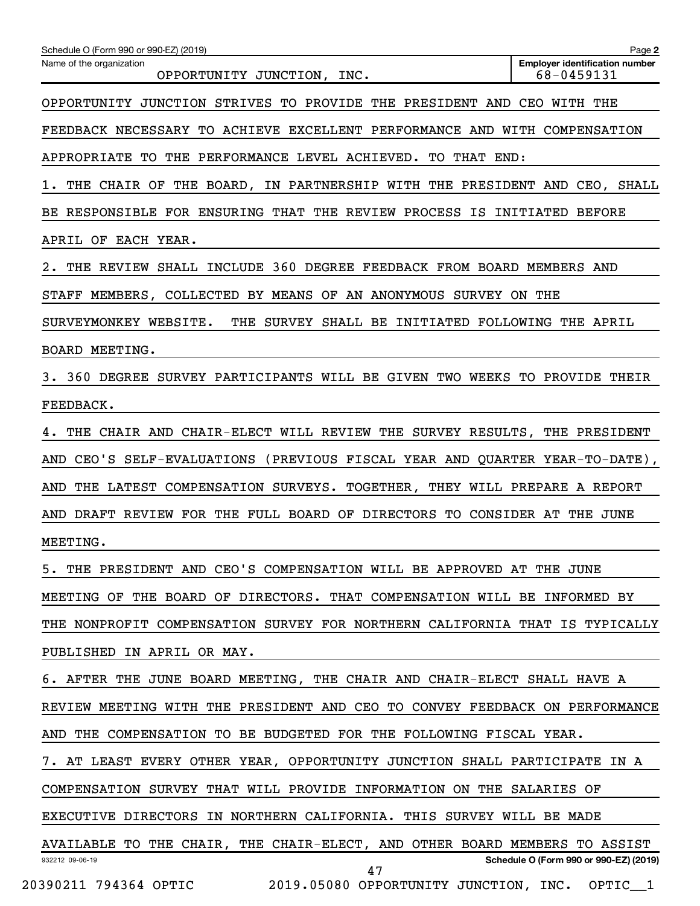Schedule O (Form 990 or 990-EZ) (2019)

| Name of the organization | Employer identification number |
| --- | --- |
| OPPORTUNITY JUNCTION, INC. | 68-0459131 |

OPPORTUNITY JUNCTION STRIVES TO PROVIDE THE PRESIDENT AND CEO WITH THE FEEDBACK NECESSARY TO ACHIEVE EXCELLENT PERFORMANCE AND WITH COMPENSATION APPROPRIATE TO THE PERFORMANCE LEVEL ACHIEVED. TO THAT END:

1. THE CHAIR OF THE BOARD, IN PARTNERSHIP WITH THE PRESIDENT AND CEO, SHALL BE RESPONSIBLE FOR ENSURING THAT THE REVIEW PROCESS IS INITIATED BEFORE APRIL OF EACH YEAR.
2. THE REVIEW SHALL INCLUDE 360 DEGREE FEEDBACK FROM BOARD MEMBERS AND STAFF MEMBERS, COLLECTED BY MEANS OF AN ANONYMOUS SURVEY ON THE SURVEYMONKEY WEBSITE. THE SURVEY SHALL BE INITIATED FOLLOWING THE APRIL BOARD MEETING.
3. 360 DEGREE SURVEY PARTICIPANTS WILL BE GIVEN TWO WEEKS TO PROVIDE THEIR FEEDBACK.
4. THE CHAIR AND CHAIR-ELECT WILL REVIEW THE SURVEY RESULTS, THE PRESIDENT AND CEO'S SELF-EVALUATIONS (PREVIOUS FISCAL YEAR AND QUARTER YEAR-TO-DATE), AND THE LATEST COMPENSATION SURVEYS. TOGETHER, THEY WILL PREPARE A REPORT AND DRAFT REVIEW FOR THE FULL BOARD OF DIRECTORS TO CONSIDER AT THE JUNE MEETING.
5. THE PRESIDENT AND CEO'S COMPENSATION WILL BE APPROVED AT THE JUNE MEETING OF THE BOARD OF DIRECTORS. THAT COMPENSATION WILL BE INFORMED BY THE NONPROFIT COMPENSATION SURVEY FOR NORTHERN CALIFORNIA THAT IS TYPICALLY PUBLISHED IN APRIL OR MAY.
6. AFTER THE JUNE BOARD MEETING, THE CHAIR AND CHAIR-ELECT SHALL HAVE A REVIEW MEETING WITH THE PRESIDENT AND CEO TO CONVEY FEEDBACK ON PERFORMANCE AND THE COMPENSATION TO BE BUDGETED FOR THE FOLLOWING FISCAL YEAR.
7. AT LEAST EVERY OTHER YEAR, OPPORTUNITY JUNCTION SHALL PARTICIPATE IN A COMPENSATION SURVEY THAT WILL PROVIDE INFORMATION ON THE SALARIES OF EXECUTIVE DIRECTORS IN NORTHERN CALIFORNIA. THIS SURVEY WILL BE MADE AVAILABLE TO THE CHAIR, THE CHAIR-ELECT, AND OTHER BOARD MEMBERS TO ASSIST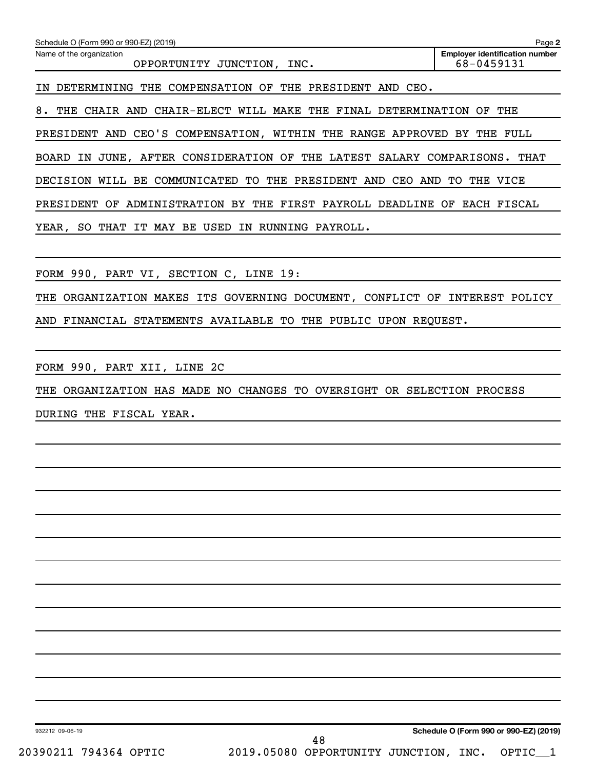Schedule O (Form 990 or 990-EZ) (2019)

Name of the organization: OPPORTUNITY JUNCTION, INC.

Employer identification number: 68-0459131

IN DETERMINING THE COMPENSATION OF THE PRESIDENT AND CEO.

8. THE CHAIR AND CHAIR-ELECT WILL MAKE THE FINAL DETERMINATION OF THE PRESIDENT AND CEO'S COMPENSATION, WITHIN THE RANGE APPROVED BY THE FULL BOARD IN JUNE, AFTER CONSIDERATION OF THE LATEST SALARY COMPARISONS. THAT DECISION WILL BE COMMUNICATED TO THE PRESIDENT AND CEO AND TO THE VICE PRESIDENT OF ADMINISTRATION BY THE FIRST PAYROLL DEADLINE OF EACH FISCAL YEAR, SO THAT IT MAY BE USED IN RUNNING PAYROLL.

FORM 990, PART VI, SECTION C, LINE 19:

THE ORGANIZATION MAKES ITS GOVERNING DOCUMENT, CONFLICT OF INTEREST POLICY AND FINANCIAL STATEMENTS AVAILABLE TO THE PUBLIC UPON REQUEST.

FORM 990, PART XII, LINE 2C

THE ORGANIZATION HAS MADE NO CHANGES TO OVERSIGHT OR SELECTION PROCESS DURING THE FISCAL YEAR.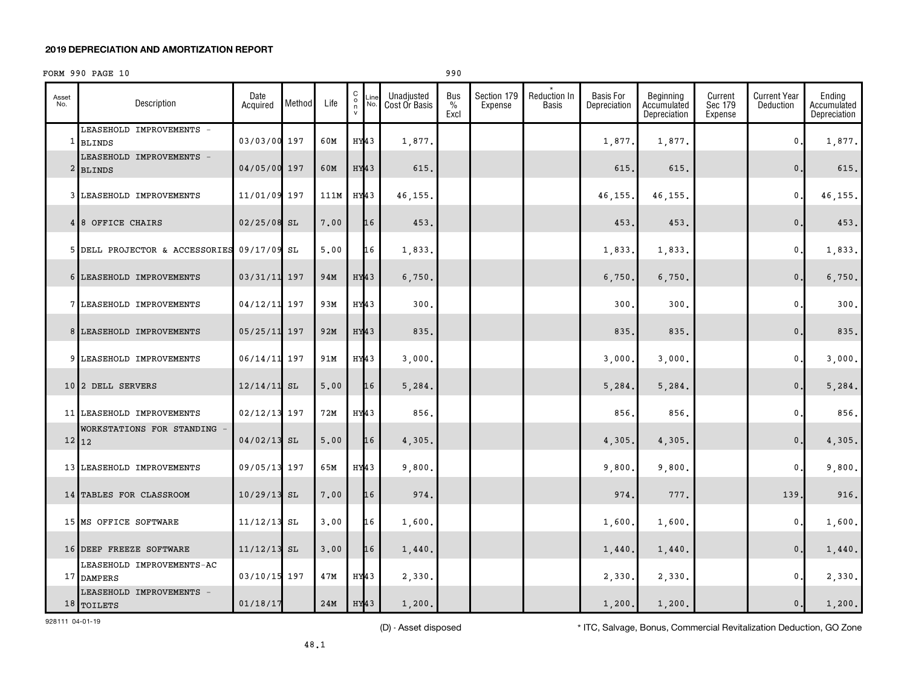## 2019 DEPRECIATION AND AMORTIZATION REPORT

FORM 990 PAGE 10 990

| Asset No. | Description | Date Acquired | Method | Life | C o n v | Line No. | Unadjusted Cost Or Basis | Bus % Excl | Section 179 Expense | * Reduction In Basis | Basis For Depreciation | Beginning Accumulated Depreciation | Current Sec 179 Expense | Current Year Deduction | Ending Accumulated Depreciation |
|---|---|---|---|---|---|---|---|---|---|---|---|---|---|---|---|
| 1 | LEASEHOLD IMPROVEMENTS - BLINDS | 03/03/00 | 197 | 60M | HY | 43 | 1,877. | | | | 1,877. | 1,877. | | 0. | 1,877. |
| 2 | LEASEHOLD IMPROVEMENTS - BLINDS | 04/05/00 | 197 | 60M | HY | 43 | 615. | | | | 615. | 615. | | 0. | 615. |
| 3 | LEASEHOLD IMPROVEMENTS | 11/01/09 | 197 | 111M | HY | 43 | 46,155. | | | | 46,155. | 46,155. | | 0. | 46,155. |
| 4 | 8 OFFICE CHAIRS | 02/25/08 | SL | 7.00 | | 16 | 453. | | | | 453. | 453. | | 0. | 453. |
| 5 | DELL PROJECTOR & ACCESSORIES | 09/17/09 | SL | 5.00 | | 16 | 1,833. | | | | 1,833. | 1,833. | | 0. | 1,833. |
| 6 | LEASEHOLD IMPROVEMENTS | 03/31/11 | 197 | 94M | HY | 43 | 6,750. | | | | 6,750. | 6,750. | | 0. | 6,750. |
| 7 | LEASEHOLD IMPROVEMENTS | 04/12/11 | 197 | 93M | HY | 43 | 300. | | | | 300. | 300. | | 0. | 300. |
| 8 | LEASEHOLD IMPROVEMENTS | 05/25/11 | 197 | 92M | HY | 43 | 835. | | | | 835. | 835. | | 0. | 835. |
| 9 | LEASEHOLD IMPROVEMENTS | 06/14/11 | 197 | 91M | HY | 43 | 3,000. | | | | 3,000. | 3,000. | | 0. | 3,000. |
| 10 | 2 DELL SERVERS | 12/14/11 | SL | 5.00 | | 16 | 5,284. | | | | 5,284. | 5,284. | | 0. | 5,284. |
| 11 | LEASEHOLD IMPROVEMENTS | 02/12/13 | 197 | 72M | HY | 43 | 856. | | | | 856. | 856. | | 0. | 856. |
| 12 | WORKSTATIONS FOR STANDING - 12 | 04/02/13 | SL | 5.00 | | 16 | 4,305. | | | | 4,305. | 4,305. | | 0. | 4,305. |
| 13 | LEASEHOLD IMPROVEMENTS | 09/05/13 | 197 | 65M | HY | 43 | 9,800. | | | | 9,800. | 9,800. | | 0. | 9,800. |
| 14 | TABLES FOR CLASSROOM | 10/29/13 | SL | 7.00 | | 16 | 974. | | | | 974. | 777. | | 139. | 916. |
| 15 | MS OFFICE SOFTWARE | 11/12/13 | SL | 3.00 | | 16 | 1,600. | | | | 1,600. | 1,600. | | 0. | 1,600. |
| 16 | DEEP FREEZE SOFTWARE | 11/12/13 | SL | 3.00 | | 16 | 1,440. | | | | 1,440. | 1,440. | | 0. | 1,440. |
| 17 | LEASEHOLD IMPROVEMENTS-AC DAMPERS | 03/10/15 | 197 | 47M | HY | 43 | 2,330. | | | | 2,330. | 2,330. | | 0. | 2,330. |
| 18 | LEASEHOLD IMPROVEMENTS - TOILETS | 01/18/17 | | 24M | HY | 43 | 1,200. | | | | 1,200. | 1,200. | | 0. | 1,200. |

928111 04-01-19

(D) - Asset disposed

* ITC, Salvage, Bonus, Commercial Revitalization Deduction, GO Zone

48.1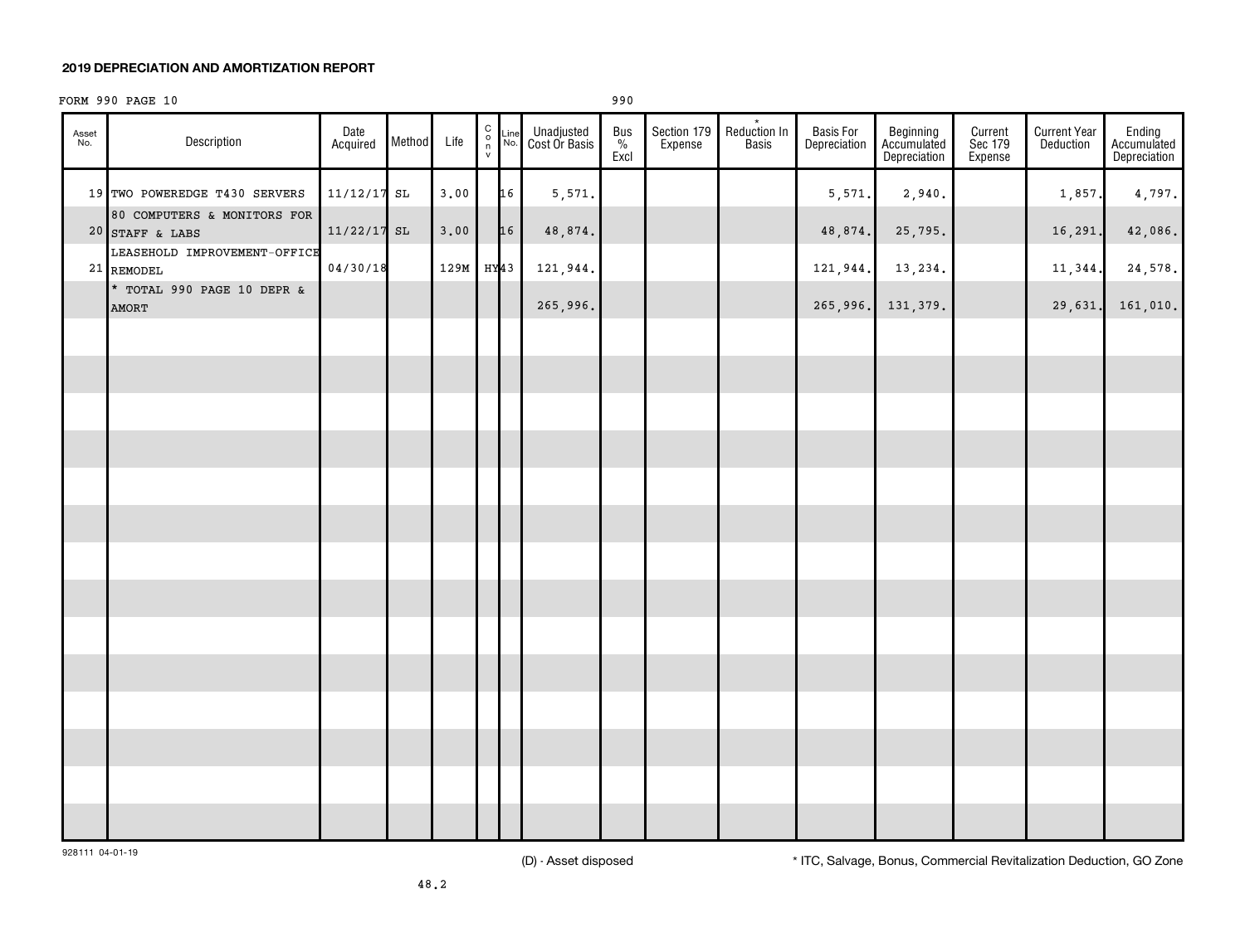## 2019 DEPRECIATION AND AMORTIZATION REPORT

FORM 990 PAGE 10 990

| Asset No. | Description | Date Acquired | Method | Life | C o n v | Line No. | Unadjusted Cost Or Basis | Bus % Excl | Section 179 Expense | * Reduction In Basis | Basis For Depreciation | Beginning Accumulated Depreciation | Current Sec 179 Expense | Current Year Deduction | Ending Accumulated Depreciation |
|---|---|---|---|---|---|---|---|---|---|---|---|---|---|---|---|
| 19 | TWO POWEREDGE T430 SERVERS | 11/12/17 | SL | 3.00 | | 16 | 5,571. | | | | 5,571. | 2,940. | | 1,857. | 4,797. |
| 20 | 80 COMPUTERS & MONITORS FOR STAFF & LABS | 11/22/17 | SL | 3.00 | | 16 | 48,874. | | | | 48,874. | 25,795. | | 16,291. | 42,086. |
| 21 | LEASEHOLD IMPROVEMENT-OFFICE REMODEL | 04/30/18 | | 129M | HY | 43 | 121,944. | | | | 121,944. | 13,234. | | 11,344. | 24,578. |
| | * TOTAL 990 PAGE 10 DEPR & AMORT | | | | | | 265,996. | | | | 265,996. | 131,379. | | 29,631. | 161,010. |

928111 04-01-19

(D) - Asset disposed

* ITC, Salvage, Bonus, Commercial Revitalization Deduction, GO Zone

48.2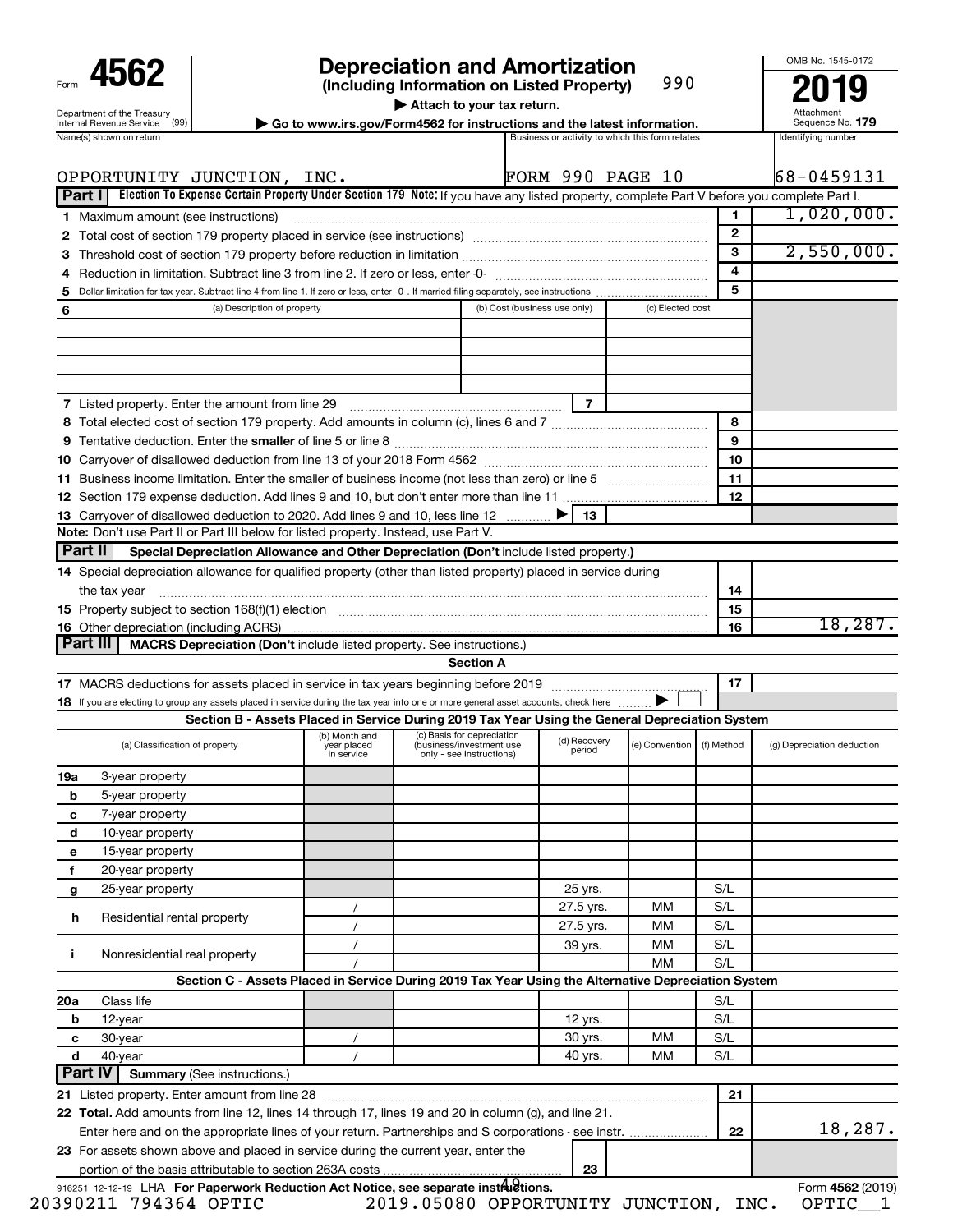Form **4562**

Department of the Treasury
Internal Revenue Service (99)

# Depreciation and Amortization

**(Including Information on Listed Property)** 990

▶ Attach to your tax return.

▶ Go to www.irs.gov/Form4562 for instructions and the latest information.

OMB No. 1545-0172

**2019**

Attachment Sequence No. **179**

| Name(s) shown on return | Business or activity to which this form relates | Identifying number |
|---|---|---|
| OPPORTUNITY JUNCTION, INC. | FORM 990 PAGE 10 | 68-0459131 |

## Part I — Election To Expense Certain Property Under Section 179

**Note:** If you have any listed property, complete Part V before you complete Part I.

| | | | |
|---|---|---|---|
| 1 | Maximum amount (see instructions) | 1 | 1,020,000. |
| 2 | Total cost of section 179 property placed in service (see instructions) | 2 | |
| 3 | Threshold cost of section 179 property before reduction in limitation | 3 | 2,550,000. |
| 4 | Reduction in limitation. Subtract line 3 from line 2. If zero or less, enter -0- | 4 | |
| 5 | Dollar limitation for tax year. Subtract line 4 from line 1. If zero or less, enter -0-. If married filing separately, see instructions | 5 | |

| 6 (a) Description of property | (b) Cost (business use only) | (c) Elected cost |
|---|---|---|
| | | |
| | | |
| | | |
| | | |

| | | | |
|---|---|---|---|
| 7 | Listed property. Enter the amount from line 29 | 7 | |
| 8 | Total elected cost of section 179 property. Add amounts in column (c), lines 6 and 7 | 8 | |
| 9 | Tentative deduction. Enter the **smaller** of line 5 or line 8 | 9 | |
| 10 | Carryover of disallowed deduction from line 13 of your 2018 Form 4562 | 10 | |
| 11 | Business income limitation. Enter the smaller of business income (not less than zero) or line 5 | 11 | |
| 12 | Section 179 expense deduction. Add lines 9 and 10, but don't enter more than line 11 | 12 | |
| 13 | Carryover of disallowed deduction to 2020. Add lines 9 and 10, less line 12 ▶ | 13 | |

**Note:** Don't use Part II or Part III below for listed property. Instead, use Part V.

## Part II — Special Depreciation Allowance and Other Depreciation (Don't include listed property.)

| | | | |
|---|---|---|---|
| 14 | Special depreciation allowance for qualified property (other than listed property) placed in service during the tax year | 14 | |
| 15 | Property subject to section 168(f)(1) election | 15 | |
| 16 | Other depreciation (including ACRS) | 16 | 18,287. |

## Part III — MACRS Depreciation (Don't include listed property. See instructions.)

### Section A

| | | | |
|---|---|---|---|
| 17 | MACRS deductions for assets placed in service in tax years beginning before 2019 | 17 | |
| 18 | If you are electing to group any assets placed in service during the tax year into one or more general asset accounts, check here ▶ ☐ | | |

### Section B - Assets Placed in Service During 2019 Tax Year Using the General Depreciation System

| (a) Classification of property | (b) Month and year placed in service | (c) Basis for depreciation (business/investment use only - see instructions) | (d) Recovery period | (e) Convention | (f) Method | (g) Depreciation deduction |
|---|---|---|---|---|---|---|
| 19a 3-year property | | | | | | |
| b 5-year property | | | | | | |
| c 7-year property | | | | | | |
| d 10-year property | | | | | | |
| e 15-year property | | | | | | |
| f 20-year property | | | | | | |
| g 25-year property | | | 25 yrs. | | S/L | |
| h Residential rental property | / | | 27.5 yrs. | MM | S/L | |
| | / | | 27.5 yrs. | MM | S/L | |
| i Nonresidential real property | / | | 39 yrs. | MM | S/L | |
| | / | | | MM | S/L | |

### Section C - Assets Placed in Service During 2019 Tax Year Using the Alternative Depreciation System

| (a) Classification of property | (b) Month and year placed in service | (c) Basis for depreciation | (d) Recovery period | (e) Convention | (f) Method | (g) Depreciation deduction |
|---|---|---|---|---|---|---|
| 20a Class life | | | | | S/L | |
| b 12-year | | | 12 yrs. | | S/L | |
| c 30-year | / | | 30 yrs. | MM | S/L | |
| d 40-year | / | | 40 yrs. | MM | S/L | |

## Part IV — Summary (See instructions.)

| | | | |
|---|---|---|---|
| 21 | Listed property. Enter amount from line 28 | 21 | |
| 22 | **Total.** Add amounts from line 12, lines 14 through 17, lines 19 and 20 in column (g), and line 21. Enter here and on the appropriate lines of your return. Partnerships and S corporations - see instr. | 22 | 18,287. |
| 23 | For assets shown above and placed in service during the current year, enter the portion of the basis attributable to section 263A costs | 23 | |

916251 12-12-19 LHA **For Paperwork Reduction Act Notice, see separate instructions.** Form **4562** (2019)

20390211 794364 OPTIC 2019.05080 OPPORTUNITY JUNCTION, INC. OPTIC__1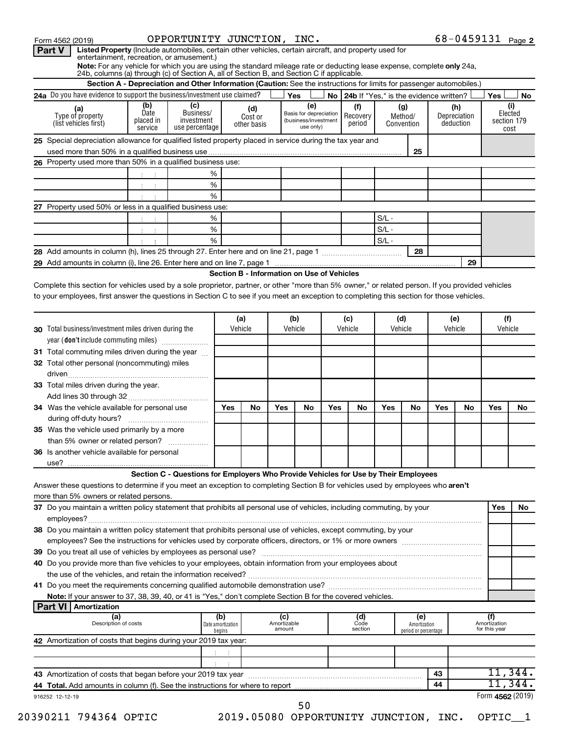Form 4562 (2019) OPPORTUNITY JUNCTION, INC. 68-0459131 Page 2

**Part V** **Listed Property** (Include automobiles, certain other vehicles, certain aircraft, and property used for entertainment, recreation, or amusement.)

**Note:** For any vehicle for which you are using the standard mileage rate or deducting lease expense, complete **only** 24a, 24b, columns (a) through (c) of Section A, all of Section B, and Section C if applicable.

**Section A - Depreciation and Other Information (Caution:** See the instructions for limits for passenger automobiles.)

**24a** Do you have evidence to support the business/investment use claimed? ☐ Yes ☐ No **24b** If "Yes," is the evidence written? ☐ Yes ☐ No

| (a) Type of property (list vehicles first) | (b) Date placed in service | (c) Business/ investment use percentage | (d) Cost or other basis | (e) Basis for depreciation (business/investment use only) | (f) Recovery period | (g) Method/ Convention | (h) Depreciation deduction | (i) Elected section 179 cost |
|---|---|---|---|---|---|---|---|---|
| **25** Special depreciation allowance for qualified listed property placed in service during the tax year and used more than 50% in a qualified business use | | | | | | 25 | | |
| **26** Property used more than 50% in a qualified business use: | | | | | | | | |
| | | % | | | | | | |
| | | % | | | | | | |
| | | % | | | | | | |
| **27** Property used 50% or less in a qualified business use: | | | | | | | | |
| | | % | | | | S/L - | | |
| | | % | | | | S/L - | | |
| | | % | | | | S/L - | | |
| **28** Add amounts in column (h), lines 25 through 27. Enter here and on line 21, page 1 | | | | | | 28 | | |
| **29** Add amounts in column (i), line 26. Enter here and on line 7, page 1 | | | | | | | 29 | |

**Section B - Information on Use of Vehicles**

Complete this section for vehicles used by a sole proprietor, partner, or other "more than 5% owner," or related person. If you provided vehicles to your employees, first answer the questions in Section C to see if you meet an exception to completing this section for those vehicles.

| | (a) Vehicle | | (b) Vehicle | | (c) Vehicle | | (d) Vehicle | | (e) Vehicle | | (f) Vehicle | |
|---|---|---|---|---|---|---|---|---|---|---|---|---|
| **30** Total business/investment miles driven during the year (**don't** include commuting miles) | | | | | | | | | | | | |
| **31** Total commuting miles driven during the year | | | | | | | | | | | | |
| **32** Total other personal (noncommuting) miles driven | | | | | | | | | | | | |
| **33** Total miles driven during the year. Add lines 30 through 32 | | | | | | | | | | | | |
| | Yes | No | Yes | No | Yes | No | Yes | No | Yes | No | Yes | No |
| **34** Was the vehicle available for personal use during off-duty hours? | | | | | | | | | | | | |
| **35** Was the vehicle used primarily by a more than 5% owner or related person? | | | | | | | | | | | | |
| **36** Is another vehicle available for personal use? | | | | | | | | | | | | |

**Section C - Questions for Employers Who Provide Vehicles for Use by Their Employees**

Answer these questions to determine if you meet an exception to completing Section B for vehicles used by employees who **aren't** more than 5% owners or related persons.

| | Yes | No |
|---|---|---|
| **37** Do you maintain a written policy statement that prohibits all personal use of vehicles, including commuting, by your employees? | | |
| **38** Do you maintain a written policy statement that prohibits personal use of vehicles, except commuting, by your employees? See the instructions for vehicles used by corporate officers, directors, or 1% or more owners | | |
| **39** Do you treat all use of vehicles by employees as personal use? | | |
| **40** Do you provide more than five vehicles to your employees, obtain information from your employees about the use of the vehicles, and retain the information received? | | |
| **41** Do you meet the requirements concerning qualified automobile demonstration use? | | |

**Note:** If your answer to 37, 38, 39, 40, or 41 is "Yes," don't complete Section B for the covered vehicles.

**Part VI** **Amortization**

| (a) Description of costs | (b) Date amortization begins | (c) Amortizable amount | (d) Code section | (e) Amortization period or percentage | (f) Amortization for this year |
|---|---|---|---|---|---|
| **42** Amortization of costs that begins during your 2019 tax year: | | | | | |
| | | | | | |
| | | | | | |
| **43** Amortization of costs that began before your 2019 tax year | | | | 43 | 11,344. |
| **44** **Total.** Add amounts in column (f). See the instructions for where to report | | | | 44 | 11,344. |

916252 12-12-19 Form **4562** (2019)

20390211 794364 OPTIC 2019.05080 OPPORTUNITY JUNCTION, INC. OPTIC__1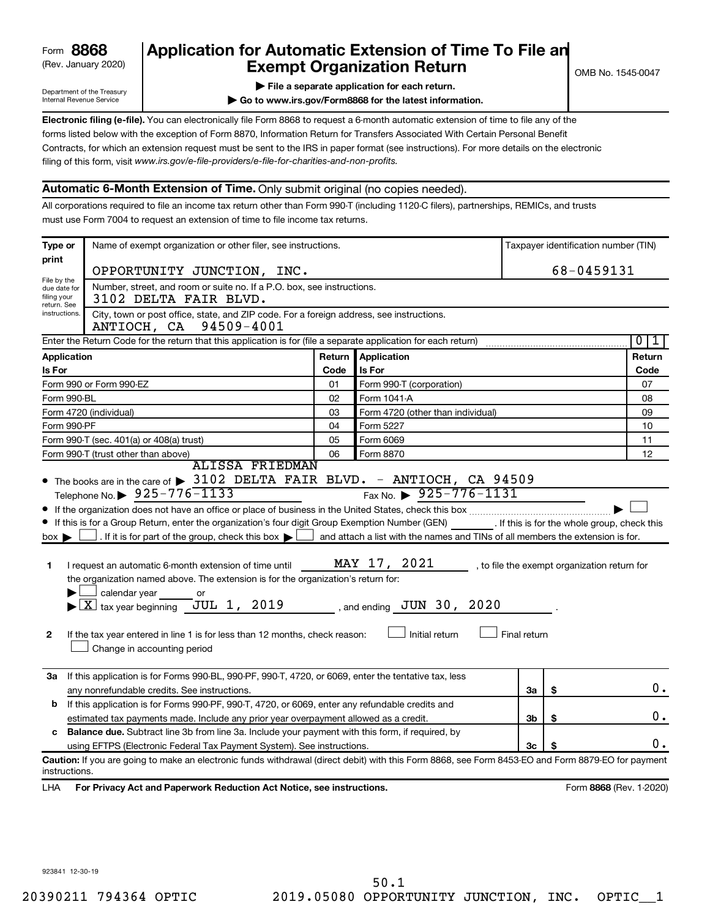Form **8868** (Rev. January 2020)

Department of the Treasury Internal Revenue Service

# Application for Automatic Extension of Time To File an Exempt Organization Return

OMB No. 1545-0047

▶ **File a separate application for each return.**

▶ **Go to www.irs.gov/Form8868 for the latest information.**

**Electronic filing (e-file).** You can electronically file Form 8868 to request a 6-month automatic extension of time to file any of the forms listed below with the exception of Form 8870, Information Return for Transfers Associated With Certain Personal Benefit Contracts, for which an extension request must be sent to the IRS in paper format (see instructions). For more details on the electronic filing of this form, visit *www.irs.gov/e-file-providers/e-file-for-charities-and-non-profits.*

## Automatic 6-Month Extension of Time. Only submit original (no copies needed).

All corporations required to file an income tax return other than Form 990-T (including 1120-C filers), partnerships, REMICs, and trusts must use Form 7004 to request an extension of time to file income tax returns.

**Type or print** — File by the due date for filing your return. See instructions.

Name of exempt organization or other filer, see instructions: OPPORTUNITY JUNCTION, INC.

Taxpayer identification number (TIN): 68-0459131

Number, street, and room or suite no. If a P.O. box, see instructions: 3102 DELTA FAIR BLVD.

City, town or post office, state, and ZIP code. For a foreign address, see instructions: ANTIOCH, CA 94509-4001

Enter the Return Code for the return that this application is for (file a separate application for each return): 0 1

| Application Is For | Return Code | Application Is For | Return Code |
|---|---|---|---|
| Form 990 or Form 990-EZ | 01 | Form 990-T (corporation) | 07 |
| Form 990-BL | 02 | Form 1041-A | 08 |
| Form 4720 (individual) | 03 | Form 4720 (other than individual) | 09 |
| Form 990-PF | 04 | Form 5227 | 10 |
| Form 990-T (sec. 401(a) or 408(a) trust) | 05 | Form 6069 | 11 |
| Form 990-T (trust other than above) | 06 | Form 8870 | 12 |

- The books are in the care of ▶ ALISSA FRIEDMAN 3102 DELTA FAIR BLVD. - ANTIOCH, CA 94509
  Telephone No. ▶ 925-776-1133 Fax No. ▶ 925-776-1131
- If the organization does not have an office or place of business in the United States, check this box ▶ ☐
- If this is for a Group Return, enter the organization's four digit Group Exemption Number (GEN) ______. If this is for the whole group, check this box ▶ ☐. If it is for part of the group, check this box ▶ ☐ and attach a list with the names and TINs of all members the extension is for.

**1** I request an automatic 6-month extension of time until MAY 17, 2021, to file the exempt organization return for the organization named above. The extension is for the organization's return for:
▶ ☐ calendar year ______ or
▶ ☒ tax year beginning JUL 1, 2019, and ending JUN 30, 2020.

**2** If the tax year entered in line 1 is for less than 12 months, check reason: ☐ Initial return ☐ Final return ☐ Change in accounting period

| | | | |
|---|---|---|---|
| **3a** | If this application is for Forms 990-BL, 990-PF, 990-T, 4720, or 6069, enter the tentative tax, less any nonrefundable credits. See instructions. | 3a | $ 0. |
| **b** | If this application is for Forms 990-PF, 990-T, 4720, or 6069, enter any refundable credits and estimated tax payments made. Include any prior year overpayment allowed as a credit. | 3b | $ 0. |
| **c** | **Balance due.** Subtract line 3b from line 3a. Include your payment with this form, if required, by using EFTPS (Electronic Federal Tax Payment System). See instructions. | 3c | $ 0. |

**Caution:** If you are going to make an electronic funds withdrawal (direct debit) with this Form 8868, see Form 8453-EO and Form 8879-EO for payment instructions.

LHA **For Privacy Act and Paperwork Reduction Act Notice, see instructions.** Form **8868** (Rev. 1-2020)

923841 12-30-19

50.1

20390211 794364 OPTIC 2019.05080 OPPORTUNITY JUNCTION, INC. OPTIC__1